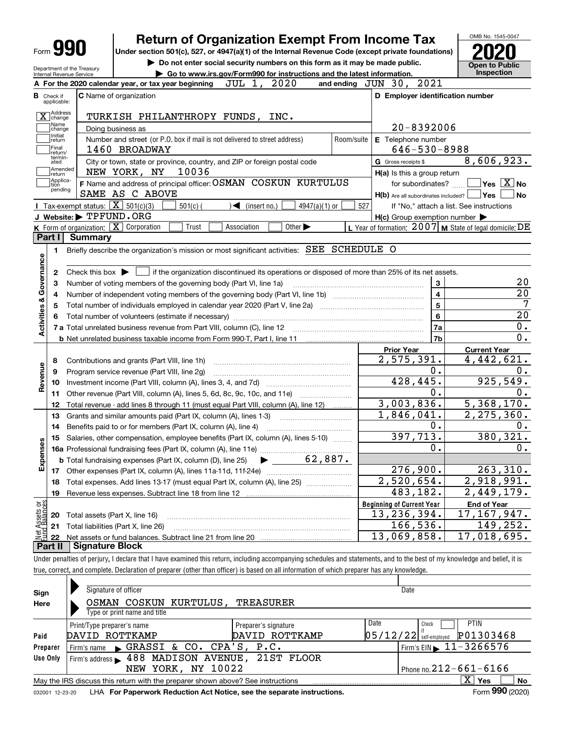Form **990**

# Return of Organization Exempt From Income Tax

**Under section 501(c), 527, or 4947(a)(1) of the Internal Revenue Code (except private foundations)**

▶ Do not enter social security numbers on this form as it may be made public.

▶ Go to www.irs.gov/Form990 for instructions and the latest information.

OMB No. 1545-0047

**2020**

**Open to Public Inspection**

Department of the Treasury
Internal Revenue Service

**A** For the 2020 calendar year, or tax year beginning JUL 1, 2020 and ending JUN 30, 2021

**B** Check if applicable:
- [X] Address change
- [ ] Name change
- [ ] Initial return
- [ ] Final return/terminated
- [ ] Amended return
- [ ] Application pending

**C** Name of organization: TURKISH PHILANTHROPY FUNDS, INC.

Doing business as

Number and street (or P.O. box if mail is not delivered to street address): 1460 BROADWAY | Room/suite

City or town, state or province, country, and ZIP or foreign postal code: NEW YORK, NY 10036

**D** Employer identification number: 20-8392006

**E** Telephone number: 646-530-8988

**G** Gross receipts $ 8,606,923.

**F** Name and address of principal officer: OSMAN COSKUN KURTULUS
SAME AS C ABOVE

**H(a)** Is this a group return for subordinates? [ ] Yes [X] No

**H(b)** Are all subordinates included? [ ] Yes [ ] No
If "No," attach a list. See instructions

**H(c)** Group exemption number ▶

**I** Tax-exempt status: [X] 501(c)(3) [ ] 501(c) ( ) ◀ (insert no.) [ ] 4947(a)(1) or [ ] 527

**J** Website: ▶ TPFUND.ORG

**K** Form of organization: [X] Corporation [ ] Trust [ ] Association [ ] Other ▶

**L** Year of formation: 2007 **M** State of legal domicile: DE

## Part I Summary

**Activities & Governance**

1 Briefly describe the organization's mission or most significant activities: SEE SCHEDULE O

2 Check this box ▶ [ ] if the organization discontinued its operations or disposed of more than 25% of its net assets.

| | | | |
|---|---|---|---|
| 3 | Number of voting members of the governing body (Part VI, line 1a) | 3 | 20 |
| 4 | Number of independent voting members of the governing body (Part VI, line 1b) | 4 | 20 |
| 5 | Total number of individuals employed in calendar year 2020 (Part V, line 2a) | 5 | 7 |
| 6 | Total number of volunteers (estimate if necessary) | 6 | 20 |
| 7a | Total unrelated business revenue from Part VIII, column (C), line 12 | 7a | 0. |
| b | Net unrelated business taxable income from Form 990-T, Part I, line 11 | 7b | 0. |

| | | Prior Year | Current Year |
|---|---|---|---|
| **Revenue** | | | |
| 8 | Contributions and grants (Part VIII, line 1h) | 2,575,391. | 4,442,621. |
| 9 | Program service revenue (Part VIII, line 2g) | 0. | 0. |
| 10 | Investment income (Part VIII, column (A), lines 3, 4, and 7d) | 428,445. | 925,549. |
| 11 | Other revenue (Part VIII, column (A), lines 5, 6d, 8c, 9c, 10c, and 11e) | 0. | 0. |
| 12 | Total revenue - add lines 8 through 11 (must equal Part VIII, column (A), line 12) | 3,003,836. | 5,368,170. |
| **Expenses** | | | |
| 13 | Grants and similar amounts paid (Part IX, column (A), lines 1-3) | 1,846,041. | 2,275,360. |
| 14 | Benefits paid to or for members (Part IX, column (A), line 4) | 0. | 0. |
| 15 | Salaries, other compensation, employee benefits (Part IX, column (A), lines 5-10) | 397,713. | 380,321. |
| 16a | Professional fundraising fees (Part IX, column (A), line 11e) | 0. | 0. |
| b | Total fundraising expenses (Part IX, column (D), line 25) ▶ 62,887. | | |
| 17 | Other expenses (Part IX, column (A), lines 11a-11d, 11f-24e) | 276,900. | 263,310. |
| 18 | Total expenses. Add lines 13-17 (must equal Part IX, column (A), line 25) | 2,520,654. | 2,918,991. |
| 19 | Revenue less expenses. Subtract line 18 from line 12 | 483,182. | 2,449,179. |

| | | Beginning of Current Year | End of Year |
|---|---|---|---|
| **Net Assets or Fund Balances** | | | |
| 20 | Total assets (Part X, line 16) | 13,236,394. | 17,167,947. |
| 21 | Total liabilities (Part X, line 26) | 166,536. | 149,252. |
| 22 | Net assets or fund balances. Subtract line 21 from line 20 | 13,069,858. | 17,018,695. |

## Part II Signature Block

Under penalties of perjury, I declare that I have examined this return, including accompanying schedules and statements, and to the best of my knowledge and belief, it is true, correct, and complete. Declaration of preparer (other than officer) is based on all information of which preparer has any knowledge.

**Sign Here**

Signature of officer | Date

OSMAN COSKUN KURTULUS, TREASURER
Type or print name and title

**Paid Preparer Use Only**

| Print/Type preparer's name | Preparer's signature | Date | Check if self-employed | PTIN |
|---|---|---|---|---|
| DAVID ROTTKAMP | DAVID ROTTKAMP | 05/12/22 | [ ] | P01303468 |

Firm's name ▶ GRASSI & CO. CPA'S, P.C. | Firm's EIN ▶ 11-3266576

Firm's address ▶ 488 MADISON AVENUE, 21ST FLOOR, NEW YORK, NY 10022 | Phone no. 212-661-6166

May the IRS discuss this return with the preparer shown above? See instructions [X] Yes [ ] No

032001 12-23-20 LHA **For Paperwork Reduction Act Notice, see the separate instructions.** Form **990** (2020)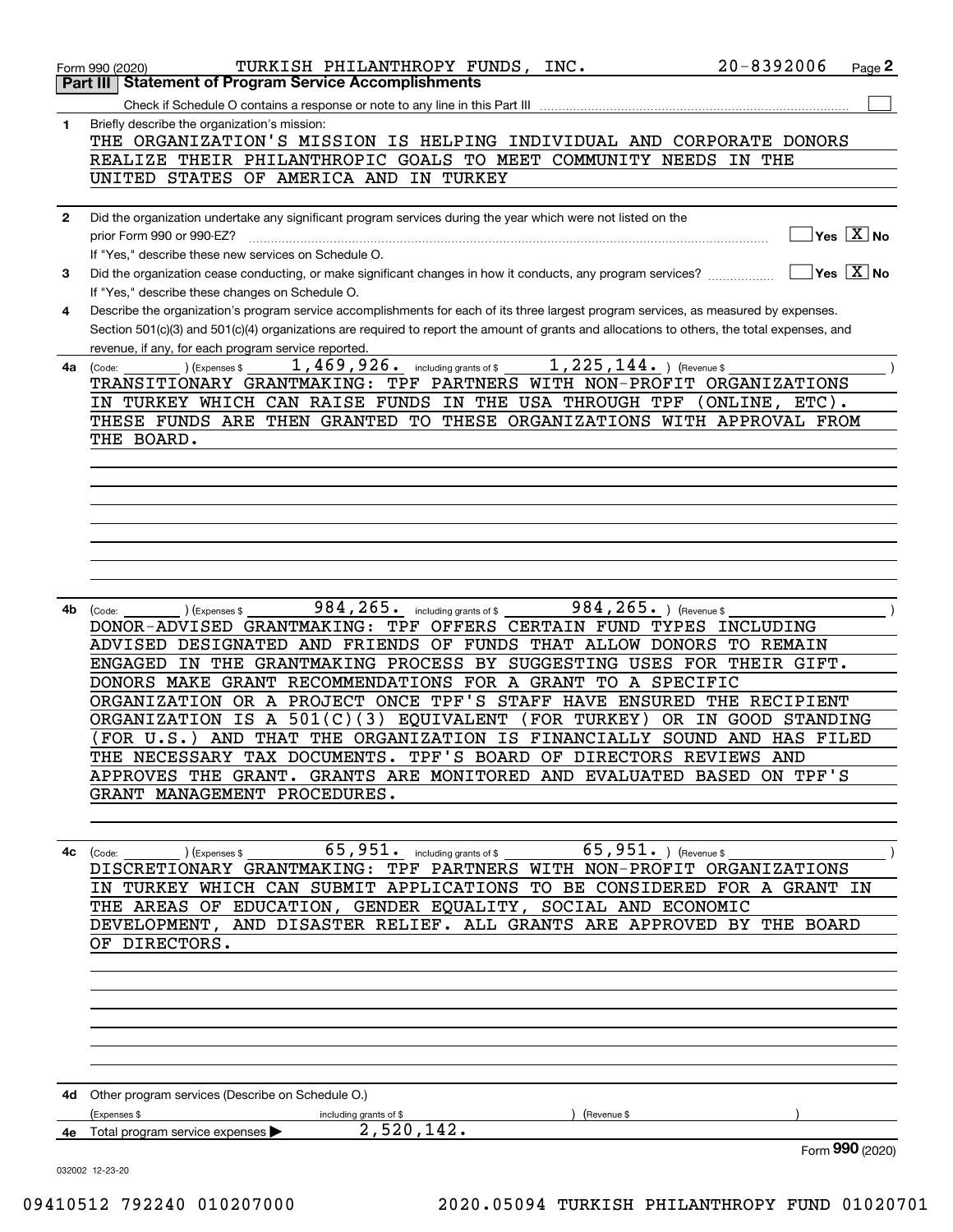Form 990 (2020) TURKISH PHILANTHROPY FUNDS, INC. 20-8392006 Page **2**

## Part III Statement of Program Service Accomplishments

Check if Schedule O contains a response or note to any line in this Part III ☐

**1** Briefly describe the organization's mission:

THE ORGANIZATION'S MISSION IS HELPING INDIVIDUAL AND CORPORATE DONORS REALIZE THEIR PHILANTHROPIC GOALS TO MEET COMMUNITY NEEDS IN THE UNITED STATES OF AMERICA AND IN TURKEY

**2** Did the organization undertake any significant program services during the year which were not listed on the prior Form 990 or 990-EZ? ☐ Yes ☒ No

If "Yes," describe these new services on Schedule O.

**3** Did the organization cease conducting, or make significant changes in how it conducts, any program services? ☐ Yes ☒ No

If "Yes," describe these changes on Schedule O.

**4** Describe the organization's program service accomplishments for each of its three largest program services, as measured by expenses. Section 501(c)(3) and 501(c)(4) organizations are required to report the amount of grants and allocations to others, the total expenses, and revenue, if any, for each program service reported.

**4a** (Code: ) (Expenses $ 1,469,926. including grants of $ 1,225,144. ) (Revenue $ )

TRANSITIONARY GRANTMAKING: TPF PARTNERS WITH NON-PROFIT ORGANIZATIONS IN TURKEY WHICH CAN RAISE FUNDS IN THE USA THROUGH TPF (ONLINE, ETC). THESE FUNDS ARE THEN GRANTED TO THESE ORGANIZATIONS WITH APPROVAL FROM THE BOARD.

**4b** (Code: ) (Expenses $ 984,265. including grants of $ 984,265. ) (Revenue $ )

DONOR-ADVISED GRANTMAKING: TPF OFFERS CERTAIN FUND TYPES INCLUDING ADVISED DESIGNATED AND FRIENDS OF FUNDS THAT ALLOW DONORS TO REMAIN ENGAGED IN THE GRANTMAKING PROCESS BY SUGGESTING USES FOR THEIR GIFT. DONORS MAKE GRANT RECOMMENDATIONS FOR A GRANT TO A SPECIFIC ORGANIZATION OR A PROJECT ONCE TPF'S STAFF HAVE ENSURED THE RECIPIENT ORGANIZATION IS A 501(C)(3) EQUIVALENT (FOR TURKEY) OR IN GOOD STANDING (FOR U.S.) AND THAT THE ORGANIZATION IS FINANCIALLY SOUND AND HAS FILED THE NECESSARY TAX DOCUMENTS. TPF'S BOARD OF DIRECTORS REVIEWS AND APPROVES THE GRANT. GRANTS ARE MONITORED AND EVALUATED BASED ON TPF'S GRANT MANAGEMENT PROCEDURES.

**4c** (Code: ) (Expenses $ 65,951. including grants of $ 65,951. ) (Revenue $ )

DISCRETIONARY GRANTMAKING: TPF PARTNERS WITH NON-PROFIT ORGANIZATIONS IN TURKEY WHICH CAN SUBMIT APPLICATIONS TO BE CONSIDERED FOR A GRANT IN THE AREAS OF EDUCATION, GENDER EQUALITY, SOCIAL AND ECONOMIC DEVELOPMENT, AND DISASTER RELIEF. ALL GRANTS ARE APPROVED BY THE BOARD OF DIRECTORS.

**4d** Other program services (Describe on Schedule O.)

(Expenses $ including grants of $ ) (Revenue $ )

**4e** Total program service expenses ▶ 2,520,142.

Form **990** (2020)

032002 12-23-20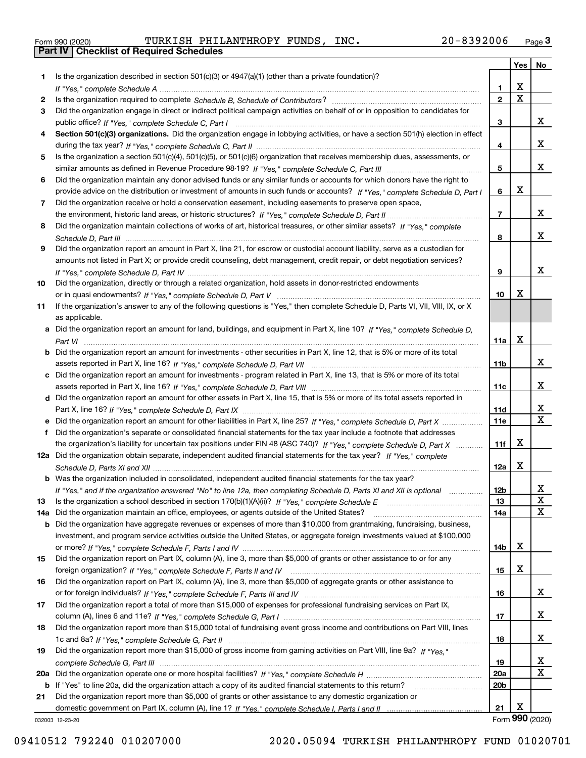Form 990 (2020) TURKISH PHILANTHROPY FUNDS, INC. 20-8392006 Page 3

## Part IV Checklist of Required Schedules

| | | | Yes | No |
|---|---|---|---|---|
| 1 | Is the organization described in section 501(c)(3) or 4947(a)(1) (other than a private foundation)? *If "Yes," complete Schedule A* | 1 | X | |
| 2 | Is the organization required to complete *Schedule B, Schedule of Contributors*? | 2 | X | |
| 3 | Did the organization engage in direct or indirect political campaign activities on behalf of or in opposition to candidates for public office? *If "Yes," complete Schedule C, Part I* | 3 | | X |
| 4 | **Section 501(c)(3) organizations.** Did the organization engage in lobbying activities, or have a section 501(h) election in effect during the tax year? *If "Yes," complete Schedule C, Part II* | 4 | | X |
| 5 | Is the organization a section 501(c)(4), 501(c)(5), or 501(c)(6) organization that receives membership dues, assessments, or similar amounts as defined in Revenue Procedure 98-19? *If "Yes," complete Schedule C, Part III* | 5 | | X |
| 6 | Did the organization maintain any donor advised funds or any similar funds or accounts for which donors have the right to provide advice on the distribution or investment of amounts in such funds or accounts? *If "Yes," complete Schedule D, Part I* | 6 | X | |
| 7 | Did the organization receive or hold a conservation easement, including easements to preserve open space, the environment, historic land areas, or historic structures? *If "Yes," complete Schedule D, Part II* | 7 | | X |
| 8 | Did the organization maintain collections of works of art, historical treasures, or other similar assets? *If "Yes," complete Schedule D, Part III* | 8 | | X |
| 9 | Did the organization report an amount in Part X, line 21, for escrow or custodial account liability, serve as a custodian for amounts not listed in Part X; or provide credit counseling, debt management, credit repair, or debt negotiation services? *If "Yes," complete Schedule D, Part IV* | 9 | | X |
| 10 | Did the organization, directly or through a related organization, hold assets in donor-restricted endowments or in quasi endowments? *If "Yes," complete Schedule D, Part V* | 10 | X | |
| 11 | If the organization's answer to any of the following questions is "Yes," then complete Schedule D, Parts VI, VII, VIII, IX, or X as applicable. | | | |
| a | Did the organization report an amount for land, buildings, and equipment in Part X, line 10? *If "Yes," complete Schedule D, Part VI* | 11a | X | |
| b | Did the organization report an amount for investments - other securities in Part X, line 12, that is 5% or more of its total assets reported in Part X, line 16? *If "Yes," complete Schedule D, Part VII* | 11b | | X |
| c | Did the organization report an amount for investments - program related in Part X, line 13, that is 5% or more of its total assets reported in Part X, line 16? *If "Yes," complete Schedule D, Part VIII* | 11c | | X |
| d | Did the organization report an amount for other assets in Part X, line 15, that is 5% or more of its total assets reported in Part X, line 16? *If "Yes," complete Schedule D, Part IX* | 11d | | X |
| e | Did the organization report an amount for other liabilities in Part X, line 25? *If "Yes," complete Schedule D, Part X* | 11e | | X |
| f | Did the organization's separate or consolidated financial statements for the tax year include a footnote that addresses the organization's liability for uncertain tax positions under FIN 48 (ASC 740)? *If "Yes," complete Schedule D, Part X* | 11f | X | |
| 12a | Did the organization obtain separate, independent audited financial statements for the tax year? *If "Yes," complete Schedule D, Parts XI and XII* | 12a | X | |
| b | Was the organization included in consolidated, independent audited financial statements for the tax year? *If "Yes," and if the organization answered "No" to line 12a, then completing Schedule D, Parts XI and XII is optional* | 12b | | X |
| 13 | Is the organization a school described in section 170(b)(1)(A)(ii)? *If "Yes," complete Schedule E* | 13 | | X |
| 14a | Did the organization maintain an office, employees, or agents outside of the United States? | 14a | | X |
| b | Did the organization have aggregate revenues or expenses of more than $10,000 from grantmaking, fundraising, business, investment, and program service activities outside the United States, or aggregate foreign investments valued at $100,000 or more? *If "Yes," complete Schedule F, Parts I and IV* | 14b | X | |
| 15 | Did the organization report on Part IX, column (A), line 3, more than $5,000 of grants or other assistance to or for any foreign organization? *If "Yes," complete Schedule F, Parts II and IV* | 15 | X | |
| 16 | Did the organization report on Part IX, column (A), line 3, more than $5,000 of aggregate grants or other assistance to or for foreign individuals? *If "Yes," complete Schedule F, Parts III and IV* | 16 | | X |
| 17 | Did the organization report a total of more than $15,000 of expenses for professional fundraising services on Part IX, column (A), lines 6 and 11e? *If "Yes," complete Schedule G, Part I* | 17 | | X |
| 18 | Did the organization report more than $15,000 total of fundraising event gross income and contributions on Part VIII, lines 1c and 8a? *If "Yes," complete Schedule G, Part II* | 18 | | X |
| 19 | Did the organization report more than $15,000 of gross income from gaming activities on Part VIII, line 9a? *If "Yes," complete Schedule G, Part III* | 19 | | X |
| 20a | Did the organization operate one or more hospital facilities? *If "Yes," complete Schedule H* | 20a | | X |
| b | If "Yes" to line 20a, did the organization attach a copy of its audited financial statements to this return? | 20b | | |
| 21 | Did the organization report more than $5,000 of grants or other assistance to any domestic organization or domestic government on Part IX, column (A), line 1? *If "Yes," complete Schedule I, Parts I and II* | 21 | X | |

032003 12-23-20 Form **990** (2020)

09410512 792240 010207000 2020.05094 TURKISH PHILANTHROPY FUND 01020701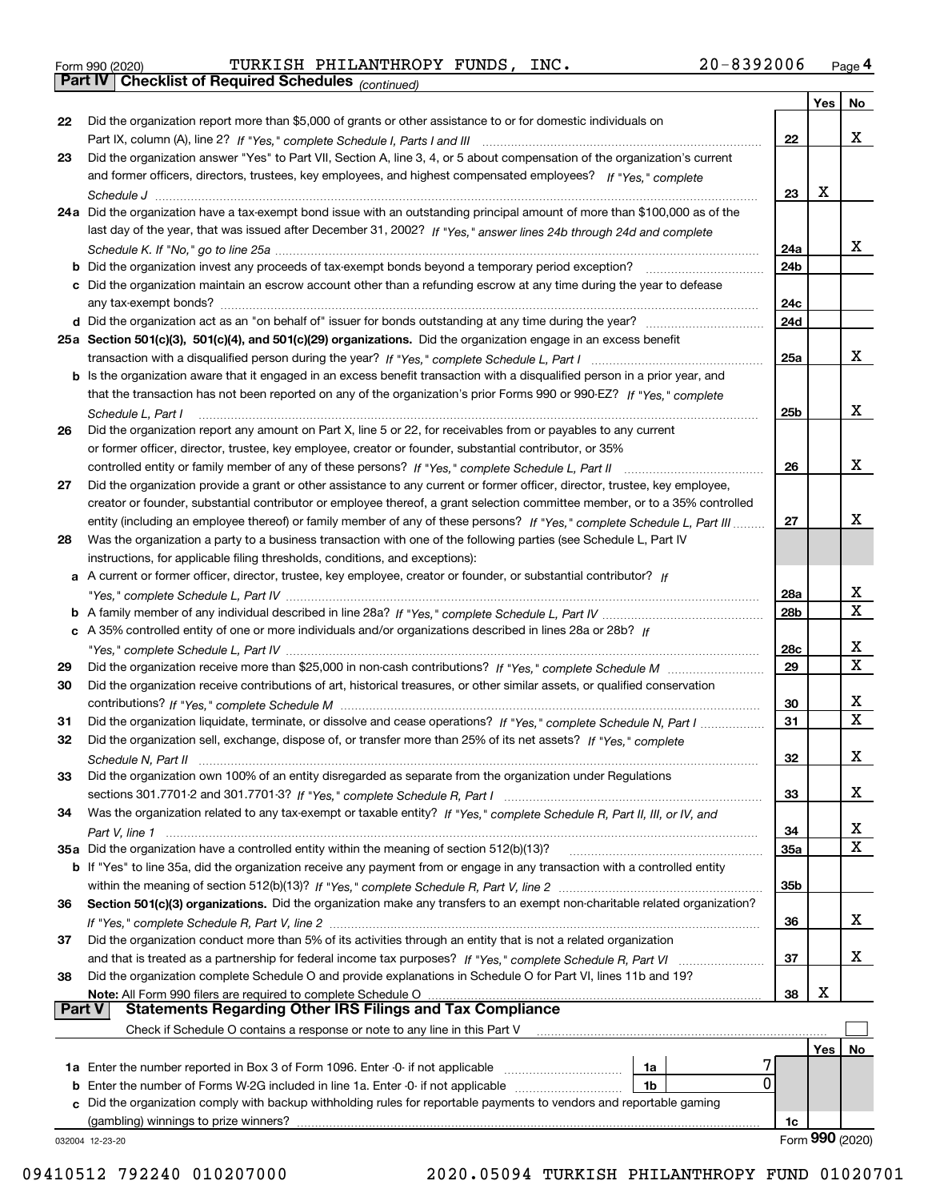Form 990 (2020) TURKISH PHILANTHROPY FUNDS, INC. 20-8392006

## Part IV Checklist of Required Schedules *(continued)*

| | | | Yes | No |
|---|---|---|---|---|
| 22 | Did the organization report more than $5,000 of grants or other assistance to or for domestic individuals on Part IX, column (A), line 2? *If "Yes," complete Schedule I, Parts I and III* | 22 | | X |
| 23 | Did the organization answer "Yes" to Part VII, Section A, line 3, 4, or 5 about compensation of the organization's current and former officers, directors, trustees, key employees, and highest compensated employees? *If "Yes," complete Schedule J* | 23 | X | |
| 24a | Did the organization have a tax-exempt bond issue with an outstanding principal amount of more than $100,000 as of the last day of the year, that was issued after December 31, 2002? *If "Yes," answer lines 24b through 24d and complete Schedule K. If "No," go to line 25a* | 24a | | X |
| b | Did the organization invest any proceeds of tax-exempt bonds beyond a temporary period exception? | 24b | | |
| c | Did the organization maintain an escrow account other than a refunding escrow at any time during the year to defease any tax-exempt bonds? | 24c | | |
| d | Did the organization act as an "on behalf of" issuer for bonds outstanding at any time during the year? | 24d | | |
| 25a | **Section 501(c)(3), 501(c)(4), and 501(c)(29) organizations.** Did the organization engage in an excess benefit transaction with a disqualified person during the year? *If "Yes," complete Schedule L, Part I* | 25a | | X |
| b | Is the organization aware that it engaged in an excess benefit transaction with a disqualified person in a prior year, and that the transaction has not been reported on any of the organization's prior Forms 990 or 990-EZ? *If "Yes," complete Schedule L, Part I* | 25b | | X |
| 26 | Did the organization report any amount on Part X, line 5 or 22, for receivables from or payables to any current or former officer, director, trustee, key employee, creator or founder, substantial contributor, or 35% controlled entity or family member of any of these persons? *If "Yes," complete Schedule L, Part II* | 26 | | X |
| 27 | Did the organization provide a grant or other assistance to any current or former officer, director, trustee, key employee, creator or founder, substantial contributor or employee thereof, a grant selection committee member, or to a 35% controlled entity (including an employee thereof) or family member of any of these persons? *If "Yes," complete Schedule L, Part III* | 27 | | X |
| 28 | Was the organization a party to a business transaction with one of the following parties (see Schedule L, Part IV instructions, for applicable filing thresholds, conditions, and exceptions): | | | |
| a | A current or former officer, director, trustee, key employee, creator or founder, or substantial contributor? *If "Yes," complete Schedule L, Part IV* | 28a | | X |
| b | A family member of any individual described in line 28a? *If "Yes," complete Schedule L, Part IV* | 28b | | X |
| c | A 35% controlled entity of one or more individuals and/or organizations described in lines 28a or 28b? *If "Yes," complete Schedule L, Part IV* | 28c | | X |
| 29 | Did the organization receive more than $25,000 in non-cash contributions? *If "Yes," complete Schedule M* | 29 | | X |
| 30 | Did the organization receive contributions of art, historical treasures, or other similar assets, or qualified conservation contributions? *If "Yes," complete Schedule M* | 30 | | X |
| 31 | Did the organization liquidate, terminate, or dissolve and cease operations? *If "Yes," complete Schedule N, Part I* | 31 | | X |
| 32 | Did the organization sell, exchange, dispose of, or transfer more than 25% of its net assets? *If "Yes," complete Schedule N, Part II* | 32 | | X |
| 33 | Did the organization own 100% of an entity disregarded as separate from the organization under Regulations sections 301.7701-2 and 301.7701-3? *If "Yes," complete Schedule R, Part I* | 33 | | X |
| 34 | Was the organization related to any tax-exempt or taxable entity? *If "Yes," complete Schedule R, Part II, III, or IV, and Part V, line 1* | 34 | | X |
| 35a | Did the organization have a controlled entity within the meaning of section 512(b)(13)? | 35a | | X |
| b | If "Yes" to line 35a, did the organization receive any payment from or engage in any transaction with a controlled entity within the meaning of section 512(b)(13)? *If "Yes," complete Schedule R, Part V, line 2* | 35b | | |
| 36 | **Section 501(c)(3) organizations.** Did the organization make any transfers to an exempt non-charitable related organization? *If "Yes," complete Schedule R, Part V, line 2* | 36 | | X |
| 37 | Did the organization conduct more than 5% of its activities through an entity that is not a related organization and that is treated as a partnership for federal income tax purposes? *If "Yes," complete Schedule R, Part VI* | 37 | | X |
| 38 | Did the organization complete Schedule O and provide explanations in Schedule O for Part VI, lines 11b and 19? **Note:** All Form 990 filers are required to complete Schedule O | 38 | X | |

## Part V Statements Regarding Other IRS Filings and Tax Compliance

Check if Schedule O contains a response or note to any line in this Part V ☐

| | | | | | Yes | No |
|---|---|---|---|---|---|---|
| 1a | Enter the number reported in Box 3 of Form 1096. Enter -0- if not applicable | 1a | 7 | | | |
| b | Enter the number of Forms W-2G included in line 1a. Enter -0- if not applicable | 1b | 0 | | | |
| c | Did the organization comply with backup withholding rules for reportable payments to vendors and reportable gaming (gambling) winnings to prize winners? | | | 1c | | |

032004 12-23-20 Form **990** (2020)

09410512 792240 010207000 2020.05094 TURKISH PHILANTHROPY FUND 01020701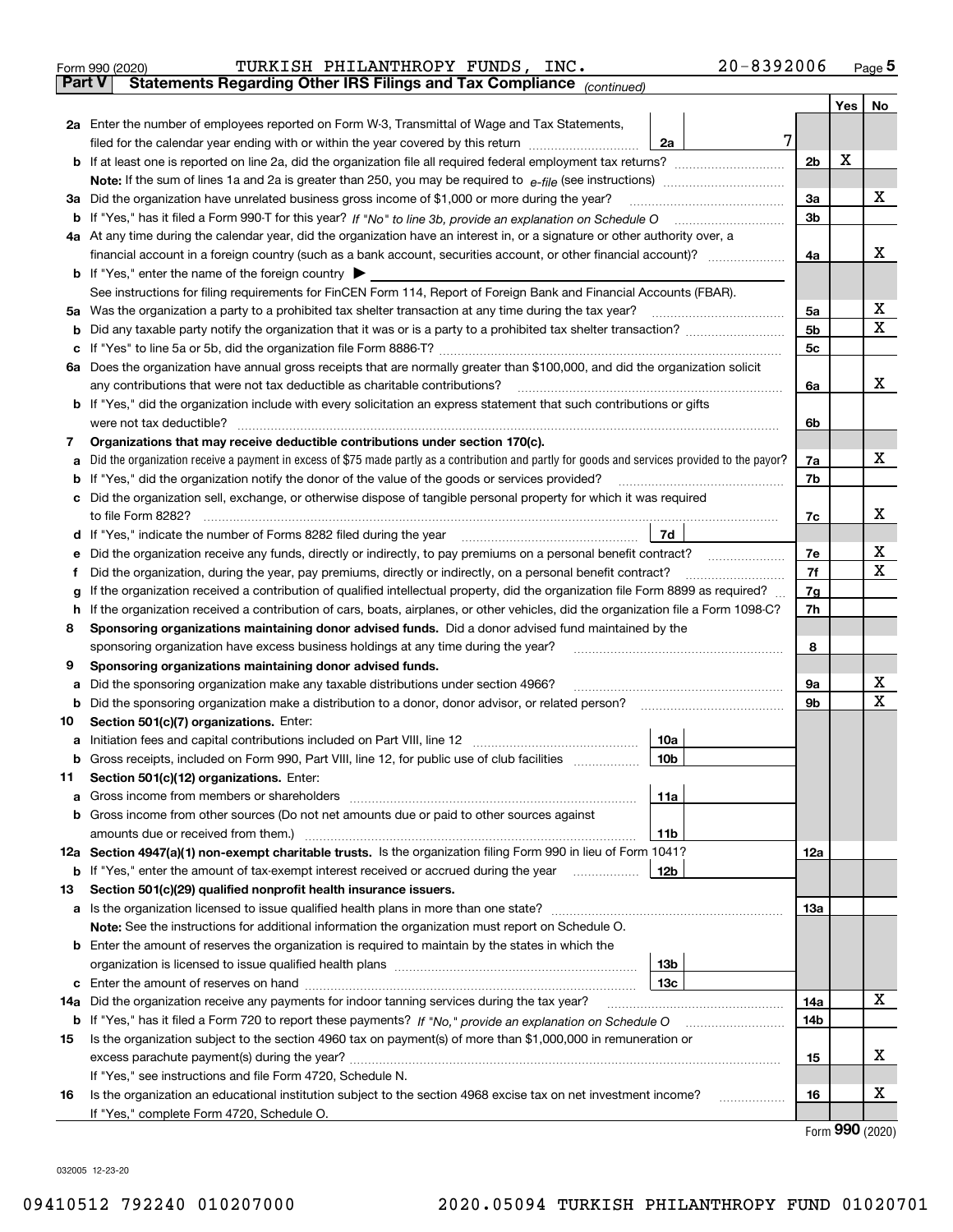Form 990 (2020) TURKISH PHILANTHROPY FUNDS, INC. 20-8392006 Page 5

**Part V Statements Regarding Other IRS Filings and Tax Compliance** *(continued)*

| | | | | Yes | No |
|---|---|---|---|---|---|
| **2a** | Enter the number of employees reported on Form W-3, Transmittal of Wage and Tax Statements, filed for the calendar year ending with or within the year covered by this return | 2a | 7 | | |
| **b** | If at least one is reported on line 2a, did the organization file all required federal employment tax returns? | | 2b | X | |
| | **Note:** If the sum of lines 1a and 2a is greater than 250, you may be required to *e-file* (see instructions) | | | | |
| **3a** | Did the organization have unrelated business gross income of $1,000 or more during the year? | | 3a | | X |
| **b** | If "Yes," has it filed a Form 990-T for this year? *If "No" to line 3b, provide an explanation on Schedule O* | | 3b | | |
| **4a** | At any time during the calendar year, did the organization have an interest in, or a signature or other authority over, a financial account in a foreign country (such as a bank account, securities account, or other financial account)? | | 4a | | X |
| **b** | If "Yes," enter the name of the foreign country ▶ | | | | |
| | See instructions for filing requirements for FinCEN Form 114, Report of Foreign Bank and Financial Accounts (FBAR). | | | | |
| **5a** | Was the organization a party to a prohibited tax shelter transaction at any time during the tax year? | | 5a | | X |
| **b** | Did any taxable party notify the organization that it was or is a party to a prohibited tax shelter transaction? | | 5b | | X |
| **c** | If "Yes" to line 5a or 5b, did the organization file Form 8886-T? | | 5c | | |
| **6a** | Does the organization have annual gross receipts that are normally greater than $100,000, and did the organization solicit any contributions that were not tax deductible as charitable contributions? | | 6a | | X |
| **b** | If "Yes," did the organization include with every solicitation an express statement that such contributions or gifts were not tax deductible? | | 6b | | |
| **7** | **Organizations that may receive deductible contributions under section 170(c).** | | | | |
| **a** | Did the organization receive a payment in excess of $75 made partly as a contribution and partly for goods and services provided to the payor? | | 7a | | X |
| **b** | If "Yes," did the organization notify the donor of the value of the goods or services provided? | | 7b | | |
| **c** | Did the organization sell, exchange, or otherwise dispose of tangible personal property for which it was required to file Form 8282? | | 7c | | X |
| **d** | If "Yes," indicate the number of Forms 8282 filed during the year | 7d | | | |
| **e** | Did the organization receive any funds, directly or indirectly, to pay premiums on a personal benefit contract? | | 7e | | X |
| **f** | Did the organization, during the year, pay premiums, directly or indirectly, on a personal benefit contract? | | 7f | | X |
| **g** | If the organization received a contribution of qualified intellectual property, did the organization file Form 8899 as required? | | 7g | | |
| **h** | If the organization received a contribution of cars, boats, airplanes, or other vehicles, did the organization file a Form 1098-C? | | 7h | | |
| **8** | **Sponsoring organizations maintaining donor advised funds.** Did a donor advised fund maintained by the sponsoring organization have excess business holdings at any time during the year? | | 8 | | |
| **9** | **Sponsoring organizations maintaining donor advised funds.** | | | | |
| **a** | Did the sponsoring organization make any taxable distributions under section 4966? | | 9a | | X |
| **b** | Did the sponsoring organization make a distribution to a donor, donor advisor, or related person? | | 9b | | X |
| **10** | **Section 501(c)(7) organizations.** Enter: | | | | |
| **a** | Initiation fees and capital contributions included on Part VIII, line 12 | 10a | | | |
| **b** | Gross receipts, included on Form 990, Part VIII, line 12, for public use of club facilities | 10b | | | |
| **11** | **Section 501(c)(12) organizations.** Enter: | | | | |
| **a** | Gross income from members or shareholders | 11a | | | |
| **b** | Gross income from other sources (Do not net amounts due or paid to other sources against amounts due or received from them.) | 11b | | | |
| **12a** | **Section 4947(a)(1) non-exempt charitable trusts.** Is the organization filing Form 990 in lieu of Form 1041? | | 12a | | |
| **b** | If "Yes," enter the amount of tax-exempt interest received or accrued during the year | 12b | | | |
| **13** | **Section 501(c)(29) qualified nonprofit health insurance issuers.** | | | | |
| **a** | Is the organization licensed to issue qualified health plans in more than one state? | | 13a | | |
| | **Note:** See the instructions for additional information the organization must report on Schedule O. | | | | |
| **b** | Enter the amount of reserves the organization is required to maintain by the states in which the organization is licensed to issue qualified health plans | 13b | | | |
| **c** | Enter the amount of reserves on hand | 13c | | | |
| **14a** | Did the organization receive any payments for indoor tanning services during the tax year? | | 14a | | X |
| **b** | If "Yes," has it filed a Form 720 to report these payments? *If "No," provide an explanation on Schedule O* | | 14b | | |
| **15** | Is the organization subject to the section 4960 tax on payment(s) of more than $1,000,000 in remuneration or excess parachute payment(s) during the year? | | 15 | | X |
| | If "Yes," see instructions and file Form 4720, Schedule N. | | | | |
| **16** | Is the organization an educational institution subject to the section 4968 excise tax on net investment income? | | 16 | | X |
| | If "Yes," complete Form 4720, Schedule O. | | | | |

Form **990** (2020)

032005 12-23-20

09410512 792240 010207000 2020.05094 TURKISH PHILANTHROPY FUND 01020701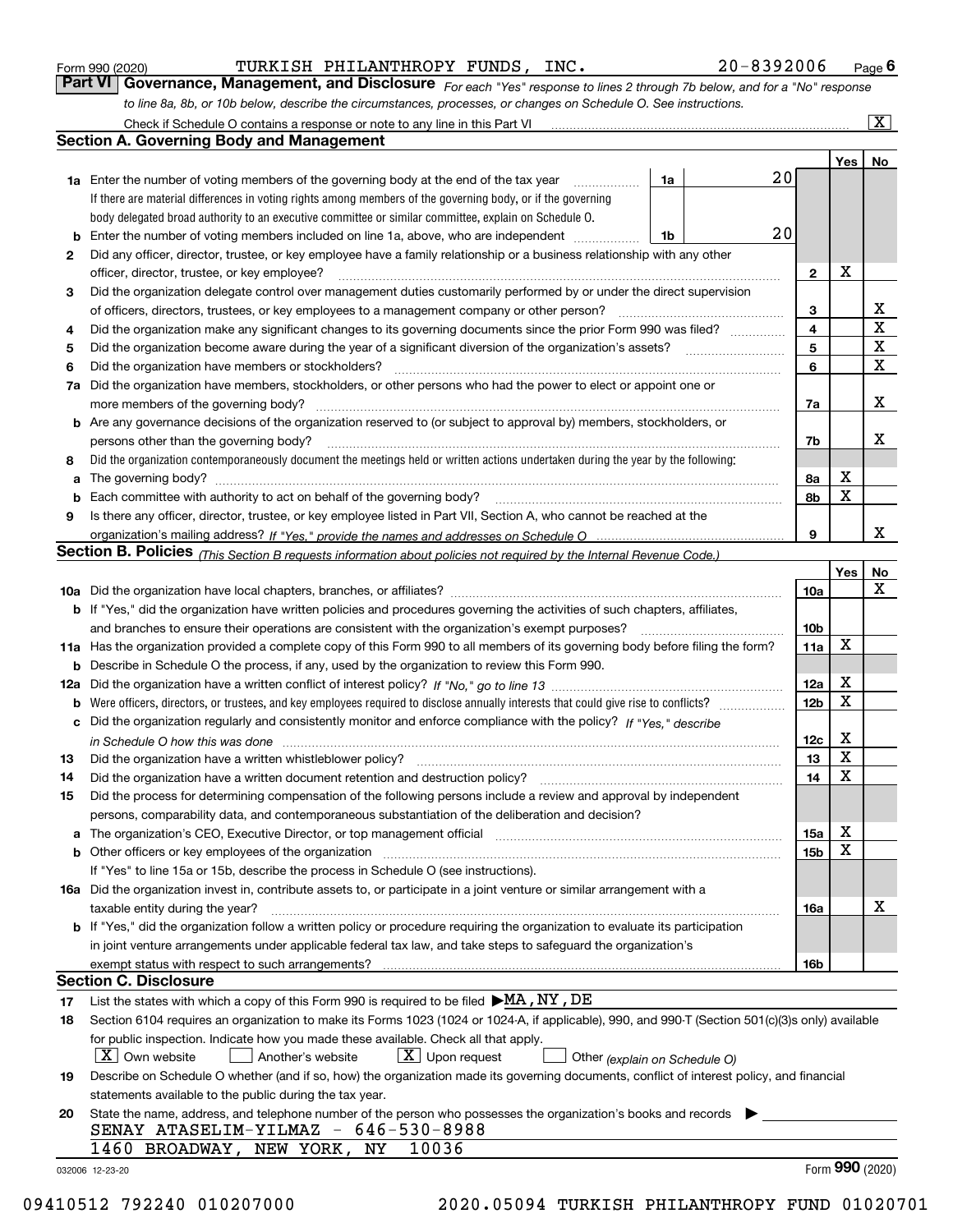Form 990 (2020) TURKISH PHILANTHROPY FUNDS, INC. 20-8392006 Page 6

**Part VI Governance, Management, and Disclosure** *For each "Yes" response to lines 2 through 7b below, and for a "No" response to line 8a, 8b, or 10b below, describe the circumstances, processes, or changes on Schedule O. See instructions.*

Check if Schedule O contains a response or note to any line in this Part VI .......... [X]

## Section A. Governing Body and Management

| | | | | Yes | No |
|---|---|---|---|---|---|
| **1a** | Enter the number of voting members of the governing body at the end of the tax year ... **1a** 20<br>If there are material differences in voting rights among members of the governing body, or if the governing body delegated broad authority to an executive committee or similar committee, explain on Schedule O. | | | | |
| **b** | Enter the number of voting members included on line 1a, above, who are independent ... **1b** 20 | | | | |
| **2** | Did any officer, director, trustee, or key employee have a family relationship or a business relationship with any other officer, director, trustee, or key employee? | **2** | | X | |
| **3** | Did the organization delegate control over management duties customarily performed by or under the direct supervision of officers, directors, trustees, or key employees to a management company or other person? | **3** | | | X |
| **4** | Did the organization make any significant changes to its governing documents since the prior Form 990 was filed? | **4** | | | X |
| **5** | Did the organization become aware during the year of a significant diversion of the organization's assets? | **5** | | | X |
| **6** | Did the organization have members or stockholders? | **6** | | | X |
| **7a** | Did the organization have members, stockholders, or other persons who had the power to elect or appoint one or more members of the governing body? | **7a** | | | X |
| **b** | Are any governance decisions of the organization reserved to (or subject to approval by) members, stockholders, or persons other than the governing body? | **7b** | | | X |
| **8** | Did the organization contemporaneously document the meetings held or written actions undertaken during the year by the following: | | | | |
| **a** | The governing body? | **8a** | | X | |
| **b** | Each committee with authority to act on behalf of the governing body? | **8b** | | X | |
| **9** | Is there any officer, director, trustee, or key employee listed in Part VII, Section A, who cannot be reached at the organization's mailing address? *If "Yes," provide the names and addresses on Schedule O* | **9** | | | X |

## Section B. Policies *(This Section B requests information about policies not required by the Internal Revenue Code.)*

| | | | Yes | No |
|---|---|---|---|---|
| **10a** | Did the organization have local chapters, branches, or affiliates? | **10a** | | X |
| **b** | If "Yes," did the organization have written policies and procedures governing the activities of such chapters, affiliates, and branches to ensure their operations are consistent with the organization's exempt purposes? | **10b** | | |
| **11a** | Has the organization provided a complete copy of this Form 990 to all members of its governing body before filing the form? | **11a** | X | |
| **b** | Describe in Schedule O the process, if any, used by the organization to review this Form 990. | | | |
| **12a** | Did the organization have a written conflict of interest policy? *If "No," go to line 13* | **12a** | X | |
| **b** | Were officers, directors, or trustees, and key employees required to disclose annually interests that could give rise to conflicts? | **12b** | X | |
| **c** | Did the organization regularly and consistently monitor and enforce compliance with the policy? *If "Yes," describe in Schedule O how this was done* | **12c** | X | |
| **13** | Did the organization have a written whistleblower policy? | **13** | X | |
| **14** | Did the organization have a written document retention and destruction policy? | **14** | X | |
| **15** | Did the process for determining compensation of the following persons include a review and approval by independent persons, comparability data, and contemporaneous substantiation of the deliberation and decision? | | | |
| **a** | The organization's CEO, Executive Director, or top management official | **15a** | X | |
| **b** | Other officers or key employees of the organization<br>If "Yes" to line 15a or 15b, describe the process in Schedule O (see instructions). | **15b** | X | |
| **16a** | Did the organization invest in, contribute assets to, or participate in a joint venture or similar arrangement with a taxable entity during the year? | **16a** | | X |
| **b** | If "Yes," did the organization follow a written policy or procedure requiring the organization to evaluate its participation in joint venture arrangements under applicable federal tax law, and take steps to safeguard the organization's exempt status with respect to such arrangements? | **16b** | | |

## Section C. Disclosure

**17** List the states with which a copy of this Form 990 is required to be filed ▶ MA, NY, DE

**18** Section 6104 requires an organization to make its Forms 1023 (1024 or 1024-A, if applicable), 990, and 990-T (Section 501(c)(3)s only) available for public inspection. Indicate how you made these available. Check all that apply.

[X] Own website  [ ] Another's website  [X] Upon request  [ ] Other *(explain on Schedule O)*

**19** Describe on Schedule O whether (and if so, how) the organization made its governing documents, conflict of interest policy, and financial statements available to the public during the tax year.

**20** State the name, address, and telephone number of the person who possesses the organization's books and records ▶

SENAY ATASELIM-YILMAZ - 646-530-8988
1460 BROADWAY, NEW YORK, NY 10036

032006 12-23-20 Form **990** (2020)

09410512 792240 010207000 2020.05094 TURKISH PHILANTHROPY FUND 01020701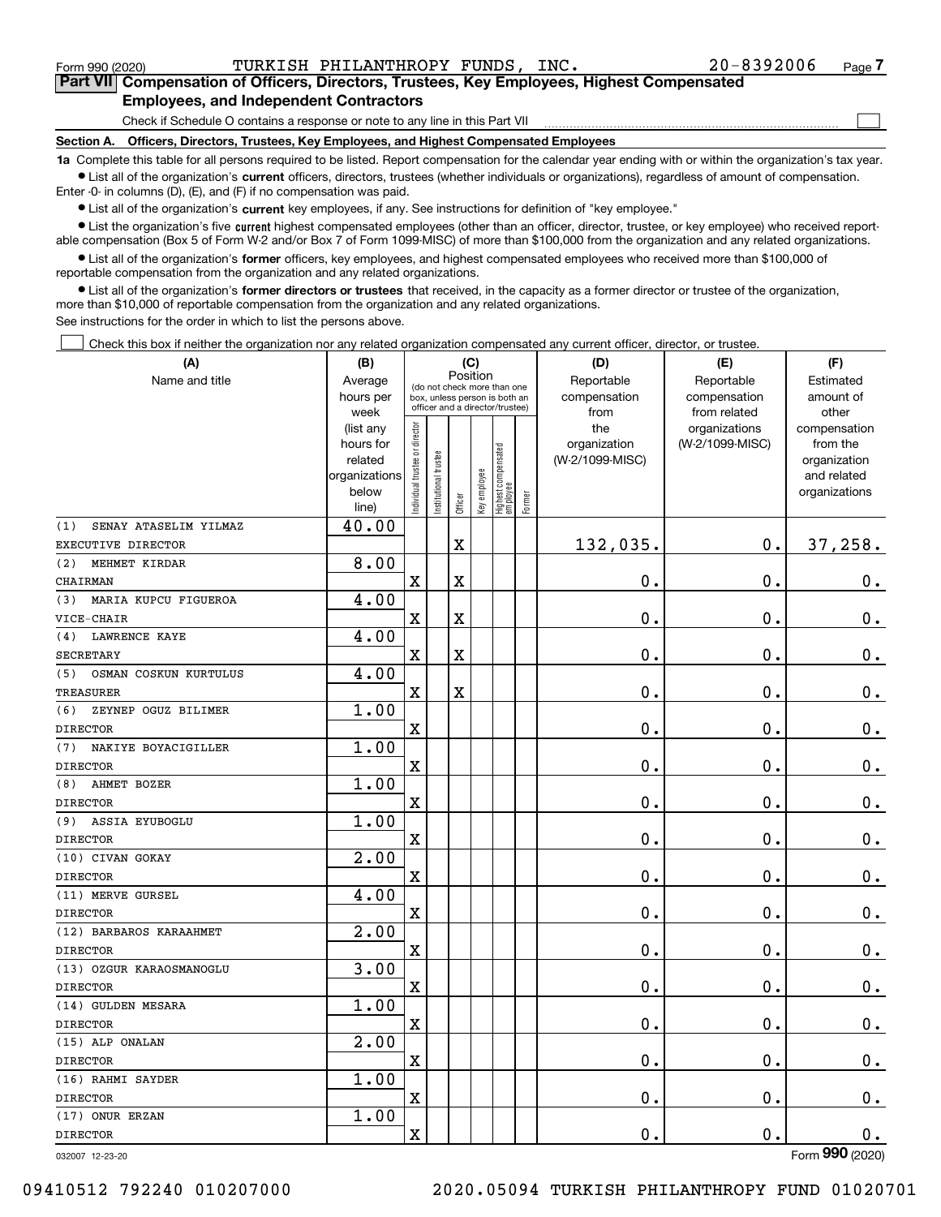Form 990 (2020) TURKISH PHILANTHROPY FUNDS, INC. 20-8392006 Page 7

**Part VII Compensation of Officers, Directors, Trustees, Key Employees, Highest Compensated Employees, and Independent Contractors**

Check if Schedule O contains a response or note to any line in this Part VII ☐

**Section A. Officers, Directors, Trustees, Key Employees, and Highest Compensated Employees**

**1a** Complete this table for all persons required to be listed. Report compensation for the calendar year ending with or within the organization's tax year.

- List all of the organization's **current** officers, directors, trustees (whether individuals or organizations), regardless of amount of compensation. Enter -0- in columns (D), (E), and (F) if no compensation was paid.
- List all of the organization's **current** key employees, if any. See instructions for definition of "key employee."
- List the organization's five **current** highest compensated employees (other than an officer, director, trustee, or key employee) who received reportable compensation (Box 5 of Form W-2 and/or Box 7 of Form 1099-MISC) of more than $100,000 from the organization and any related organizations.
- List all of the organization's **former** officers, key employees, and highest compensated employees who received more than $100,000 of reportable compensation from the organization and any related organizations.
- List all of the organization's **former directors or trustees** that received, in the capacity as a former director or trustee of the organization, more than $10,000 of reportable compensation from the organization and any related organizations.

See instructions for the order in which to list the persons above.

☐ Check this box if neither the organization nor any related organization compensated any current officer, director, or trustee.

| (A) Name and title | (B) Average hours per week (list any hours for related organizations below line) | (C) Position: Individual trustee or director | Institutional trustee | Officer | Key employee | Highest compensated employee | Former | (D) Reportable compensation from the organization (W-2/1099-MISC) | (E) Reportable compensation from related organizations (W-2/1099-MISC) | (F) Estimated amount of other compensation from the organization and related organizations |
|---|---|---|---|---|---|---|---|---|---|---|
| (1) SENAY ATASELIM YILMAZ<br>EXECUTIVE DIRECTOR | 40.00 | | | X | | | | 132,035. | 0. | 37,258. |
| (2) MEHMET KIRDAR<br>CHAIRMAN | 8.00 | X | | X | | | | 0. | 0. | 0. |
| (3) MARIA KUPCU FIGUEROA<br>VICE-CHAIR | 4.00 | X | | X | | | | 0. | 0. | 0. |
| (4) LAWRENCE KAYE<br>SECRETARY | 4.00 | X | | X | | | | 0. | 0. | 0. |
| (5) OSMAN COSKUN KURTULUS<br>TREASURER | 4.00 | X | | X | | | | 0. | 0. | 0. |
| (6) ZEYNEP OGUZ BILIMER<br>DIRECTOR | 1.00 | X | | | | | | 0. | 0. | 0. |
| (7) NAKIYE BOYACIGILLER<br>DIRECTOR | 1.00 | X | | | | | | 0. | 0. | 0. |
| (8) AHMET BOZER<br>DIRECTOR | 1.00 | X | | | | | | 0. | 0. | 0. |
| (9) ASSIA EYUBOGLU<br>DIRECTOR | 1.00 | X | | | | | | 0. | 0. | 0. |
| (10) CIVAN GOKAY<br>DIRECTOR | 2.00 | X | | | | | | 0. | 0. | 0. |
| (11) MERVE GURSEL<br>DIRECTOR | 4.00 | X | | | | | | 0. | 0. | 0. |
| (12) BARBAROS KARAAHMET<br>DIRECTOR | 2.00 | X | | | | | | 0. | 0. | 0. |
| (13) OZGUR KARAOSMANOGLU<br>DIRECTOR | 3.00 | X | | | | | | 0. | 0. | 0. |
| (14) GULDEN MESARA<br>DIRECTOR | 1.00 | X | | | | | | 0. | 0. | 0. |
| (15) ALP ONALAN<br>DIRECTOR | 2.00 | X | | | | | | 0. | 0. | 0. |
| (16) RAHMI SAYDER<br>DIRECTOR | 1.00 | X | | | | | | 0. | 0. | 0. |
| (17) ONUR ERZAN<br>DIRECTOR | 1.00 | X | | | | | | 0. | 0. | 0. |

032007 12-23-20 Form 990 (2020)

09410512 792240 010207000 2020.05094 TURKISH PHILANTHROPY FUND 01020701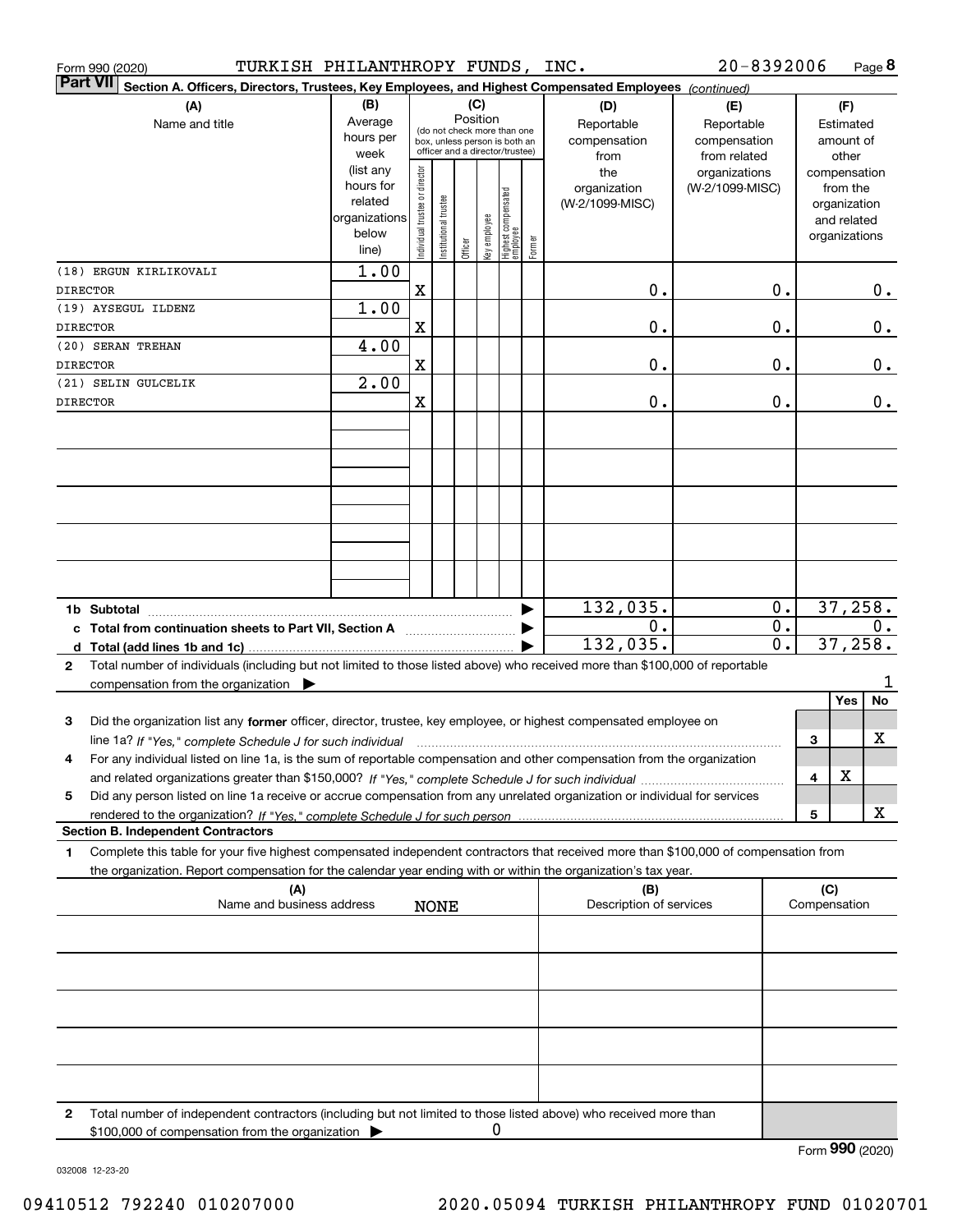Form 990 (2020) TURKISH PHILANTHROPY FUNDS, INC. 20-8392006

## Part VII Section A. Officers, Directors, Trustees, Key Employees, and Highest Compensated Employees *(continued)*

| (A) Name and title | (B) Average hours per week (list any hours for related organizations below line) | (C) Position: Individual trustee or director | Institutional trustee | Officer | Key employee | Highest compensated employee | Former | (D) Reportable compensation from the organization (W-2/1099-MISC) | (E) Reportable compensation from related organizations (W-2/1099-MISC) | (F) Estimated amount of other compensation from the organization and related organizations |
|---|---|---|---|---|---|---|---|---|---|---|
| (18) ERGUN KIRLIKOVALI DIRECTOR | 1.00 | X | | | | | | 0. | 0. | 0. |
| (19) AYSEGUL ILDENZ DIRECTOR | 1.00 | X | | | | | | 0. | 0. | 0. |
| (20) SERAN TREHAN DIRECTOR | 4.00 | X | | | | | | 0. | 0. | 0. |
| (21) SELIN GULCELIK DIRECTOR | 2.00 | X | | | | | | 0. | 0. | 0. |
| 1b Subtotal | | | | | | | | 132,035. | 0. | 37,258. |
| c Total from continuation sheets to Part VII, Section A | | | | | | | | 0. | 0. | 0. |
| d Total (add lines 1b and 1c) | | | | | | | | 132,035. | 0. | 37,258. |

2 Total number of individuals (including but not limited to those listed above) who received more than $100,000 of reportable compensation from the organization ▶ 1

| | | Yes | No |
|---|---|---|---|
| 3 Did the organization list any **former** officer, director, trustee, key employee, or highest compensated employee on line 1a? *If "Yes," complete Schedule J for such individual* | 3 | | X |
| 4 For any individual listed on line 1a, is the sum of reportable compensation and other compensation from the organization and related organizations greater than $150,000? *If "Yes," complete Schedule J for such individual* | 4 | X | |
| 5 Did any person listed on line 1a receive or accrue compensation from any unrelated organization or individual for services rendered to the organization? *If "Yes," complete Schedule J for such person* | 5 | | X |

**Section B. Independent Contractors**

1 Complete this table for your five highest compensated independent contractors that received more than $100,000 of compensation from the organization. Report compensation for the calendar year ending with or within the organization's tax year.

| (A) Name and business address | (B) Description of services | (C) Compensation |
|---|---|---|
| NONE | | |
| | | |
| | | |
| | | |
| | | |

2 Total number of independent contractors (including but not limited to those listed above) who received more than $100,000 of compensation from the organization ▶ 0

Form **990** (2020)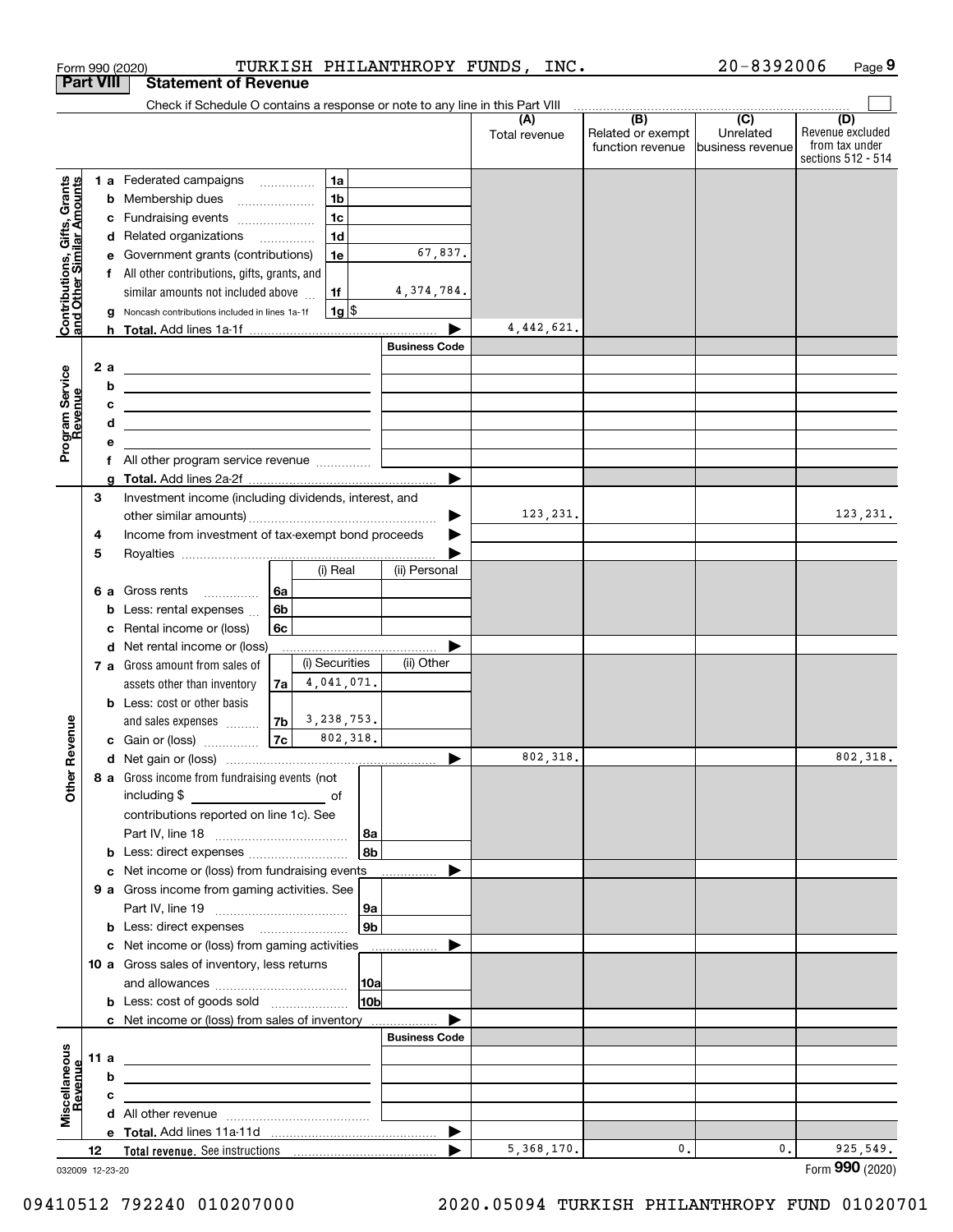Form 990 (2020) TURKISH PHILANTHROPY FUNDS, INC. 20-8392006

## Part VIII Statement of Revenue

Check if Schedule O contains a response or note to any line in this Part VIII

| | | | (A) Total revenue | (B) Related or exempt function revenue | (C) Unrelated business revenue | (D) Revenue excluded from tax under sections 512 - 514 |
|---|---|---|---|---|---|---|
| **Contributions, Gifts, Grants and Other Similar Amounts** | | | | | | |
| 1 a | Federated campaigns | 1a | | | | |
| b | Membership dues | 1b | | | | |
| c | Fundraising events | 1c | | | | |
| d | Related organizations | 1d | | | | |
| e | Government grants (contributions) | 1e 67,837. | | | | |
| f | All other contributions, gifts, grants, and similar amounts not included above | 1f 4,374,784. | | | | |
| g | Noncash contributions included in lines 1a-1f | 1g $ | | | | |
| h | **Total.** Add lines 1a-1f | | 4,442,621. | | | |
| **Program Service Revenue** | | Business Code | | | | |
| 2 a | | | | | | |
| b | | | | | | |
| c | | | | | | |
| d | | | | | | |
| e | | | | | | |
| f | All other program service revenue | | | | | |
| g | **Total.** Add lines 2a-2f | | | | | |
| **Other Revenue** | | | | | | |
| 3 | Investment income (including dividends, interest, and other similar amounts) | | 123,231. | | | 123,231. |
| 4 | Income from investment of tax-exempt bond proceeds | | | | | |
| 5 | Royalties | | | | | |
| | | (i) Real / (ii) Personal | | | | |
| 6 a | Gross rents | 6a | | | | |
| b | Less: rental expenses | 6b | | | | |
| c | Rental income or (loss) | 6c | | | | |
| d | Net rental income or (loss) | | | | | |
| | | (i) Securities / (ii) Other | | | | |
| 7 a | Gross amount from sales of assets other than inventory | 7a 4,041,071. | | | | |
| b | Less: cost or other basis and sales expenses | 7b 3,238,753. | | | | |
| c | Gain or (loss) | 7c 802,318. | | | | |
| d | Net gain or (loss) | | 802,318. | | | 802,318. |
| 8 a | Gross income from fundraising events (not including $ ___ of contributions reported on line 1c). See Part IV, line 18 | 8a | | | | |
| b | Less: direct expenses | 8b | | | | |
| c | Net income or (loss) from fundraising events | | | | | |
| 9 a | Gross income from gaming activities. See Part IV, line 19 | 9a | | | | |
| b | Less: direct expenses | 9b | | | | |
| c | Net income or (loss) from gaming activities | | | | | |
| 10 a | Gross sales of inventory, less returns and allowances | 10a | | | | |
| b | Less: cost of goods sold | 10b | | | | |
| c | Net income or (loss) from sales of inventory | | | | | |
| **Miscellaneous Revenue** | | Business Code | | | | |
| 11 a | | | | | | |
| b | | | | | | |
| c | | | | | | |
| d | All other revenue | | | | | |
| e | **Total.** Add lines 11a-11d | | | | | |
| 12 | **Total revenue.** See instructions | | 5,368,170. | 0. | 0. | 925,549. |

032009 12-23-20 Form 990 (2020)

09410512 792240 010207000 2020.05094 TURKISH PHILANTHROPY FUND 01020701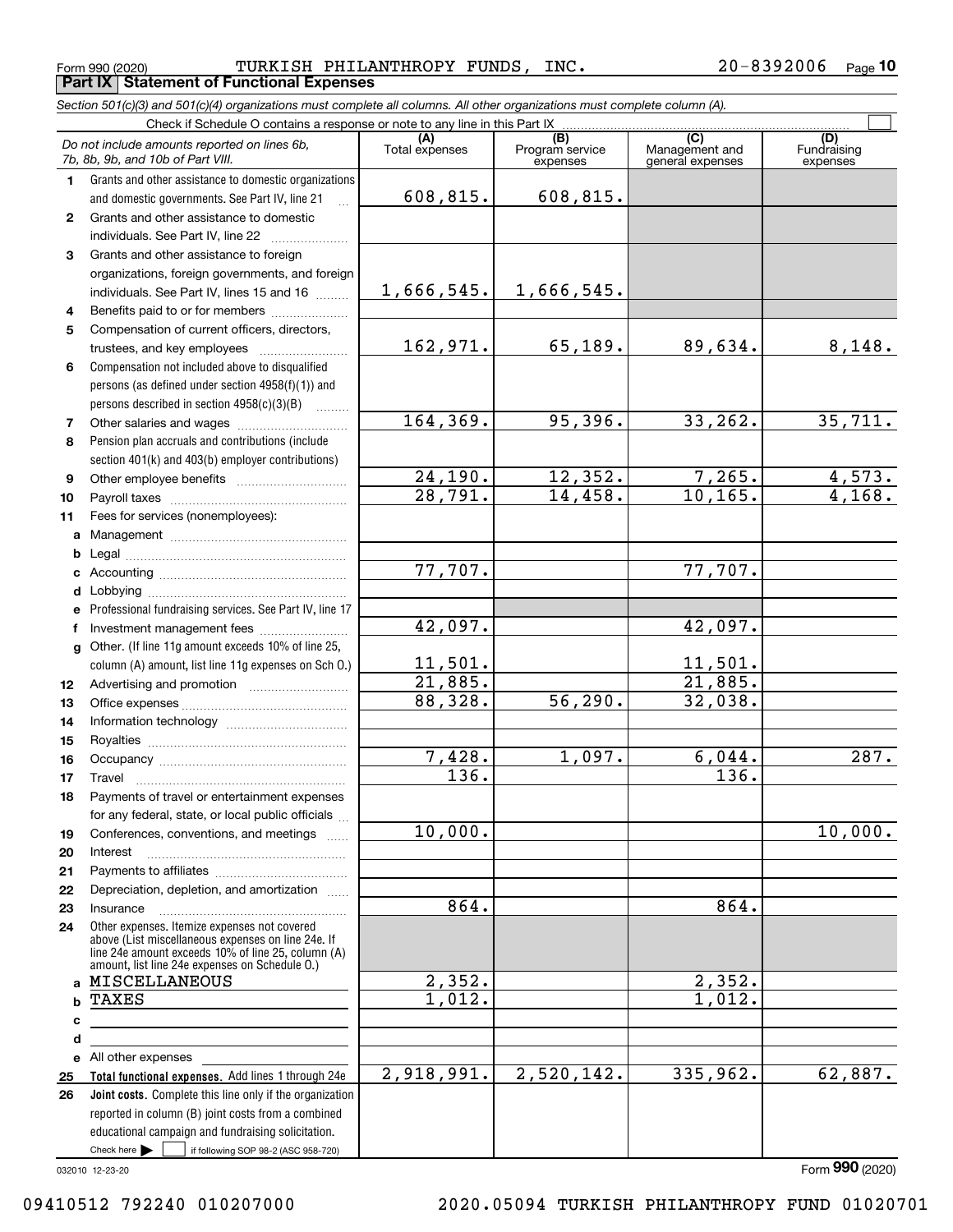Form 990 (2020) TURKISH PHILANTHROPY FUNDS, INC. 20-8392006 Page **10**

## Part IX Statement of Functional Expenses

*Section 501(c)(3) and 501(c)(4) organizations must complete all columns. All other organizations must complete column (A).*

Check if Schedule O contains a response or note to any line in this Part IX ☐

| | *Do not include amounts reported on lines 6b, 7b, 8b, 9b, and 10b of Part VIII.* | (A) Total expenses | (B) Program service expenses | (C) Management and general expenses | (D) Fundraising expenses |
|---|---|---|---|---|---|
| 1 | Grants and other assistance to domestic organizations and domestic governments. See Part IV, line 21 | 608,815. | 608,815. | | |
| 2 | Grants and other assistance to domestic individuals. See Part IV, line 22 | | | | |
| 3 | Grants and other assistance to foreign organizations, foreign governments, and foreign individuals. See Part IV, lines 15 and 16 | 1,666,545. | 1,666,545. | | |
| 4 | Benefits paid to or for members | | | | |
| 5 | Compensation of current officers, directors, trustees, and key employees | 162,971. | 65,189. | 89,634. | 8,148. |
| 6 | Compensation not included above to disqualified persons (as defined under section 4958(f)(1)) and persons described in section 4958(c)(3)(B) | | | | |
| 7 | Other salaries and wages | 164,369. | 95,396. | 33,262. | 35,711. |
| 8 | Pension plan accruals and contributions (include section 401(k) and 403(b) employer contributions) | | | | |
| 9 | Other employee benefits | 24,190. | 12,352. | 7,265. | 4,573. |
| 10 | Payroll taxes | 28,791. | 14,458. | 10,165. | 4,168. |
| 11 | Fees for services (nonemployees): | | | | |
| a | Management | | | | |
| b | Legal | | | | |
| c | Accounting | 77,707. | | 77,707. | |
| d | Lobbying | | | | |
| e | Professional fundraising services. See Part IV, line 17 | | | | |
| f | Investment management fees | 42,097. | | 42,097. | |
| g | Other. (If line 11g amount exceeds 10% of line 25, column (A) amount, list line 11g expenses on Sch O.) | 11,501. | | 11,501. | |
| 12 | Advertising and promotion | 21,885. | | 21,885. | |
| 13 | Office expenses | 88,328. | 56,290. | 32,038. | |
| 14 | Information technology | | | | |
| 15 | Royalties | | | | |
| 16 | Occupancy | 7,428. | 1,097. | 6,044. | 287. |
| 17 | Travel | 136. | | 136. | |
| 18 | Payments of travel or entertainment expenses for any federal, state, or local public officials | | | | |
| 19 | Conferences, conventions, and meetings | 10,000. | | | 10,000. |
| 20 | Interest | | | | |
| 21 | Payments to affiliates | | | | |
| 22 | Depreciation, depletion, and amortization | | | | |
| 23 | Insurance | 864. | | 864. | |
| 24 | Other expenses. Itemize expenses not covered above (List miscellaneous expenses on line 24e. If line 24e amount exceeds 10% of line 25, column (A) amount, list line 24e expenses on Schedule O.) | | | | |
| a | MISCELLANEOUS | 2,352. | | 2,352. | |
| b | TAXES | 1,012. | | 1,012. | |
| c | | | | | |
| d | | | | | |
| e | All other expenses | | | | |
| 25 | **Total functional expenses.** Add lines 1 through 24e | 2,918,991. | 2,520,142. | 335,962. | 62,887. |
| 26 | **Joint costs.** Complete this line only if the organization reported in column (B) joint costs from a combined educational campaign and fundraising solicitation. Check here ☐ if following SOP 98-2 (ASC 958-720) | | | | |

032010 12-23-20 Form **990** (2020)

09410512 792240 010207000 2020.05094 TURKISH PHILANTHROPY FUND 01020701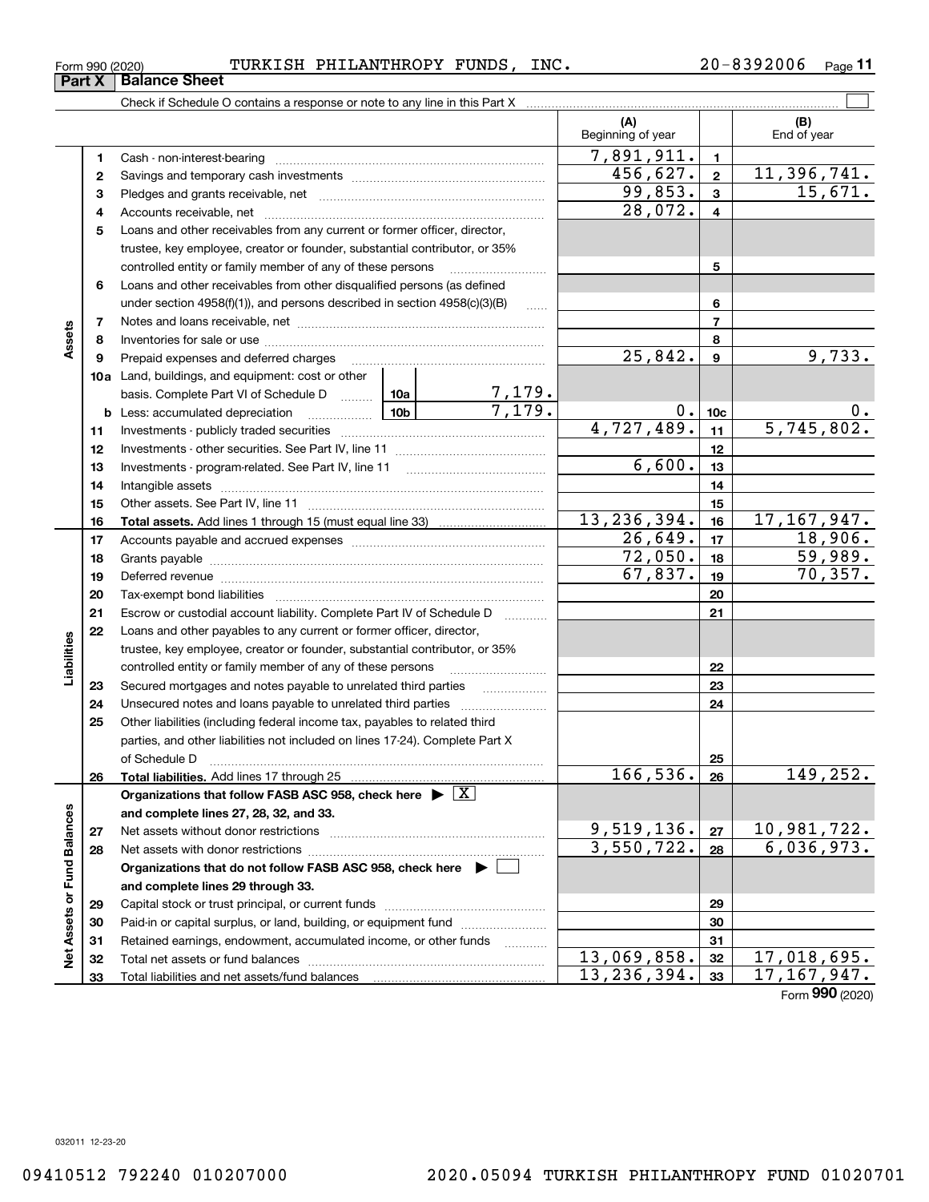Form 990 (2020) TURKISH PHILANTHROPY FUNDS, INC. 20-8392006 Page **11**

## Part X Balance Sheet

Check if Schedule O contains a response or note to any line in this Part X

| | | | | (A) Beginning of year | | (B) End of year |
|---|---|---|---|---|---|---|
| Assets | 1 | Cash - non-interest-bearing | | 7,891,911. | 1 | |
| | 2 | Savings and temporary cash investments | | 456,627. | 2 | 11,396,741. |
| | 3 | Pledges and grants receivable, net | | 99,853. | 3 | 15,671. |
| | 4 | Accounts receivable, net | | 28,072. | 4 | |
| | 5 | Loans and other receivables from any current or former officer, director, trustee, key employee, creator or founder, substantial contributor, or 35% controlled entity or family member of any of these persons | | | 5 | |
| | 6 | Loans and other receivables from other disqualified persons (as defined under section 4958(f)(1)), and persons described in section 4958(c)(3)(B) | | | 6 | |
| | 7 | Notes and loans receivable, net | | | 7 | |
| | 8 | Inventories for sale or use | | | 8 | |
| | 9 | Prepaid expenses and deferred charges | | 25,842. | 9 | 9,733. |
| | 10a | Land, buildings, and equipment: cost or other basis. Complete Part VI of Schedule D | 10a 7,179. | | | |
| | b | Less: accumulated depreciation | 10b 7,179. | 0. | 10c | 0. |
| | 11 | Investments - publicly traded securities | | 4,727,489. | 11 | 5,745,802. |
| | 12 | Investments - other securities. See Part IV, line 11 | | | 12 | |
| | 13 | Investments - program-related. See Part IV, line 11 | | 6,600. | 13 | |
| | 14 | Intangible assets | | | 14 | |
| | 15 | Other assets. See Part IV, line 11 | | | 15 | |
| | 16 | **Total assets.** Add lines 1 through 15 (must equal line 33) | | 13,236,394. | 16 | 17,167,947. |
| Liabilities | 17 | Accounts payable and accrued expenses | | 26,649. | 17 | 18,906. |
| | 18 | Grants payable | | 72,050. | 18 | 59,989. |
| | 19 | Deferred revenue | | 67,837. | 19 | 70,357. |
| | 20 | Tax-exempt bond liabilities | | | 20 | |
| | 21 | Escrow or custodial account liability. Complete Part IV of Schedule D | | | 21 | |
| | 22 | Loans and other payables to any current or former officer, director, trustee, key employee, creator or founder, substantial contributor, or 35% controlled entity or family member of any of these persons | | | 22 | |
| | 23 | Secured mortgages and notes payable to unrelated third parties | | | 23 | |
| | 24 | Unsecured notes and loans payable to unrelated third parties | | | 24 | |
| | 25 | Other liabilities (including federal income tax, payables to related third parties, and other liabilities not included on lines 17-24). Complete Part X of Schedule D | | | 25 | |
| | 26 | **Total liabilities.** Add lines 17 through 25 | | 166,536. | 26 | 149,252. |
| Net Assets or Fund Balances | | **Organizations that follow FASB ASC 958, check here ▶ [X] and complete lines 27, 28, 32, and 33.** | | | | |
| | 27 | Net assets without donor restrictions | | 9,519,136. | 27 | 10,981,722. |
| | 28 | Net assets with donor restrictions | | 3,550,722. | 28 | 6,036,973. |
| | | **Organizations that do not follow FASB ASC 958, check here ▶ [ ] and complete lines 29 through 33.** | | | | |
| | 29 | Capital stock or trust principal, or current funds | | | 29 | |
| | 30 | Paid-in or capital surplus, or land, building, or equipment fund | | | 30 | |
| | 31 | Retained earnings, endowment, accumulated income, or other funds | | | 31 | |
| | 32 | Total net assets or fund balances | | 13,069,858. | 32 | 17,018,695. |
| | 33 | Total liabilities and net assets/fund balances | | 13,236,394. | 33 | 17,167,947. |

Form **990** (2020)

032011 12-23-20

09410512 792240 010207000 2020.05094 TURKISH PHILANTHROPY FUND 01020701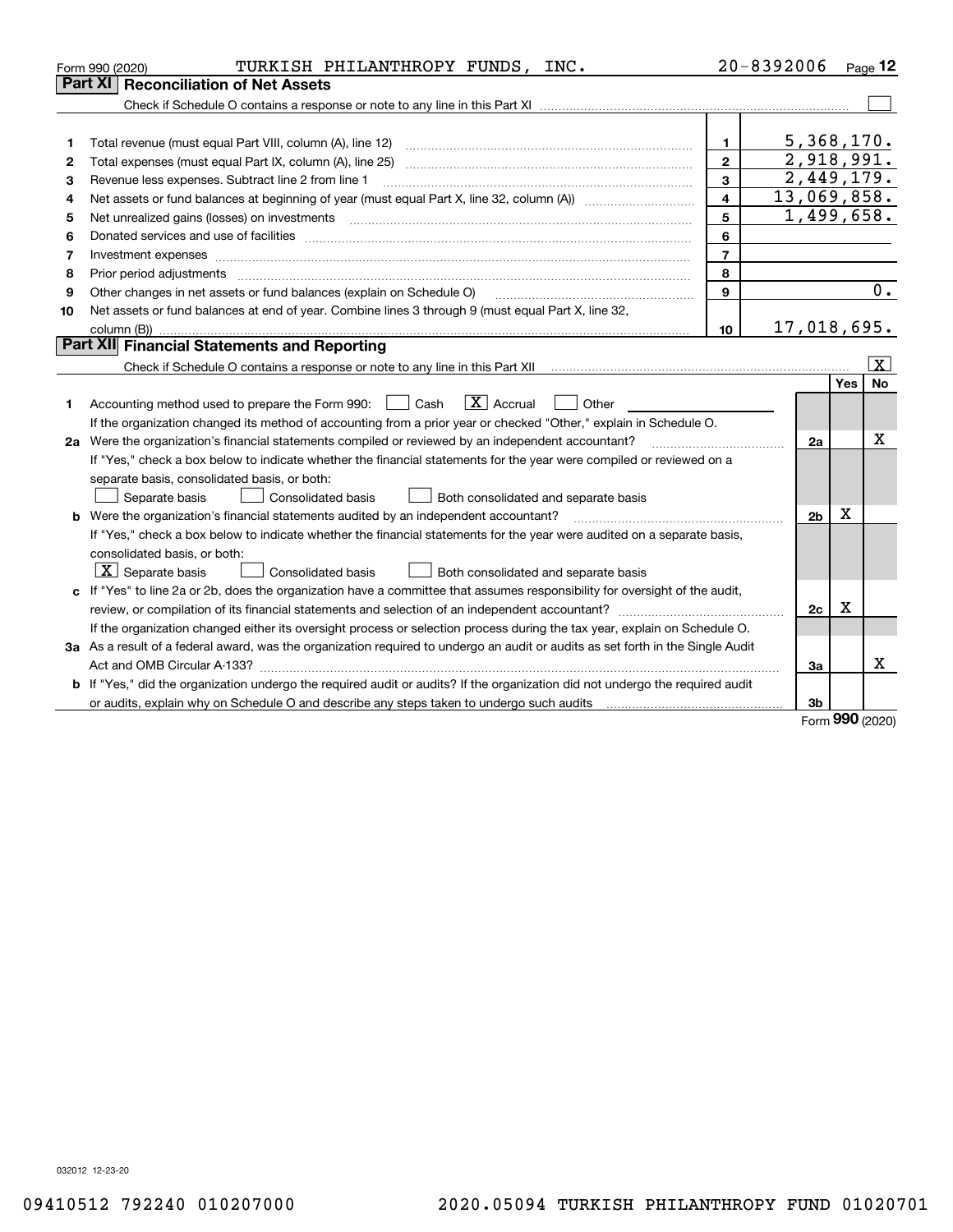Form 990 (2020) TURKISH PHILANTHROPY FUNDS, INC. 20-8392006 Page 12

## Part XI Reconciliation of Net Assets

Check if Schedule O contains a response or note to any line in this Part XI ☐

| | | | |
|---|---|---|---|
| 1 | Total revenue (must equal Part VIII, column (A), line 12) | 1 | 5,368,170. |
| 2 | Total expenses (must equal Part IX, column (A), line 25) | 2 | 2,918,991. |
| 3 | Revenue less expenses. Subtract line 2 from line 1 | 3 | 2,449,179. |
| 4 | Net assets or fund balances at beginning of year (must equal Part X, line 32, column (A)) | 4 | 13,069,858. |
| 5 | Net unrealized gains (losses) on investments | 5 | 1,499,658. |
| 6 | Donated services and use of facilities | 6 | |
| 7 | Investment expenses | 7 | |
| 8 | Prior period adjustments | 8 | |
| 9 | Other changes in net assets or fund balances (explain on Schedule O) | 9 | 0. |
| 10 | Net assets or fund balances at end of year. Combine lines 3 through 9 (must equal Part X, line 32, column (B)) | 10 | 17,018,695. |

## Part XII Financial Statements and Reporting

Check if Schedule O contains a response or note to any line in this Part XII ☒

| | | | Yes | No |
|---|---|---|---|---|
| 1 | Accounting method used to prepare the Form 990: ☐ Cash ☒ Accrual ☐ Other<br>If the organization changed its method of accounting from a prior year or checked "Other," explain in Schedule O. | | | |
| 2a | Were the organization's financial statements compiled or reviewed by an independent accountant?<br>If "Yes," check a box below to indicate whether the financial statements for the year were compiled or reviewed on a separate basis, consolidated basis, or both:<br>☐ Separate basis ☐ Consolidated basis ☐ Both consolidated and separate basis | 2a | | X |
| b | Were the organization's financial statements audited by an independent accountant?<br>If "Yes," check a box below to indicate whether the financial statements for the year were audited on a separate basis, consolidated basis, or both:<br>☒ Separate basis ☐ Consolidated basis ☐ Both consolidated and separate basis | 2b | X | |
| c | If "Yes" to line 2a or 2b, does the organization have a committee that assumes responsibility for oversight of the audit, review, or compilation of its financial statements and selection of an independent accountant?<br>If the organization changed either its oversight process or selection process during the tax year, explain on Schedule O. | 2c | X | |
| 3a | As a result of a federal award, was the organization required to undergo an audit or audits as set forth in the Single Audit Act and OMB Circular A-133? | 3a | | X |
| b | If "Yes," did the organization undergo the required audit or audits? If the organization did not undergo the required audit or audits, explain why on Schedule O and describe any steps taken to undergo such audits | 3b | | |

Form **990** (2020)

032012 12-23-20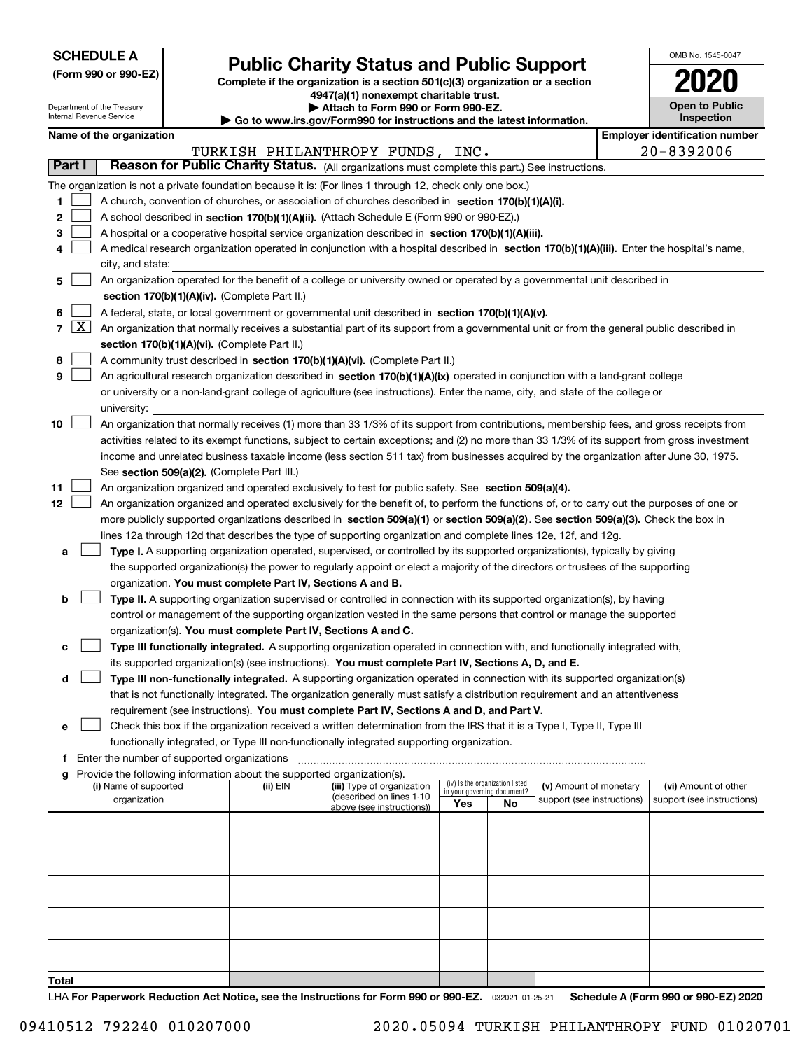**SCHEDULE A**
**(Form 990 or 990-EZ)**

Department of the Treasury
Internal Revenue Service

# Public Charity Status and Public Support

**Complete if the organization is a section 501(c)(3) organization or a section 4947(a)(1) nonexempt charitable trust.**
**▶ Attach to Form 990 or Form 990-EZ.**
**▶ Go to www.irs.gov/Form990 for instructions and the latest information.**

OMB No. 1545-0047
**2020**
**Open to Public Inspection**

**Name of the organization:** TURKISH PHILANTHROPY FUNDS, INC.
**Employer identification number:** 20-8392006

## Part I — Reason for Public Charity Status. (All organizations must complete this part.) See instructions.

The organization is not a private foundation because it is: (For lines 1 through 12, check only one box.)

1. ☐ A church, convention of churches, or association of churches described in **section 170(b)(1)(A)(i).**
2. ☐ A school described in **section 170(b)(1)(A)(ii).** (Attach Schedule E (Form 990 or 990-EZ).)
3. ☐ A hospital or a cooperative hospital service organization described in **section 170(b)(1)(A)(iii).**
4. ☐ A medical research organization operated in conjunction with a hospital described in **section 170(b)(1)(A)(iii).** Enter the hospital's name, city, and state:
5. ☐ An organization operated for the benefit of a college or university owned or operated by a governmental unit described in **section 170(b)(1)(A)(iv).** (Complete Part II.)
6. ☐ A federal, state, or local government or governmental unit described in **section 170(b)(1)(A)(v).**
7. ☒ An organization that normally receives a substantial part of its support from a governmental unit or from the general public described in **section 170(b)(1)(A)(vi).** (Complete Part II.)
8. ☐ A community trust described in **section 170(b)(1)(A)(vi).** (Complete Part II.)
9. ☐ An agricultural research organization described in **section 170(b)(1)(A)(ix)** operated in conjunction with a land-grant college or university or a non-land-grant college of agriculture (see instructions). Enter the name, city, and state of the college or university:
10. ☐ An organization that normally receives (1) more than 33 1/3% of its support from contributions, membership fees, and gross receipts from activities related to its exempt functions, subject to certain exceptions; and (2) no more than 33 1/3% of its support from gross investment income and unrelated business taxable income (less section 511 tax) from businesses acquired by the organization after June 30, 1975. See **section 509(a)(2).** (Complete Part III.)
11. ☐ An organization organized and operated exclusively to test for public safety. See **section 509(a)(4).**
12. ☐ An organization organized and operated exclusively for the benefit of, to perform the functions of, or to carry out the purposes of one or more publicly supported organizations described in **section 509(a)(1)** or **section 509(a)(2)**. See **section 509(a)(3).** Check the box in lines 12a through 12d that describes the type of supporting organization and complete lines 12e, 12f, and 12g.
   - **a** ☐ **Type I.** A supporting organization operated, supervised, or controlled by its supported organization(s), typically by giving the supported organization(s) the power to regularly appoint or elect a majority of the directors or trustees of the supporting organization. **You must complete Part IV, Sections A and B.**
   - **b** ☐ **Type II.** A supporting organization supervised or controlled in connection with its supported organization(s), by having control or management of the supporting organization vested in the same persons that control or manage the supported organization(s). **You must complete Part IV, Sections A and C.**
   - **c** ☐ **Type III functionally integrated.** A supporting organization operated in connection with, and functionally integrated with, its supported organization(s) (see instructions). **You must complete Part IV, Sections A, D, and E.**
   - **d** ☐ **Type III non-functionally integrated.** A supporting organization operated in connection with its supported organization(s) that is not functionally integrated. The organization generally must satisfy a distribution requirement and an attentiveness requirement (see instructions). **You must complete Part IV, Sections A and D, and Part V.**
   - **e** ☐ Check this box if the organization received a written determination from the IRS that it is a Type I, Type II, Type III functionally integrated, or Type III non-functionally integrated supporting organization.
   - **f** Enter the number of supported organizations
   - **g** Provide the following information about the supported organization(s).

| (i) Name of supported organization | (ii) EIN | (iii) Type of organization (described on lines 1-10 above (see instructions)) | (iv) Is the organization listed in your governing document? Yes | No | (v) Amount of monetary support (see instructions) | (vi) Amount of other support (see instructions) |
|---|---|---|---|---|---|---|
| | | | | | | |
| | | | | | | |
| | | | | | | |
| | | | | | | |
| | | | | | | |
| **Total** | | | | | | |

LHA **For Paperwork Reduction Act Notice, see the Instructions for Form 990 or 990-EZ.** 032021 01-25-21 **Schedule A (Form 990 or 990-EZ) 2020**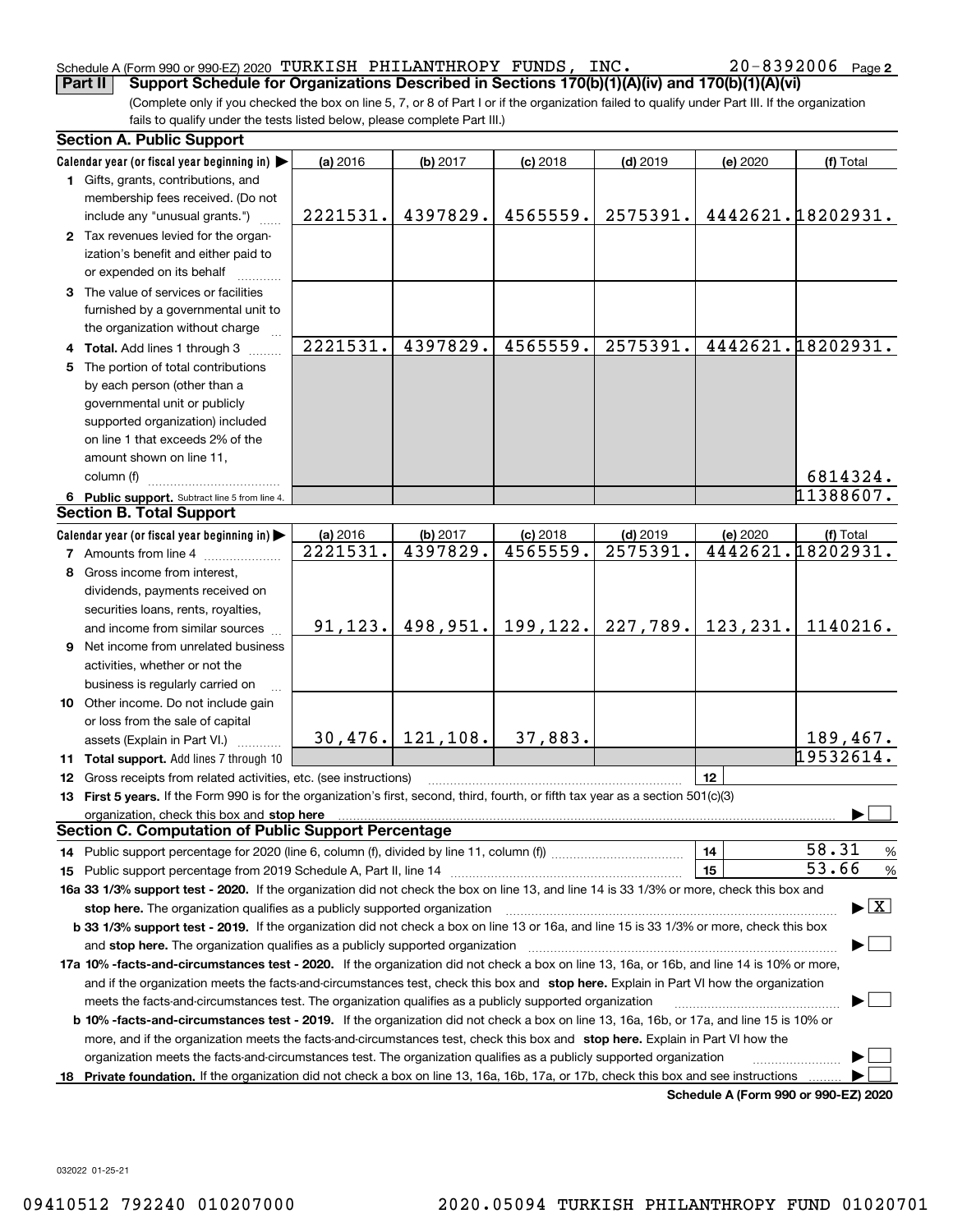Schedule A (Form 990 or 990-EZ) 2020 TURKISH PHILANTHROPY FUNDS, INC. 20-8392006 Page **2**

**Part II** **Support Schedule for Organizations Described in Sections 170(b)(1)(A)(iv) and 170(b)(1)(A)(vi)**

(Complete only if you checked the box on line 5, 7, or 8 of Part I or if the organization failed to qualify under Part III. If the organization fails to qualify under the tests listed below, please complete Part III.)

## Section A. Public Support

| Calendar year (or fiscal year beginning in) ▶ | (a) 2016 | (b) 2017 | (c) 2018 | (d) 2019 | (e) 2020 | (f) Total |
|---|---|---|---|---|---|---|
| **1** Gifts, grants, contributions, and membership fees received. (Do not include any "unusual grants.") | 2221531. | 4397829. | 4565559. | 2575391. | 4442621. | 18202931. |
| **2** Tax revenues levied for the organization's benefit and either paid to or expended on its behalf | | | | | | |
| **3** The value of services or facilities furnished by a governmental unit to the organization without charge | | | | | | |
| **4 Total.** Add lines 1 through 3 | 2221531. | 4397829. | 4565559. | 2575391. | 4442621. | 18202931. |
| **5** The portion of total contributions by each person (other than a governmental unit or publicly supported organization) included on line 1 that exceeds 2% of the amount shown on line 11, column (f) | | | | | | 6814324. |
| **6 Public support.** Subtract line 5 from line 4. | | | | | | 11388607. |

## Section B. Total Support

| Calendar year (or fiscal year beginning in) ▶ | (a) 2016 | (b) 2017 | (c) 2018 | (d) 2019 | (e) 2020 | (f) Total |
|---|---|---|---|---|---|---|
| **7** Amounts from line 4 | 2221531. | 4397829. | 4565559. | 2575391. | 4442621. | 18202931. |
| **8** Gross income from interest, dividends, payments received on securities loans, rents, royalties, and income from similar sources | 91,123. | 498,951. | 199,122. | 227,789. | 123,231. | 1140216. |
| **9** Net income from unrelated business activities, whether or not the business is regularly carried on | | | | | | |
| **10** Other income. Do not include gain or loss from the sale of capital assets (Explain in Part VI.) | 30,476. | 121,108. | 37,883. | | | 189,467. |
| **11 Total support.** Add lines 7 through 10 | | | | | | 19532614. |

**12** Gross receipts from related activities, etc. (see instructions) | **12** |

**13 First 5 years.** If the Form 990 is for the organization's first, second, third, fourth, or fifth tax year as a section 501(c)(3) organization, check this box and **stop here** ▶ ☐

## Section C. Computation of Public Support Percentage

**14** Public support percentage for 2020 (line 6, column (f), divided by line 11, column (f)) | **14** | 58.31 %

**15** Public support percentage from 2019 Schedule A, Part II, line 14 | **15** | 53.66 %

**16a 33 1/3% support test - 2020.** If the organization did not check the box on line 13, and line 14 is 33 1/3% or more, check this box and **stop here.** The organization qualifies as a publicly supported organization ▶ ☒

**b 33 1/3% support test - 2019.** If the organization did not check a box on line 13 or 16a, and line 15 is 33 1/3% or more, check this box and **stop here.** The organization qualifies as a publicly supported organization ▶ ☐

**17a 10% -facts-and-circumstances test - 2020.** If the organization did not check a box on line 13, 16a, or 16b, and line 14 is 10% or more, and if the organization meets the facts-and-circumstances test, check this box and **stop here.** Explain in Part VI how the organization meets the facts-and-circumstances test. The organization qualifies as a publicly supported organization ▶ ☐

**b 10% -facts-and-circumstances test - 2019.** If the organization did not check a box on line 13, 16a, 16b, or 17a, and line 15 is 10% or more, and if the organization meets the facts-and-circumstances test, check this box and **stop here.** Explain in Part VI how the organization meets the facts-and-circumstances test. The organization qualifies as a publicly supported organization ▶ ☐

**18 Private foundation.** If the organization did not check a box on line 13, 16a, 16b, 17a, or 17b, check this box and see instructions ▶ ☐

**Schedule A (Form 990 or 990-EZ) 2020**

032022 01-25-21

09410512 792240 010207000 2020.05094 TURKISH PHILANTHROPY FUND 01020701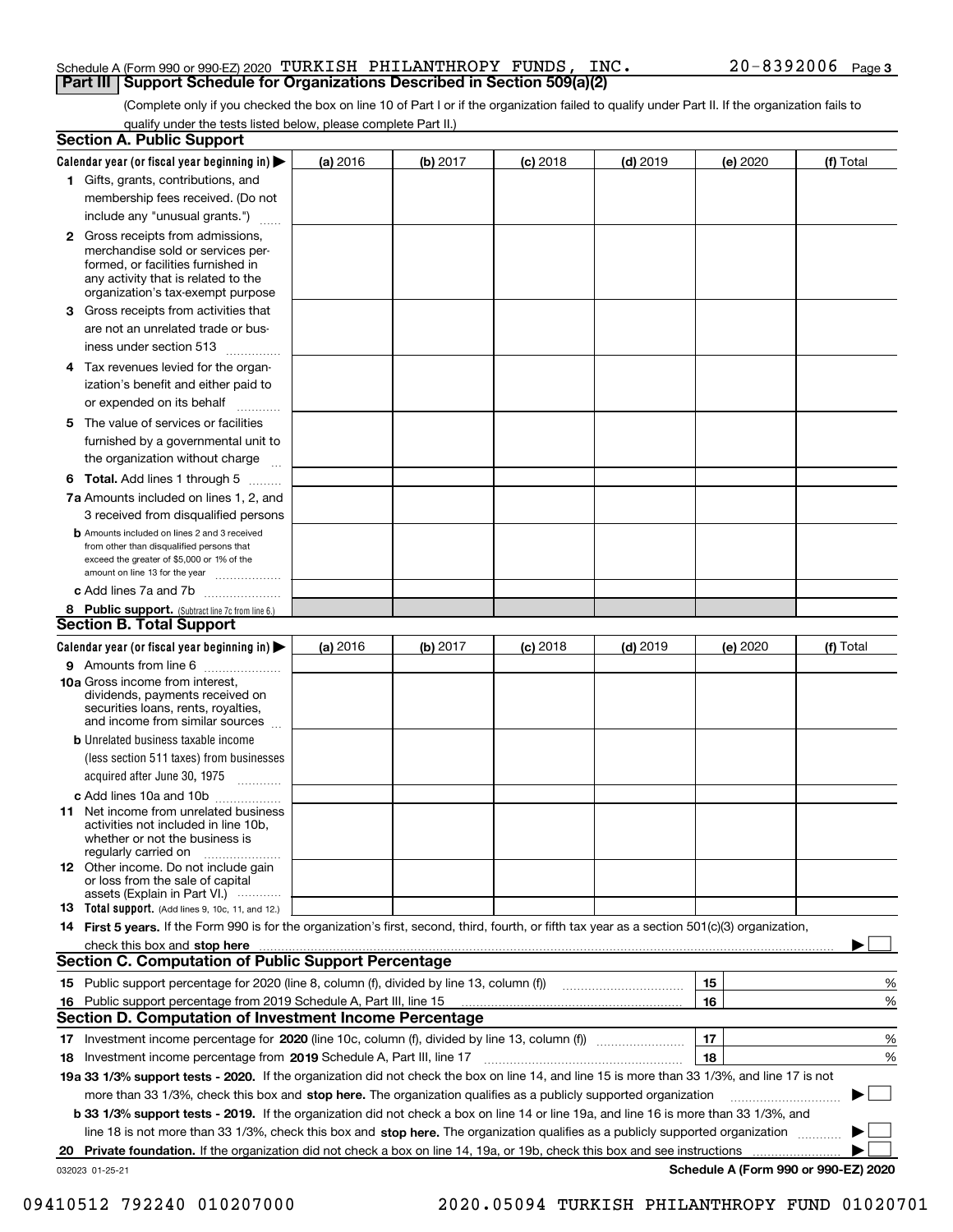Schedule A (Form 990 or 990-EZ) 2020 TURKISH PHILANTHROPY FUNDS, INC. 20-8392006 Page 3

## Part III Support Schedule for Organizations Described in Section 509(a)(2)

(Complete only if you checked the box on line 10 of Part I or if the organization failed to qualify under Part II. If the organization fails to qualify under the tests listed below, please complete Part II.)

### Section A. Public Support

| Calendar year (or fiscal year beginning in) ▶ | (a) 2016 | (b) 2017 | (c) 2018 | (d) 2019 | (e) 2020 | (f) Total |
|---|---|---|---|---|---|---|
| 1 Gifts, grants, contributions, and membership fees received. (Do not include any "unusual grants.") | | | | | | |
| 2 Gross receipts from admissions, merchandise sold or services performed, or facilities furnished in any activity that is related to the organization's tax-exempt purpose | | | | | | |
| 3 Gross receipts from activities that are not an unrelated trade or business under section 513 | | | | | | |
| 4 Tax revenues levied for the organization's benefit and either paid to or expended on its behalf | | | | | | |
| 5 The value of services or facilities furnished by a governmental unit to the organization without charge | | | | | | |
| 6 **Total.** Add lines 1 through 5 | | | | | | |
| 7a Amounts included on lines 1, 2, and 3 received from disqualified persons | | | | | | |
| b Amounts included on lines 2 and 3 received from other than disqualified persons that exceed the greater of $5,000 or 1% of the amount on line 13 for the year | | | | | | |
| c Add lines 7a and 7b | | | | | | |
| 8 **Public support.** (Subtract line 7c from line 6.) | | | | | | |

### Section B. Total Support

| Calendar year (or fiscal year beginning in) ▶ | (a) 2016 | (b) 2017 | (c) 2018 | (d) 2019 | (e) 2020 | (f) Total |
|---|---|---|---|---|---|---|
| 9 Amounts from line 6 | | | | | | |
| 10a Gross income from interest, dividends, payments received on securities loans, rents, royalties, and income from similar sources | | | | | | |
| b Unrelated business taxable income (less section 511 taxes) from businesses acquired after June 30, 1975 | | | | | | |
| c Add lines 10a and 10b | | | | | | |
| 11 Net income from unrelated business activities not included in line 10b, whether or not the business is regularly carried on | | | | | | |
| 12 Other income. Do not include gain or loss from the sale of capital assets (Explain in Part VI.) | | | | | | |
| 13 **Total support.** (Add lines 9, 10c, 11, and 12.) | | | | | | |

14 **First 5 years.** If the Form 990 is for the organization's first, second, third, fourth, or fifth tax year as a section 501(c)(3) organization, check this box and **stop here** ▶ ☐

### Section C. Computation of Public Support Percentage

| | | | |
|---|---|---|---|
| 15 Public support percentage for 2020 (line 8, column (f), divided by line 13, column (f)) | 15 | | % |
| 16 Public support percentage from 2019 Schedule A, Part III, line 15 | 16 | | % |

### Section D. Computation of Investment Income Percentage

| | | | |
|---|---|---|---|
| 17 Investment income percentage for **2020** (line 10c, column (f), divided by line 13, column (f)) | 17 | | % |
| 18 Investment income percentage from **2019** Schedule A, Part III, line 17 | 18 | | % |

**19a 33 1/3% support tests - 2020.** If the organization did not check the box on line 14, and line 15 is more than 33 1/3%, and line 17 is not more than 33 1/3%, check this box and **stop here.** The organization qualifies as a publicly supported organization ▶ ☐

**b 33 1/3% support tests - 2019.** If the organization did not check a box on line 14 or line 19a, and line 16 is more than 33 1/3%, and line 18 is not more than 33 1/3%, check this box and **stop here.** The organization qualifies as a publicly supported organization ▶ ☐

**20 Private foundation.** If the organization did not check a box on line 14, 19a, or 19b, check this box and see instructions ▶ ☐

032023 01-25-21 **Schedule A (Form 990 or 990-EZ) 2020**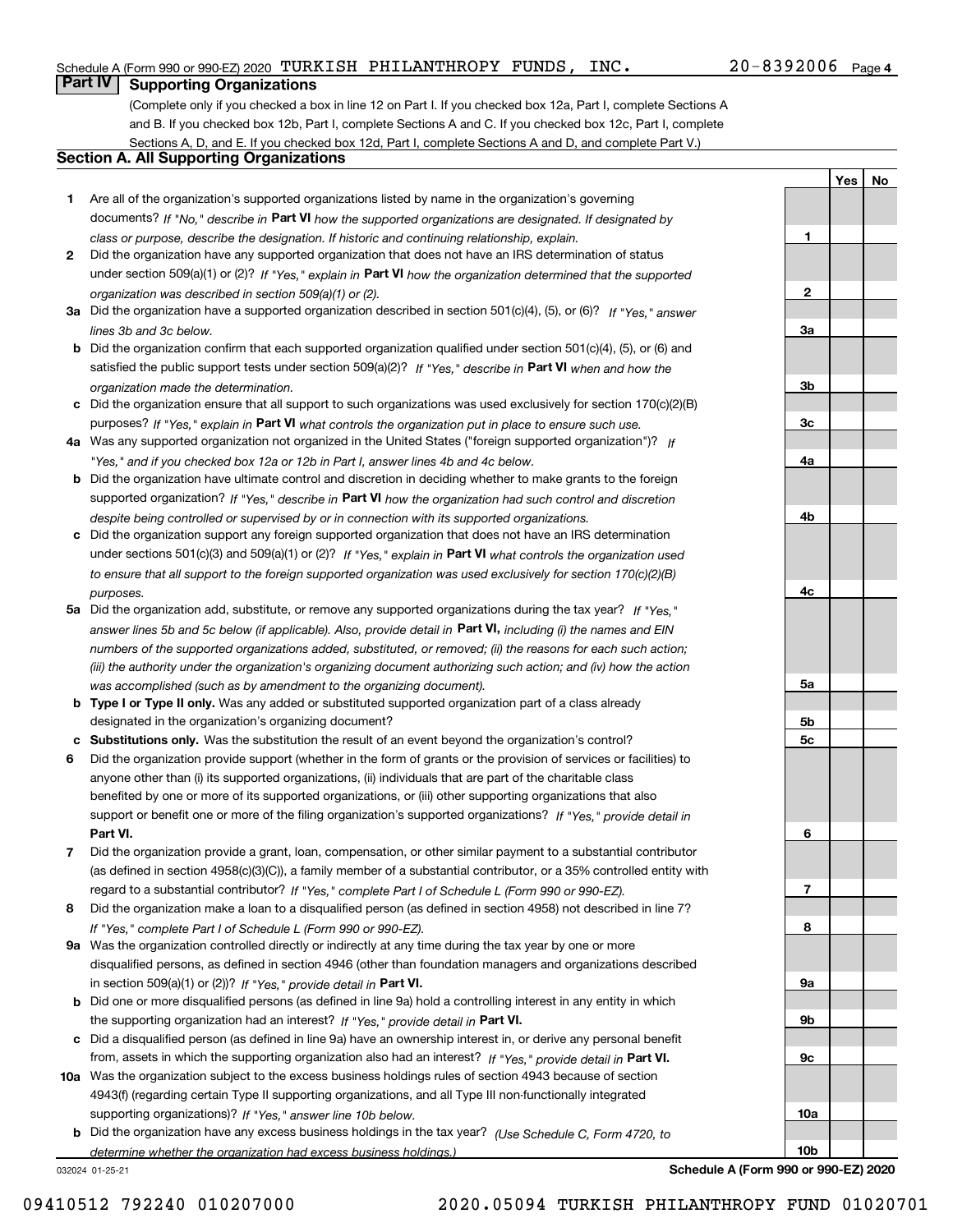Schedule A (Form 990 or 990-EZ) 2020 TURKISH PHILANTHROPY FUNDS, INC. 20-8392006 Page 4

## Part IV Supporting Organizations

(Complete only if you checked a box in line 12 on Part I. If you checked box 12a, Part I, complete Sections A and B. If you checked box 12b, Part I, complete Sections A and C. If you checked box 12c, Part I, complete Sections A, D, and E. If you checked box 12d, Part I, complete Sections A and D, and complete Part V.)

### Section A. All Supporting Organizations

| | | | Yes | No |
|---|---|---|---|---|
| **1** | Are all of the organization's supported organizations listed by name in the organization's governing documents? *If "No," describe in* **Part VI** *how the supported organizations are designated. If designated by class or purpose, describe the designation. If historic and continuing relationship, explain.* | **1** | | |
| **2** | Did the organization have any supported organization that does not have an IRS determination of status under section 509(a)(1) or (2)? *If "Yes," explain in* **Part VI** *how the organization determined that the supported organization was described in section 509(a)(1) or (2).* | **2** | | |
| **3a** | Did the organization have a supported organization described in section 501(c)(4), (5), or (6)? *If "Yes," answer lines 3b and 3c below.* | **3a** | | |
| **b** | Did the organization confirm that each supported organization qualified under section 501(c)(4), (5), or (6) and satisfied the public support tests under section 509(a)(2)? *If "Yes," describe in* **Part VI** *when and how the organization made the determination.* | **3b** | | |
| **c** | Did the organization ensure that all support to such organizations was used exclusively for section 170(c)(2)(B) purposes? *If "Yes," explain in* **Part VI** *what controls the organization put in place to ensure such use.* | **3c** | | |
| **4a** | Was any supported organization not organized in the United States ("foreign supported organization")? *If "Yes," and if you checked box 12a or 12b in Part I, answer lines 4b and 4c below.* | **4a** | | |
| **b** | Did the organization have ultimate control and discretion in deciding whether to make grants to the foreign supported organization? *If "Yes," describe in* **Part VI** *how the organization had such control and discretion despite being controlled or supervised by or in connection with its supported organizations.* | **4b** | | |
| **c** | Did the organization support any foreign supported organization that does not have an IRS determination under sections 501(c)(3) and 509(a)(1) or (2)? *If "Yes," explain in* **Part VI** *what controls the organization used to ensure that all support to the foreign supported organization was used exclusively for section 170(c)(2)(B) purposes.* | **4c** | | |
| **5a** | Did the organization add, substitute, or remove any supported organizations during the tax year? *If "Yes," answer lines 5b and 5c below (if applicable). Also, provide detail in* **Part VI,** *including (i) the names and EIN numbers of the supported organizations added, substituted, or removed; (ii) the reasons for each such action; (iii) the authority under the organization's organizing document authorizing such action; and (iv) how the action was accomplished (such as by amendment to the organizing document).* | **5a** | | |
| **b** | **Type I or Type II only.** Was any added or substituted supported organization part of a class already designated in the organization's organizing document? | **5b** | | |
| **c** | **Substitutions only.** Was the substitution the result of an event beyond the organization's control? | **5c** | | |
| **6** | Did the organization provide support (whether in the form of grants or the provision of services or facilities) to anyone other than (i) its supported organizations, (ii) individuals that are part of the charitable class benefited by one or more of its supported organizations, or (iii) other supporting organizations that also support or benefit one or more of the filing organization's supported organizations? *If "Yes," provide detail in* **Part VI.** | **6** | | |
| **7** | Did the organization provide a grant, loan, compensation, or other similar payment to a substantial contributor (as defined in section 4958(c)(3)(C)), a family member of a substantial contributor, or a 35% controlled entity with regard to a substantial contributor? *If "Yes," complete Part I of Schedule L (Form 990 or 990-EZ).* | **7** | | |
| **8** | Did the organization make a loan to a disqualified person (as defined in section 4958) not described in line 7? *If "Yes," complete Part I of Schedule L (Form 990 or 990-EZ).* | **8** | | |
| **9a** | Was the organization controlled directly or indirectly at any time during the tax year by one or more disqualified persons, as defined in section 4946 (other than foundation managers and organizations described in section 509(a)(1) or (2))? *If "Yes," provide detail in* **Part VI.** | **9a** | | |
| **b** | Did one or more disqualified persons (as defined in line 9a) hold a controlling interest in any entity in which the supporting organization had an interest? *If "Yes," provide detail in* **Part VI.** | **9b** | | |
| **c** | Did a disqualified person (as defined in line 9a) have an ownership interest in, or derive any personal benefit from, assets in which the supporting organization also had an interest? *If "Yes," provide detail in* **Part VI.** | **9c** | | |
| **10a** | Was the organization subject to the excess business holdings rules of section 4943 because of section 4943(f) (regarding certain Type II supporting organizations, and all Type III non-functionally integrated supporting organizations)? *If "Yes," answer line 10b below.* | **10a** | | |
| **b** | Did the organization have any excess business holdings in the tax year? *(Use Schedule C, Form 4720, to determine whether the organization had excess business holdings.)* | **10b** | | |

032024 01-25-21 **Schedule A (Form 990 or 990-EZ) 2020**

09410512 792240 010207000 2020.05094 TURKISH PHILANTHROPY FUND 01020701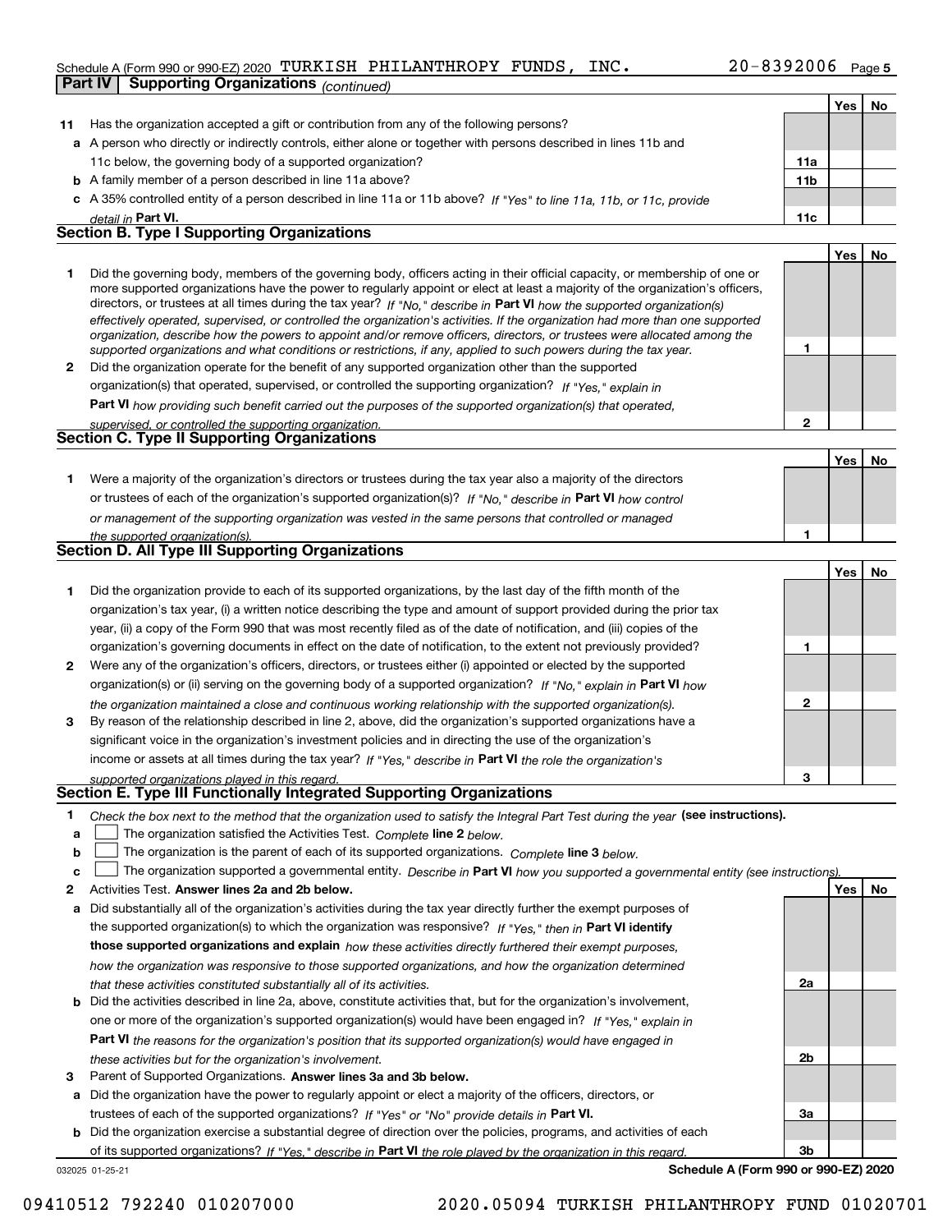Schedule A (Form 990 or 990-EZ) 2020 TURKISH PHILANTHROPY FUNDS, INC. 20-8392006

## Part IV Supporting Organizations *(continued)*

| | | | Yes | No |
|---|---|---|---|---|
| **11** | Has the organization accepted a gift or contribution from any of the following persons? | | | |
| **a** | A person who directly or indirectly controls, either alone or together with persons described in lines 11b and 11c below, the governing body of a supported organization? | **11a** | | |
| **b** | A family member of a person described in line 11a above? | **11b** | | |
| **c** | A 35% controlled entity of a person described in line 11a or 11b above? *If "Yes" to line 11a, 11b, or 11c, provide detail in* **Part VI.** | **11c** | | |

### Section B. Type I Supporting Organizations

| | | | Yes | No |
|---|---|---|---|---|
| **1** | Did the governing body, members of the governing body, officers acting in their official capacity, or membership of one or more supported organizations have the power to regularly appoint or elect at least a majority of the organization's officers, directors, or trustees at all times during the tax year? *If "No," describe in* **Part VI** *how the supported organization(s) effectively operated, supervised, or controlled the organization's activities. If the organization had more than one supported organization, describe how the powers to appoint and/or remove officers, directors, or trustees were allocated among the supported organizations and what conditions or restrictions, if any, applied to such powers during the tax year.* | **1** | | |
| **2** | Did the organization operate for the benefit of any supported organization other than the supported organization(s) that operated, supervised, or controlled the supporting organization? *If "Yes," explain in* **Part VI** *how providing such benefit carried out the purposes of the supported organization(s) that operated, supervised, or controlled the supporting organization.* | **2** | | |

### Section C. Type II Supporting Organizations

| | | | Yes | No |
|---|---|---|---|---|
| **1** | Were a majority of the organization's directors or trustees during the tax year also a majority of the directors or trustees of each of the organization's supported organization(s)? *If "No," describe in* **Part VI** *how control or management of the supporting organization was vested in the same persons that controlled or managed the supported organization(s).* | **1** | | |

### Section D. All Type III Supporting Organizations

| | | | Yes | No |
|---|---|---|---|---|
| **1** | Did the organization provide to each of its supported organizations, by the last day of the fifth month of the organization's tax year, (i) a written notice describing the type and amount of support provided during the prior tax year, (ii) a copy of the Form 990 that was most recently filed as of the date of notification, and (iii) copies of the organization's governing documents in effect on the date of notification, to the extent not previously provided? | **1** | | |
| **2** | Were any of the organization's officers, directors, or trustees either (i) appointed or elected by the supported organization(s) or (ii) serving on the governing body of a supported organization? *If "No," explain in* **Part VI** *how the organization maintained a close and continuous working relationship with the supported organization(s).* | **2** | | |
| **3** | By reason of the relationship described in line 2, above, did the organization's supported organizations have a significant voice in the organization's investment policies and in directing the use of the organization's income or assets at all times during the tax year? *If "Yes," describe in* **Part VI** *the role the organization's supported organizations played in this regard.* | **3** | | |

### Section E. Type III Functionally Integrated Supporting Organizations

**1** *Check the box next to the method that the organization used to satisfy the Integral Part Test during the year* **(see instructions).**

- **a** ☐ The organization satisfied the Activities Test. *Complete* **line 2** *below.*
- **b** ☐ The organization is the parent of each of its supported organizations. *Complete* **line 3** *below.*
- **c** ☐ The organization supported a governmental entity. *Describe in* **Part VI** *how you supported a governmental entity (see instructions).*

| | | | Yes | No |
|---|---|---|---|---|
| **2** | Activities Test. **Answer lines 2a and 2b below.** | | | |
| **a** | Did substantially all of the organization's activities during the tax year directly further the exempt purposes of the supported organization(s) to which the organization was responsive? *If "Yes," then in* **Part VI identify those supported organizations and explain** *how these activities directly furthered their exempt purposes, how the organization was responsive to those supported organizations, and how the organization determined that these activities constituted substantially all of its activities.* | **2a** | | |
| **b** | Did the activities described in line 2a, above, constitute activities that, but for the organization's involvement, one or more of the organization's supported organization(s) would have been engaged in? *If "Yes," explain in* **Part VI** *the reasons for the organization's position that its supported organization(s) would have engaged in these activities but for the organization's involvement.* | **2b** | | |
| **3** | Parent of Supported Organizations. **Answer lines 3a and 3b below.** | | | |
| **a** | Did the organization have the power to regularly appoint or elect a majority of the officers, directors, or trustees of each of the supported organizations? *If "Yes" or "No" provide details in* **Part VI.** | **3a** | | |
| **b** | Did the organization exercise a substantial degree of direction over the policies, programs, and activities of each of its supported organizations? *If "Yes," describe in* **Part VI** *the role played by the organization in this regard.* | **3b** | | |

032025 01-25-21 **Schedule A (Form 990 or 990-EZ) 2020**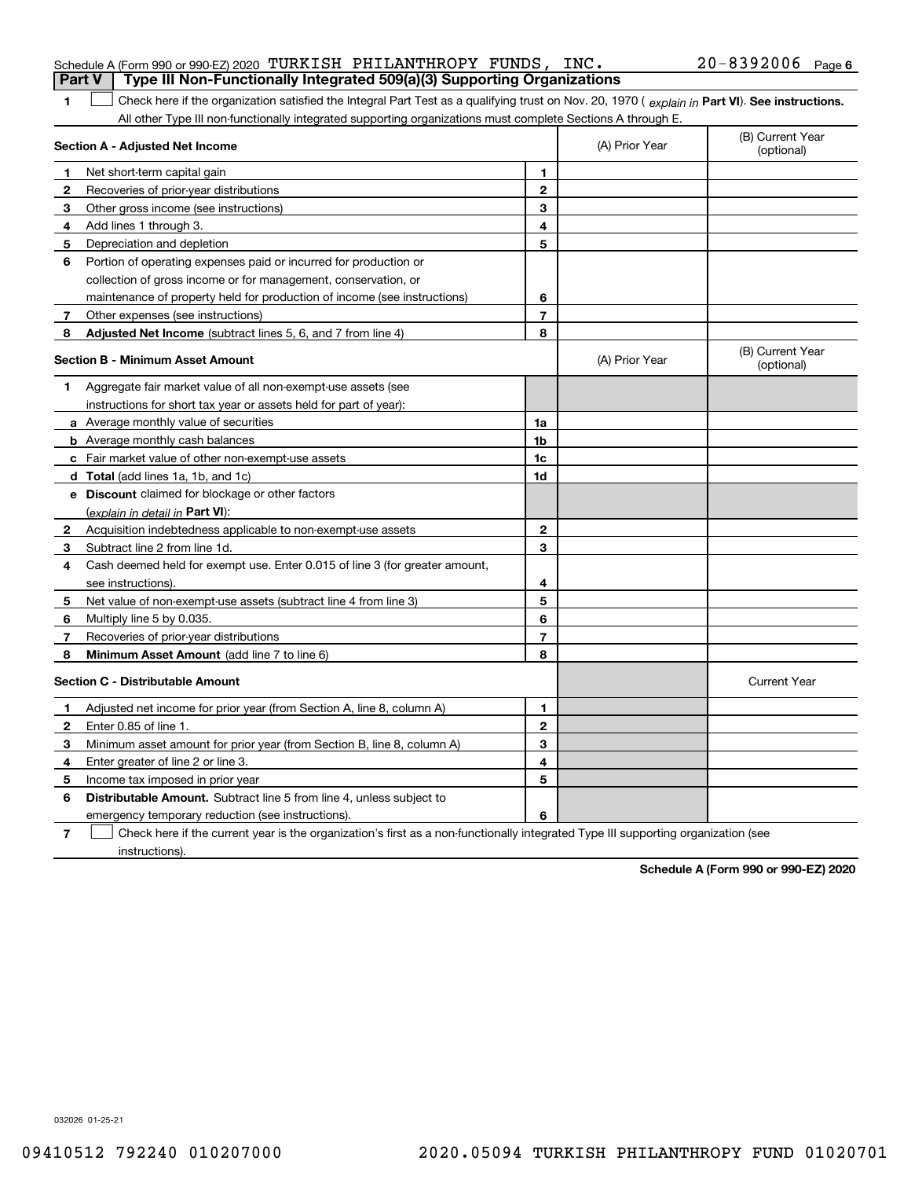Schedule A (Form 990 or 990-EZ) 2020 TURKISH PHILANTHROPY FUNDS, INC. 20-8392006 Page 6

**Part V | Type III Non-Functionally Integrated 509(a)(3) Supporting Organizations**

**1** ☐ Check here if the organization satisfied the Integral Part Test as a qualifying trust on Nov. 20, 1970 ( *explain in* **Part VI**). **See instructions.** All other Type III non-functionally integrated supporting organizations must complete Sections A through E.

| **Section A - Adjusted Net Income** | | (A) Prior Year | (B) Current Year (optional) |
|---|---|---|---|
| **1** Net short-term capital gain | **1** | | |
| **2** Recoveries of prior-year distributions | **2** | | |
| **3** Other gross income (see instructions) | **3** | | |
| **4** Add lines 1 through 3. | **4** | | |
| **5** Depreciation and depletion | **5** | | |
| **6** Portion of operating expenses paid or incurred for production or collection of gross income or for management, conservation, or maintenance of property held for production of income (see instructions) | **6** | | |
| **7** Other expenses (see instructions) | **7** | | |
| **8** **Adjusted Net Income** (subtract lines 5, 6, and 7 from line 4) | **8** | | |

| **Section B - Minimum Asset Amount** | | (A) Prior Year | (B) Current Year (optional) |
|---|---|---|---|
| **1** Aggregate fair market value of all non-exempt-use assets (see instructions for short tax year or assets held for part of year): | | | |
| **a** Average monthly value of securities | **1a** | | |
| **b** Average monthly cash balances | **1b** | | |
| **c** Fair market value of other non-exempt-use assets | **1c** | | |
| **d** **Total** (add lines 1a, 1b, and 1c) | **1d** | | |
| **e** **Discount** claimed for blockage or other factors (*explain in detail in* **Part VI**): | | | |
| **2** Acquisition indebtedness applicable to non-exempt-use assets | **2** | | |
| **3** Subtract line 2 from line 1d. | **3** | | |
| **4** Cash deemed held for exempt use. Enter 0.015 of line 3 (for greater amount, see instructions). | **4** | | |
| **5** Net value of non-exempt-use assets (subtract line 4 from line 3) | **5** | | |
| **6** Multiply line 5 by 0.035. | **6** | | |
| **7** Recoveries of prior-year distributions | **7** | | |
| **8** **Minimum Asset Amount** (add line 7 to line 6) | **8** | | |

| **Section C - Distributable Amount** | | | Current Year |
|---|---|---|---|
| **1** Adjusted net income for prior year (from Section A, line 8, column A) | **1** | | |
| **2** Enter 0.85 of line 1. | **2** | | |
| **3** Minimum asset amount for prior year (from Section B, line 8, column A) | **3** | | |
| **4** Enter greater of line 2 or line 3. | **4** | | |
| **5** Income tax imposed in prior year | **5** | | |
| **6** **Distributable Amount.** Subtract line 5 from line 4, unless subject to emergency temporary reduction (see instructions). | **6** | | |

**7** ☐ Check here if the current year is the organization's first as a non-functionally integrated Type III supporting organization (see instructions).

**Schedule A (Form 990 or 990-EZ) 2020**

032026 01-25-21

09410512 792240 010207000 2020.05094 TURKISH PHILANTHROPY FUND 01020701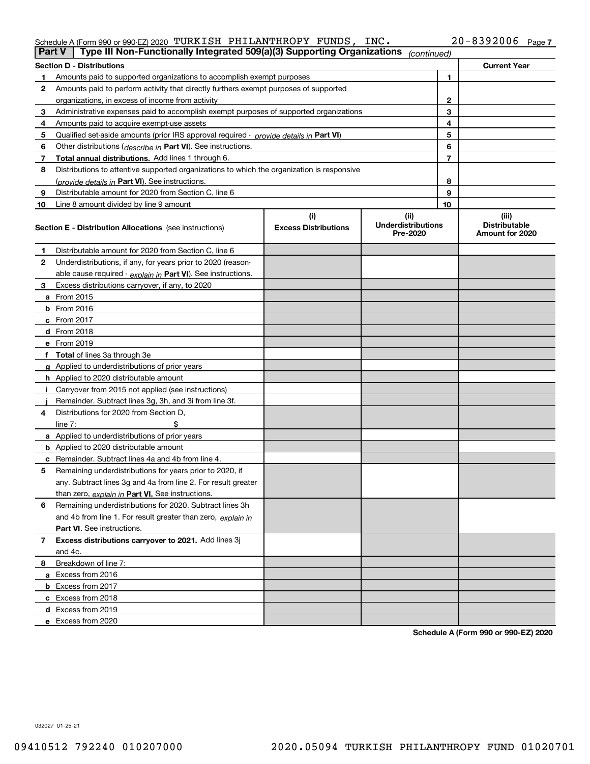Schedule A (Form 990 or 990-EZ) 2020 TURKISH PHILANTHROPY FUNDS, INC. 20-8392006 Page 7

**Part V** | **Type III Non-Functionally Integrated 509(a)(3) Supporting Organizations** *(continued)*

| **Section D - Distributions** | | | **Current Year** |
|---|---|---|---|
| 1 | Amounts paid to supported organizations to accomplish exempt purposes | 1 | |
| 2 | Amounts paid to perform activity that directly furthers exempt purposes of supported organizations, in excess of income from activity | 2 | |
| 3 | Administrative expenses paid to accomplish exempt purposes of supported organizations | 3 | |
| 4 | Amounts paid to acquire exempt-use assets | 4 | |
| 5 | Qualified set-aside amounts (prior IRS approval required - *provide details in* **Part VI**) | 5 | |
| 6 | Other distributions (*describe in* **Part VI**). See instructions. | 6 | |
| 7 | **Total annual distributions.** Add lines 1 through 6. | 7 | |
| 8 | Distributions to attentive supported organizations to which the organization is responsive (*provide details in* **Part VI**). See instructions. | 8 | |
| 9 | Distributable amount for 2020 from Section C, line 6 | 9 | |
| 10 | Line 8 amount divided by line 9 amount | 10 | |

| | **Section E - Distribution Allocations** (see instructions) | (i) **Excess Distributions** | (ii) **Underdistributions Pre-2020** | (iii) **Distributable Amount for 2020** |
|---|---|---|---|---|
| 1 | Distributable amount for 2020 from Section C, line 6 | | | |
| 2 | Underdistributions, if any, for years prior to 2020 (reasonable cause required - *explain in* **Part VI**). See instructions. | | | |
| 3 | Excess distributions carryover, if any, to 2020 | | | |
| a | From 2015 | | | |
| b | From 2016 | | | |
| c | From 2017 | | | |
| d | From 2018 | | | |
| e | From 2019 | | | |
| f | **Total** of lines 3a through 3e | | | |
| g | Applied to underdistributions of prior years | | | |
| h | Applied to 2020 distributable amount | | | |
| i | Carryover from 2015 not applied (see instructions) | | | |
| j | Remainder. Subtract lines 3g, 3h, and 3i from line 3f. | | | |
| 4 | Distributions for 2020 from Section D, line 7: $ | | | |
| a | Applied to underdistributions of prior years | | | |
| b | Applied to 2020 distributable amount | | | |
| c | Remainder. Subtract lines 4a and 4b from line 4. | | | |
| 5 | Remaining underdistributions for years prior to 2020, if any. Subtract lines 3g and 4a from line 2. For result greater than zero, *explain in* **Part VI.** See instructions. | | | |
| 6 | Remaining underdistributions for 2020. Subtract lines 3h and 4b from line 1. For result greater than zero, *explain in* **Part VI**. See instructions. | | | |
| 7 | **Excess distributions carryover to 2021.** Add lines 3j and 4c. | | | |
| 8 | Breakdown of line 7: | | | |
| a | Excess from 2016 | | | |
| b | Excess from 2017 | | | |
| c | Excess from 2018 | | | |
| d | Excess from 2019 | | | |
| e | Excess from 2020 | | | |

**Schedule A (Form 990 or 990-EZ) 2020**

032027 01-25-21

09410512 792240 010207000 2020.05094 TURKISH PHILANTHROPY FUND 01020701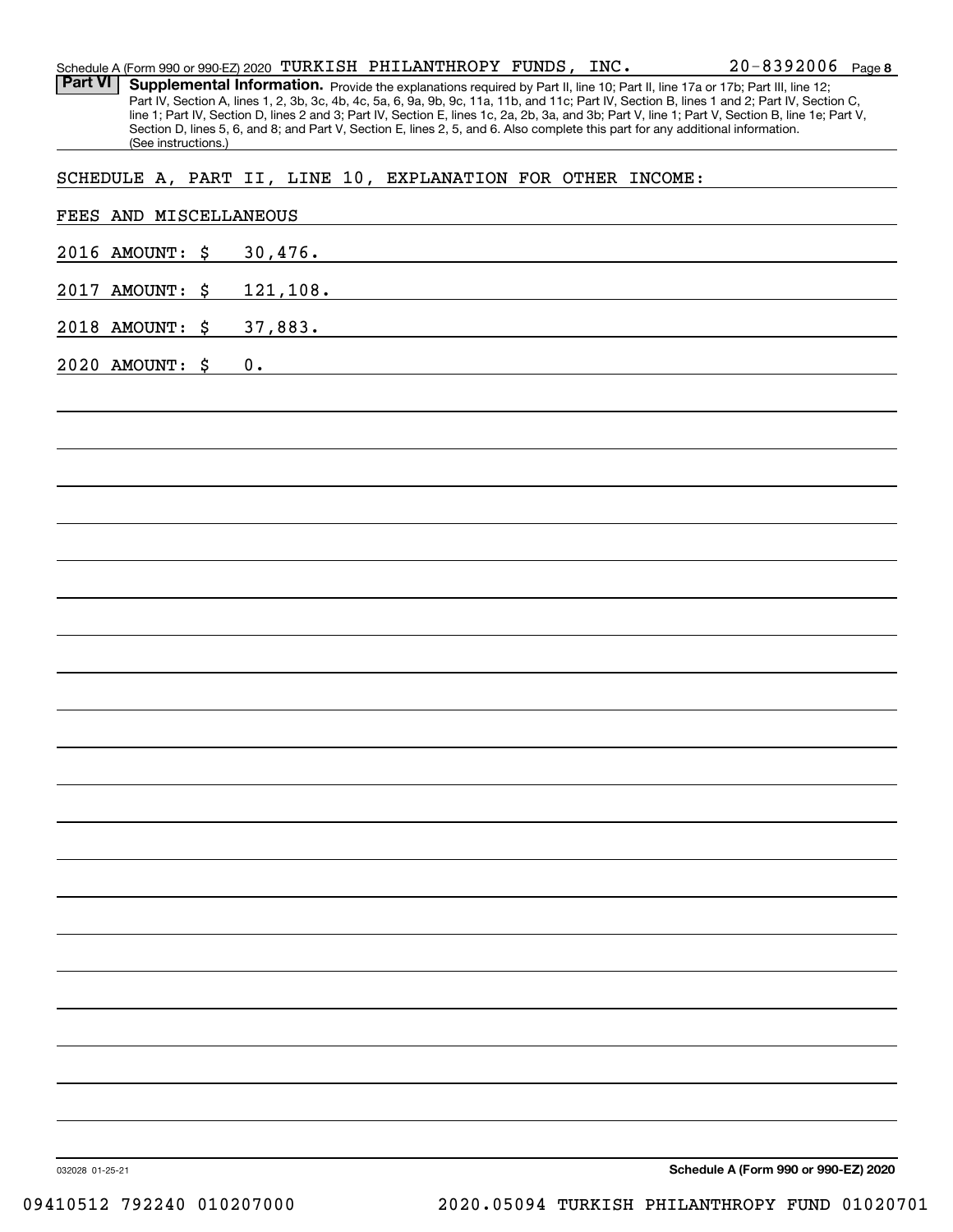Schedule A (Form 990 or 990-EZ) 2020 TURKISH PHILANTHROPY FUNDS, INC. 20-8392006 Page 8

## Part VI Supplemental Information.

Provide the explanations required by Part II, line 10; Part II, line 17a or 17b; Part III, line 12; Part IV, Section A, lines 1, 2, 3b, 3c, 4b, 4c, 5a, 6, 9a, 9b, 9c, 11a, 11b, and 11c; Part IV, Section B, lines 1 and 2; Part IV, Section C, line 1; Part IV, Section D, lines 2 and 3; Part IV, Section E, lines 1c, 2a, 2b, 3a, and 3b; Part V, line 1; Part V, Section B, line 1e; Part V, Section D, lines 5, 6, and 8; and Part V, Section E, lines 2, 5, and 6. Also complete this part for any additional information. (See instructions.)

SCHEDULE A, PART II, LINE 10, EXPLANATION FOR OTHER INCOME:

FEES AND MISCELLANEOUS

2016 AMOUNT: $ 30,476.

2017 AMOUNT: $ 121,108.

2018 AMOUNT: $ 37,883.

2020 AMOUNT: $ 0.

032028 01-25-21

Schedule A (Form 990 or 990-EZ) 2020

09410512 792240 010207000 2020.05094 TURKISH PHILANTHROPY FUND 01020701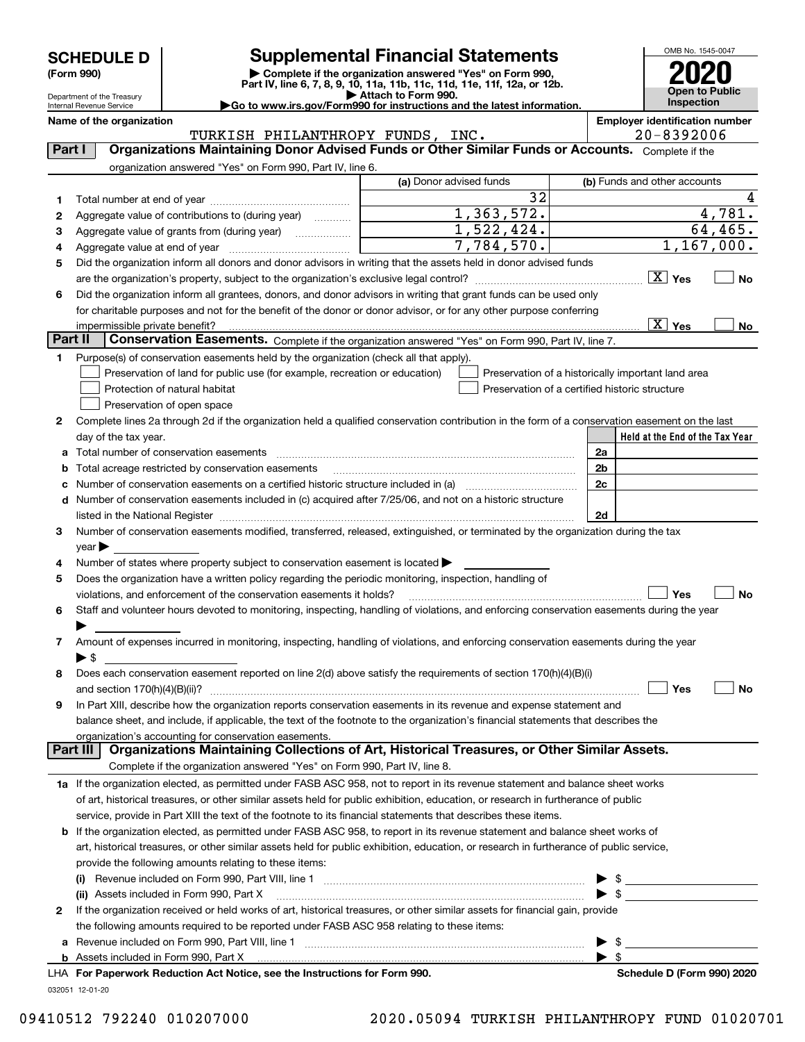# SCHEDULE D (Form 990)

Department of the Treasury
Internal Revenue Service

## Supplemental Financial Statements

▶ Complete if the organization answered "Yes" on Form 990, Part IV, line 6, 7, 8, 9, 10, 11a, 11b, 11c, 11d, 11e, 11f, 12a, or 12b.
▶ Attach to Form 990.
▶Go to www.irs.gov/Form990 for instructions and the latest information.

OMB No. 1545-0047

**2020**

**Open to Public Inspection**

**Name of the organization:** TURKISH PHILANTHROPY FUNDS, INC.

**Employer identification number:** 20-8392006

### Part I — Organizations Maintaining Donor Advised Funds or Other Similar Funds or Accounts.

Complete if the organization answered "Yes" on Form 990, Part IV, line 6.

| | | (a) Donor advised funds | (b) Funds and other accounts |
|---|---|---|---|
| 1 | Total number at end of year | 32 | 4 |
| 2 | Aggregate value of contributions to (during year) | 1,363,572. | 4,781. |
| 3 | Aggregate value of grants from (during year) | 1,522,424. | 64,465. |
| 4 | Aggregate value at end of year | 7,784,570. | 1,167,000. |

5 Did the organization inform all donors and donor advisors in writing that the assets held in donor advised funds are the organization's property, subject to the organization's exclusive legal control? [X] Yes [ ] No

6 Did the organization inform all grantees, donors, and donor advisors in writing that grant funds can be used only for charitable purposes and not for the benefit of the donor or donor advisor, or for any other purpose conferring impermissible private benefit? [X] Yes [ ] No

### Part II — Conservation Easements.

Complete if the organization answered "Yes" on Form 990, Part IV, line 7.

1 Purpose(s) of conservation easements held by the organization (check all that apply).

- [ ] Preservation of land for public use (for example, recreation or education)
- [ ] Protection of natural habitat
- [ ] Preservation of open space
- [ ] Preservation of a historically important land area
- [ ] Preservation of a certified historic structure

2 Complete lines 2a through 2d if the organization held a qualified conservation contribution in the form of a conservation easement on the last day of the tax year.

| | | | Held at the End of the Tax Year |
|---|---|---|---|
| a | Total number of conservation easements | 2a | |
| b | Total acreage restricted by conservation easements | 2b | |
| c | Number of conservation easements on a certified historic structure included in (a) | 2c | |
| d | Number of conservation easements included in (c) acquired after 7/25/06, and not on a historic structure listed in the National Register | 2d | |

3 Number of conservation easements modified, transferred, released, extinguished, or terminated by the organization during the tax year ▶

4 Number of states where property subject to conservation easement is located ▶

5 Does the organization have a written policy regarding the periodic monitoring, inspection, handling of violations, and enforcement of the conservation easements it holds? [ ] Yes [ ] No

6 Staff and volunteer hours devoted to monitoring, inspecting, handling of violations, and enforcing conservation easements during the year ▶

7 Amount of expenses incurred in monitoring, inspecting, handling of violations, and enforcing conservation easements during the year ▶ $

8 Does each conservation easement reported on line 2(d) above satisfy the requirements of section 170(h)(4)(B)(i) and section 170(h)(4)(B)(ii)? [ ] Yes [ ] No

9 In Part XIII, describe how the organization reports conservation easements in its revenue and expense statement and balance sheet, and include, if applicable, the text of the footnote to the organization's financial statements that describes the organization's accounting for conservation easements.

### Part III — Organizations Maintaining Collections of Art, Historical Treasures, or Other Similar Assets.

Complete if the organization answered "Yes" on Form 990, Part IV, line 8.

1a If the organization elected, as permitted under FASB ASC 958, not to report in its revenue statement and balance sheet works of art, historical treasures, or other similar assets held for public exhibition, education, or research in furtherance of public service, provide in Part XIII the text of the footnote to its financial statements that describes these items.

b If the organization elected, as permitted under FASB ASC 958, to report in its revenue statement and balance sheet works of art, historical treasures, or other similar assets held for public exhibition, education, or research in furtherance of public service, provide the following amounts relating to these items:

(i) Revenue included on Form 990, Part VIII, line 1 ▶ $

(ii) Assets included in Form 990, Part X ▶ $

2 If the organization received or held works of art, historical treasures, or other similar assets for financial gain, provide the following amounts required to be reported under FASB ASC 958 relating to these items:

a Revenue included on Form 990, Part VIII, line 1 ▶ $

b Assets included in Form 990, Part X ▶ $

LHA For Paperwork Reduction Act Notice, see the Instructions for Form 990. **Schedule D (Form 990) 2020**

032051 12-01-20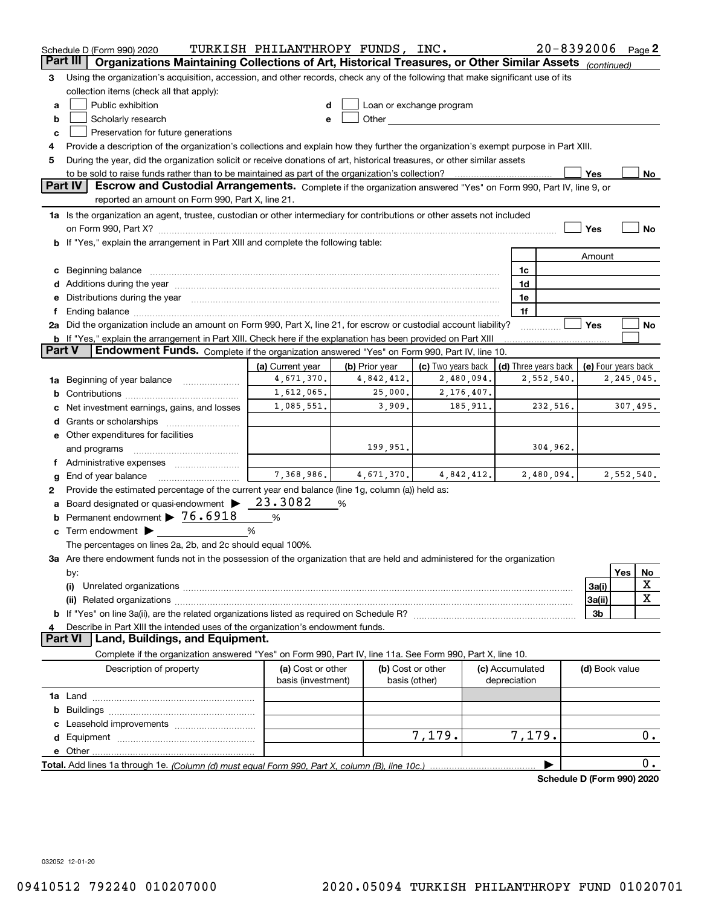Schedule D (Form 990) 2020 TURKISH PHILANTHROPY FUNDS, INC. 20-8392006 Page 2

## Part III Organizations Maintaining Collections of Art, Historical Treasures, or Other Similar Assets *(continued)*

3 Using the organization's acquisition, accession, and other records, check any of the following that make significant use of its collection items (check all that apply):

- a ☐ Public exhibition
- b ☐ Scholarly research
- c ☐ Preservation for future generations
- d ☐ Loan or exchange program
- e ☐ Other

4 Provide a description of the organization's collections and explain how they further the organization's exempt purpose in Part XIII.

5 During the year, did the organization solicit or receive donations of art, historical treasures, or other similar assets to be sold to raise funds rather than to be maintained as part of the organization's collection? ☐ Yes ☐ No

## Part IV Escrow and Custodial Arrangements.

Complete if the organization answered "Yes" on Form 990, Part IV, line 9, or reported an amount on Form 990, Part X, line 21.

1a Is the organization an agent, trustee, custodian or other intermediary for contributions or other assets not included on Form 990, Part X? ☐ Yes ☐ No

b If "Yes," explain the arrangement in Part XIII and complete the following table:

| | | Amount |
|---|---|---|
| c Beginning balance | 1c | |
| d Additions during the year | 1d | |
| e Distributions during the year | 1e | |
| f Ending balance | 1f | |

2a Did the organization include an amount on Form 990, Part X, line 21, for escrow or custodial account liability? ☐ Yes ☐ No

b If "Yes," explain the arrangement in Part XIII. Check here if the explanation has been provided on Part XIII ☐

## Part V Endowment Funds.

Complete if the organization answered "Yes" on Form 990, Part IV, line 10.

| | (a) Current year | (b) Prior year | (c) Two years back | (d) Three years back | (e) Four years back |
|---|---|---|---|---|---|
| 1a Beginning of year balance | 4,671,370. | 4,842,412. | 2,480,094. | 2,552,540. | 2,245,045. |
| b Contributions | 1,612,065. | 25,000. | 2,176,407. | | |
| c Net investment earnings, gains, and losses | 1,085,551. | 3,909. | 185,911. | 232,516. | 307,495. |
| d Grants or scholarships | | | | | |
| e Other expenditures for facilities and programs | | 199,951. | | 304,962. | |
| f Administrative expenses | | | | | |
| g End of year balance | 7,368,986. | 4,671,370. | 4,842,412. | 2,480,094. | 2,552,540. |

2 Provide the estimated percentage of the current year end balance (line 1g, column (a)) held as:

- a Board designated or quasi-endowment ▶ 23.3082 %
- b Permanent endowment ▶ 76.6918 %
- c Term endowment ▶ %

The percentages on lines 2a, 2b, and 2c should equal 100%.

3a Are there endowment funds not in the possession of the organization that are held and administered for the organization by:

| | | Yes | No |
|---|---|---|---|
| (i) Unrelated organizations | 3a(i) | | X |
| (ii) Related organizations | 3a(ii) | | X |
| b If "Yes" on line 3a(ii), are the related organizations listed as required on Schedule R? | 3b | | |

4 Describe in Part XIII the intended uses of the organization's endowment funds.

## Part VI Land, Buildings, and Equipment.

Complete if the organization answered "Yes" on Form 990, Part IV, line 11a. See Form 990, Part X, line 10.

| Description of property | (a) Cost or other basis (investment) | (b) Cost or other basis (other) | (c) Accumulated depreciation | (d) Book value |
|---|---|---|---|---|
| 1a Land | | | | |
| b Buildings | | | | |
| c Leasehold improvements | | | | |
| d Equipment | | 7,179. | 7,179. | 0. |
| e Other | | | | |
| **Total.** Add lines 1a through 1e. *(Column (d) must equal Form 990, Part X, column (B), line 10c.)* | | | ▶ | 0. |

**Schedule D (Form 990) 2020**

032052 12-01-20

09410512 792240 010207000 2020.05094 TURKISH PHILANTHROPY FUND 01020701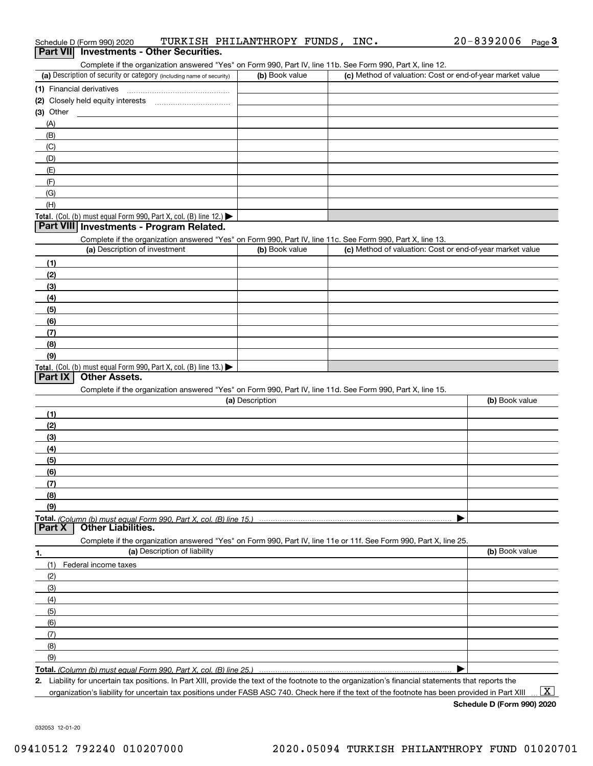Schedule D (Form 990) 2020 TURKISH PHILANTHROPY FUNDS, INC. 20-8392006 Page 3

## Part VII Investments - Other Securities.

Complete if the organization answered "Yes" on Form 990, Part IV, line 11b. See Form 990, Part X, line 12.

| (a) Description of security or category (including name of security) | (b) Book value | (c) Method of valuation: Cost or end-of-year market value |
|---|---|---|
| (1) Financial derivatives | | |
| (2) Closely held equity interests | | |
| (3) Other | | |
| (A) | | |
| (B) | | |
| (C) | | |
| (D) | | |
| (E) | | |
| (F) | | |
| (G) | | |
| (H) | | |
| **Total.** (Col. (b) must equal Form 990, Part X, col. (B) line 12.) ▶ | | |

## Part VIII Investments - Program Related.

Complete if the organization answered "Yes" on Form 990, Part IV, line 11c. See Form 990, Part X, line 13.

| (a) Description of investment | (b) Book value | (c) Method of valuation: Cost or end-of-year market value |
|---|---|---|
| (1) | | |
| (2) | | |
| (3) | | |
| (4) | | |
| (5) | | |
| (6) | | |
| (7) | | |
| (8) | | |
| (9) | | |
| **Total.** (Col. (b) must equal Form 990, Part X, col. (B) line 13.) ▶ | | |

## Part IX Other Assets.

Complete if the organization answered "Yes" on Form 990, Part IV, line 11d. See Form 990, Part X, line 15.

| (a) Description | (b) Book value |
|---|---|
| (1) | |
| (2) | |
| (3) | |
| (4) | |
| (5) | |
| (6) | |
| (7) | |
| (8) | |
| (9) | |
| **Total.** *(Column (b) must equal Form 990, Part X, col. (B) line 15.)* ▶ | |

## Part X Other Liabilities.

Complete if the organization answered "Yes" on Form 990, Part IV, line 11e or 11f. See Form 990, Part X, line 25.

| 1. (a) Description of liability | (b) Book value |
|---|---|
| (1) Federal income taxes | |
| (2) | |
| (3) | |
| (4) | |
| (5) | |
| (6) | |
| (7) | |
| (8) | |
| (9) | |
| **Total.** *(Column (b) must equal Form 990, Part X, col. (B) line 25.)* ▶ | |

2. Liability for uncertain tax positions. In Part XIII, provide the text of the footnote to the organization's financial statements that reports the organization's liability for uncertain tax positions under FASB ASC 740. Check here if the text of the footnote has been provided in Part XIII ... [X]

**Schedule D (Form 990) 2020**

032053 12-01-20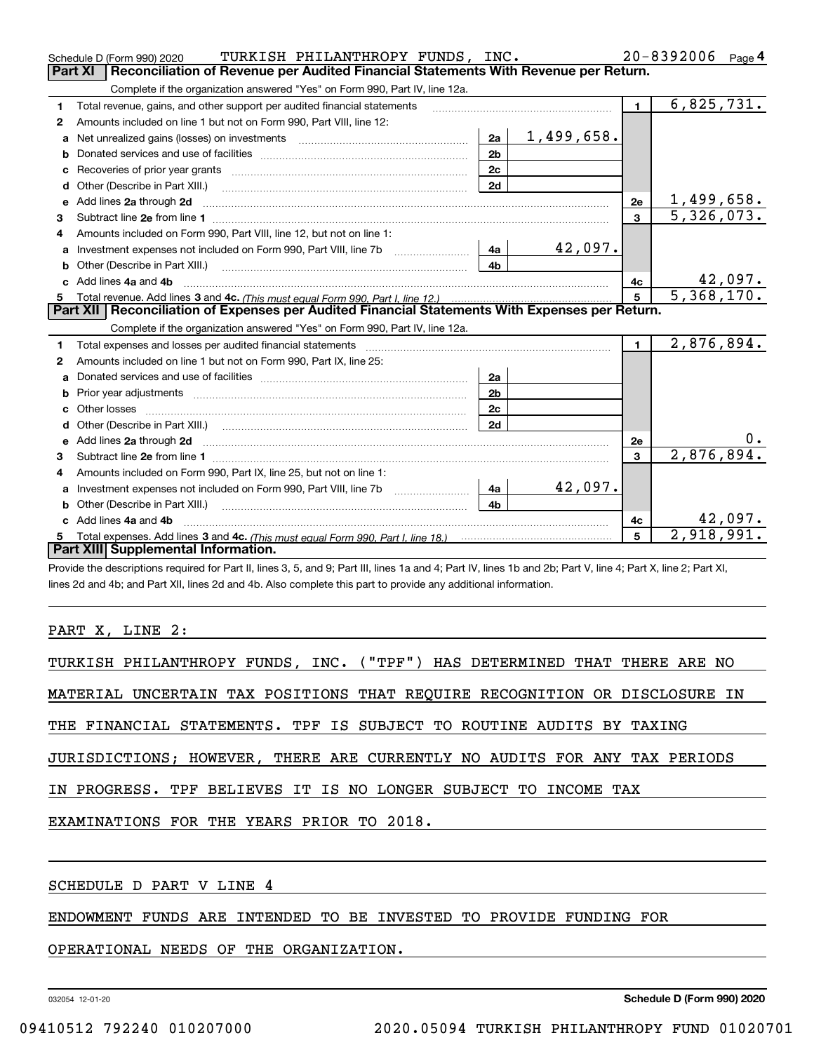Schedule D (Form 990) 2020 TURKISH PHILANTHROPY FUNDS, INC. 20-8392006

## Part XI Reconciliation of Revenue per Audited Financial Statements With Revenue per Return.

Complete if the organization answered "Yes" on Form 990, Part IV, line 12a.

| | | | | | |
|---|---|---|---|---|---|
| 1 | Total revenue, gains, and other support per audited financial statements | | | 1 | 6,825,731. |
| 2 | Amounts included on line 1 but not on Form 990, Part VIII, line 12: | | | | |
| a | Net unrealized gains (losses) on investments | 2a | 1,499,658. | | |
| b | Donated services and use of facilities | 2b | | | |
| c | Recoveries of prior year grants | 2c | | | |
| d | Other (Describe in Part XIII.) | 2d | | | |
| e | Add lines 2a through 2d | | | 2e | 1,499,658. |
| 3 | Subtract line 2e from line 1 | | | 3 | 5,326,073. |
| 4 | Amounts included on Form 990, Part VIII, line 12, but not on line 1: | | | | |
| a | Investment expenses not included on Form 990, Part VIII, line 7b | 4a | 42,097. | | |
| b | Other (Describe in Part XIII.) | 4b | | | |
| c | Add lines 4a and 4b | | | 4c | 42,097. |
| 5 | Total revenue. Add lines 3 and 4c. *(This must equal Form 990, Part I, line 12.)* | | | 5 | 5,368,170. |

## Part XII Reconciliation of Expenses per Audited Financial Statements With Expenses per Return.

Complete if the organization answered "Yes" on Form 990, Part IV, line 12a.

| | | | | | |
|---|---|---|---|---|---|
| 1 | Total expenses and losses per audited financial statements | | | 1 | 2,876,894. |
| 2 | Amounts included on line 1 but not on Form 990, Part IX, line 25: | | | | |
| a | Donated services and use of facilities | 2a | | | |
| b | Prior year adjustments | 2b | | | |
| c | Other losses | 2c | | | |
| d | Other (Describe in Part XIII.) | 2d | | | |
| e | Add lines 2a through 2d | | | 2e | 0. |
| 3 | Subtract line 2e from line 1 | | | 3 | 2,876,894. |
| 4 | Amounts included on Form 990, Part IX, line 25, but not on line 1: | | | | |
| a | Investment expenses not included on Form 990, Part VIII, line 7b | 4a | 42,097. | | |
| b | Other (Describe in Part XIII.) | 4b | | | |
| c | Add lines 4a and 4b | | | 4c | 42,097. |
| 5 | Total expenses. Add lines 3 and 4c. *(This must equal Form 990, Part I, line 18.)* | | | 5 | 2,918,991. |

## Part XIII Supplemental Information.

Provide the descriptions required for Part II, lines 3, 5, and 9; Part III, lines 1a and 4; Part IV, lines 1b and 2b; Part V, line 4; Part X, line 2; Part XI, lines 2d and 4b; and Part XII, lines 2d and 4b. Also complete this part to provide any additional information.

PART X, LINE 2:

TURKISH PHILANTHROPY FUNDS, INC. ("TPF") HAS DETERMINED THAT THERE ARE NO MATERIAL UNCERTAIN TAX POSITIONS THAT REQUIRE RECOGNITION OR DISCLOSURE IN THE FINANCIAL STATEMENTS. TPF IS SUBJECT TO ROUTINE AUDITS BY TAXING JURISDICTIONS; HOWEVER, THERE ARE CURRENTLY NO AUDITS FOR ANY TAX PERIODS IN PROGRESS. TPF BELIEVES IT IS NO LONGER SUBJECT TO INCOME TAX EXAMINATIONS FOR THE YEARS PRIOR TO 2018.

SCHEDULE D PART V LINE 4

ENDOWMENT FUNDS ARE INTENDED TO BE INVESTED TO PROVIDE FUNDING FOR OPERATIONAL NEEDS OF THE ORGANIZATION.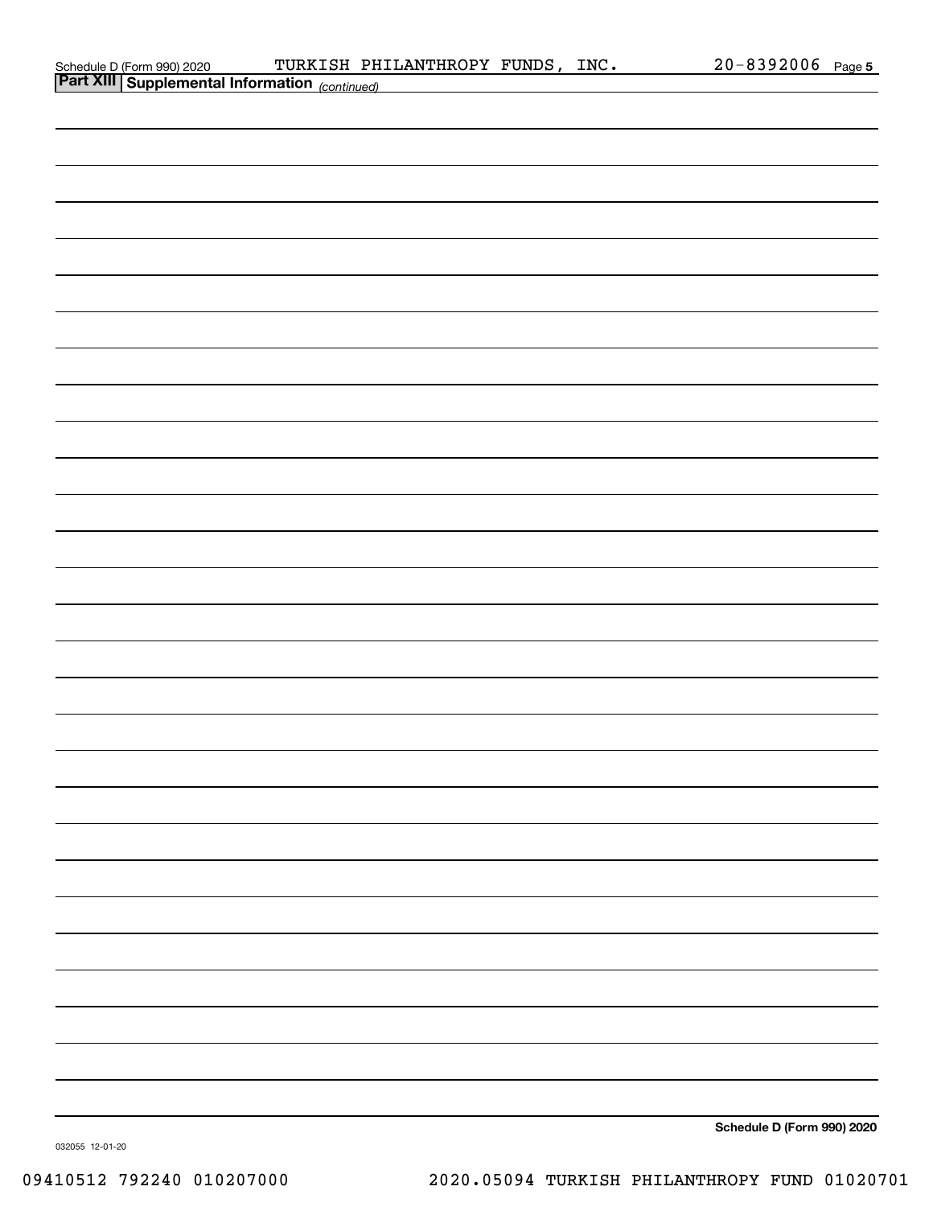## Part XIII | Supplemental Information *(continued)*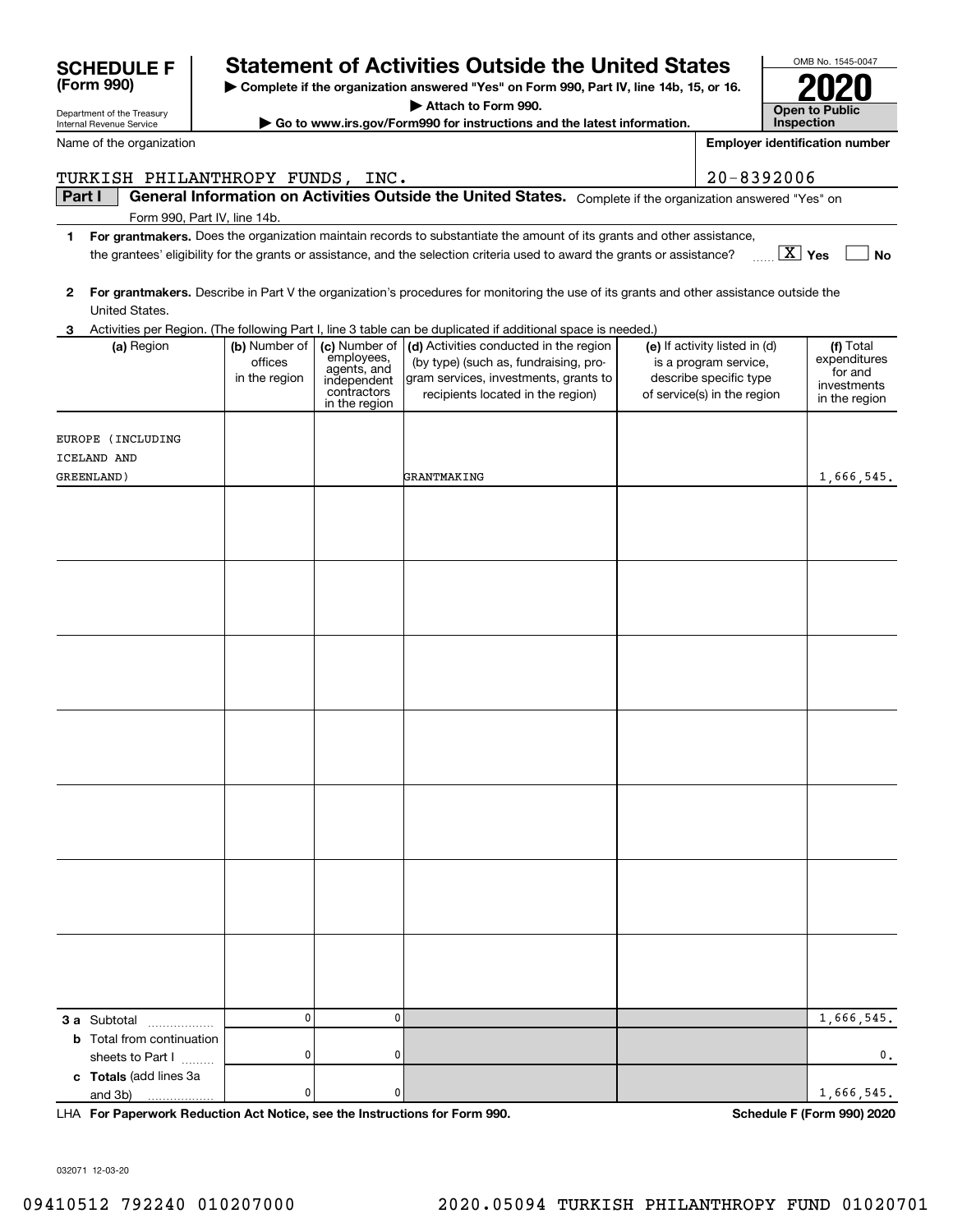# SCHEDULE F (Form 990)

Department of the Treasury
Internal Revenue Service

## Statement of Activities Outside the United States

▶ Complete if the organization answered "Yes" on Form 990, Part IV, line 14b, 15, or 16.
▶ Attach to Form 990.
▶ Go to www.irs.gov/Form990 for instructions and the latest information.

OMB No. 1545-0047
**2020**
**Open to Public Inspection**

Name of the organization: TURKISH PHILANTHROPY FUNDS, INC.

Employer identification number: 20-8392006

**Part I** **General Information on Activities Outside the United States.** Complete if the organization answered "Yes" on Form 990, Part IV, line 14b.

1. **For grantmakers.** Does the organization maintain records to substantiate the amount of its grants and other assistance, the grantees' eligibility for the grants or assistance, and the selection criteria used to award the grants or assistance? [X] Yes [ ] No

2. **For grantmakers.** Describe in Part V the organization's procedures for monitoring the use of its grants and other assistance outside the United States.

3. Activities per Region. (The following Part I, line 3 table can be duplicated if additional space is needed.)

| (a) Region | (b) Number of offices in the region | (c) Number of employees, agents, and independent contractors in the region | (d) Activities conducted in the region (by type) (such as, fundraising, program services, investments, grants to recipients located in the region) | (e) If activity listed in (d) is a program service, describe specific type of service(s) in the region | (f) Total expenditures for and investments in the region |
|---|---|---|---|---|---|
| EUROPE (INCLUDING ICELAND AND GREENLAND) | | | GRANTMAKING | | 1,666,545. |
| | | | | | |
| | | | | | |
| | | | | | |
| | | | | | |
| | | | | | |
| | | | | | |
| | | | | | |
| **3 a** Subtotal | 0 | 0 | | | 1,666,545. |
| **b** Total from continuation sheets to Part I | 0 | 0 | | | 0. |
| **c Totals** (add lines 3a and 3b) | 0 | 0 | | | 1,666,545. |

LHA **For Paperwork Reduction Act Notice, see the Instructions for Form 990.** **Schedule F (Form 990) 2020**

032071 12-03-20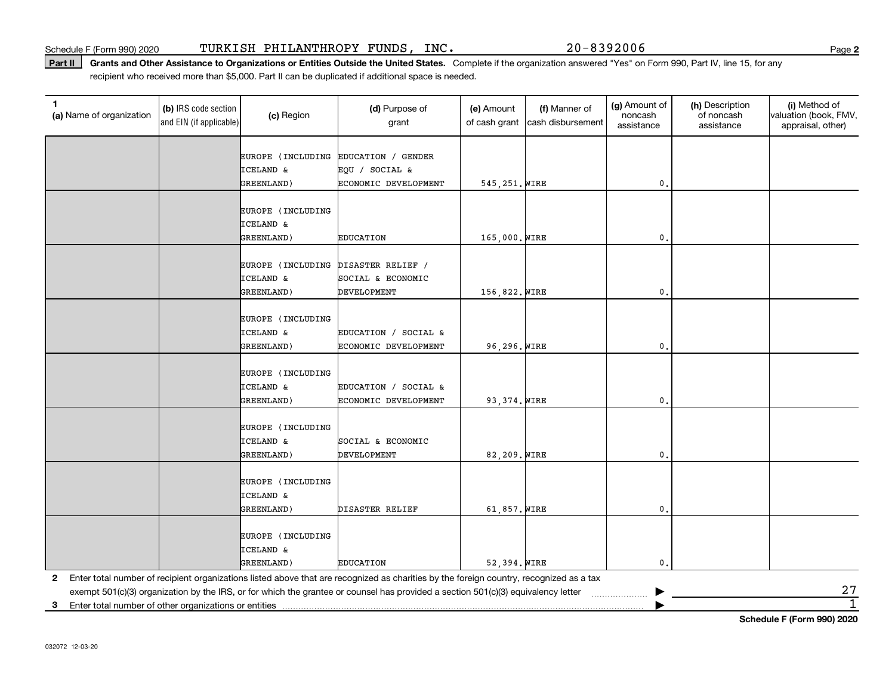Schedule F (Form 990) 2020 TURKISH PHILANTHROPY FUNDS, INC. 20-8392006

**Part II** **Grants and Other Assistance to Organizations or Entities Outside the United States.** Complete if the organization answered "Yes" on Form 990, Part IV, line 15, for any recipient who received more than $5,000. Part II can be duplicated if additional space is needed.

| 1 (a) Name of organization | (b) IRS code section and EIN (if applicable) | (c) Region | (d) Purpose of grant | (e) Amount of cash grant | (f) Manner of cash disbursement | (g) Amount of noncash assistance | (h) Description of noncash assistance | (i) Method of valuation (book, FMV, appraisal, other) |
|---|---|---|---|---|---|---|---|---|
| | | EUROPE (INCLUDING ICELAND & GREENLAND) | EDUCATION / GENDER EQU / SOCIAL & ECONOMIC DEVELOPMENT | 545,251. | WIRE | 0. | | |
| | | EUROPE (INCLUDING ICELAND & GREENLAND) | EDUCATION | 165,000. | WIRE | 0. | | |
| | | EUROPE (INCLUDING ICELAND & GREENLAND) | DISASTER RELIEF / SOCIAL & ECONOMIC DEVELOPMENT | 156,822. | WIRE | 0. | | |
| | | EUROPE (INCLUDING ICELAND & GREENLAND) | EDUCATION / SOCIAL & ECONOMIC DEVELOPMENT | 96,296. | WIRE | 0. | | |
| | | EUROPE (INCLUDING ICELAND & GREENLAND) | EDUCATION / SOCIAL & ECONOMIC DEVELOPMENT | 93,374. | WIRE | 0. | | |
| | | EUROPE (INCLUDING ICELAND & GREENLAND) | SOCIAL & ECONOMIC DEVELOPMENT | 82,209. | WIRE | 0. | | |
| | | EUROPE (INCLUDING ICELAND & GREENLAND) | DISASTER RELIEF | 61,857. | WIRE | 0. | | |
| | | EUROPE (INCLUDING ICELAND & GREENLAND) | EDUCATION | 52,394. | WIRE | 0. | | |

**2** Enter total number of recipient organizations listed above that are recognized as charities by the foreign country, recognized as a tax exempt 501(c)(3) organization by the IRS, or for which the grantee or counsel has provided a section 501(c)(3) equivalency letter ▶ 27

**3** Enter total number of other organizations or entities ▶ 1

**Schedule F (Form 990) 2020**

032072 12-03-20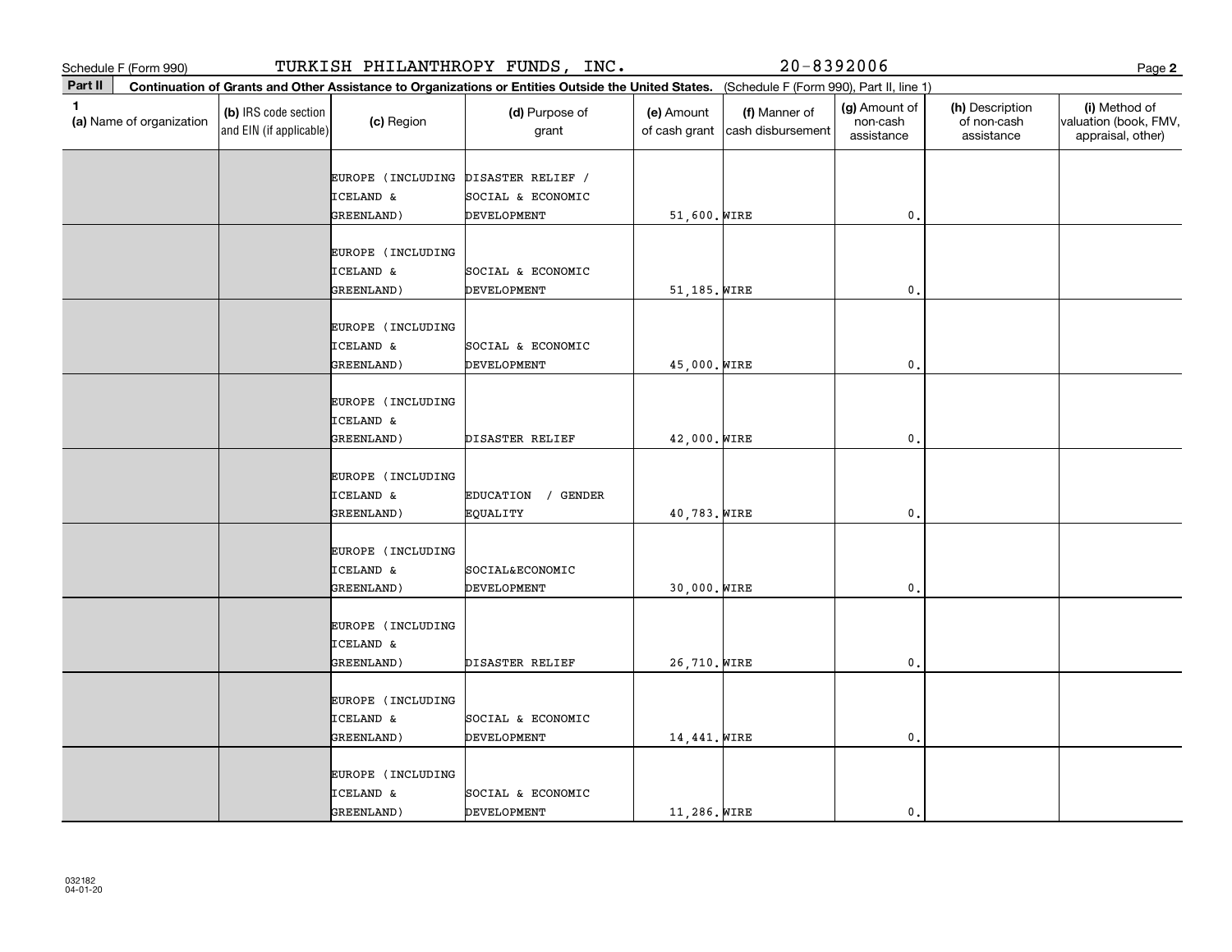Schedule F (Form 990) TURKISH PHILANTHROPY FUNDS, INC. 20-8392006

**Part II** **Continuation of Grants and Other Assistance to Organizations or Entities Outside the United States.** (Schedule F (Form 990), Part II, line 1)

| 1 (a) Name of organization | (b) IRS code section and EIN (if applicable) | (c) Region | (d) Purpose of grant | (e) Amount of cash grant | (f) Manner of cash disbursement | (g) Amount of non-cash assistance | (h) Description of non-cash assistance | (i) Method of valuation (book, FMV, appraisal, other) |
|---|---|---|---|---|---|---|---|---|
| | | EUROPE (INCLUDING ICELAND & GREENLAND) | DISASTER RELIEF / SOCIAL & ECONOMIC DEVELOPMENT | 51,600. | WIRE | 0. | | |
| | | EUROPE (INCLUDING ICELAND & GREENLAND) | SOCIAL & ECONOMIC DEVELOPMENT | 51,185. | WIRE | 0. | | |
| | | EUROPE (INCLUDING ICELAND & GREENLAND) | SOCIAL & ECONOMIC DEVELOPMENT | 45,000. | WIRE | 0. | | |
| | | EUROPE (INCLUDING ICELAND & GREENLAND) | DISASTER RELIEF | 42,000. | WIRE | 0. | | |
| | | EUROPE (INCLUDING ICELAND & GREENLAND) | EDUCATION / GENDER EQUALITY | 40,783. | WIRE | 0. | | |
| | | EUROPE (INCLUDING ICELAND & GREENLAND) | SOCIAL&ECONOMIC DEVELOPMENT | 30,000. | WIRE | 0. | | |
| | | EUROPE (INCLUDING ICELAND & GREENLAND) | DISASTER RELIEF | 26,710. | WIRE | 0. | | |
| | | EUROPE (INCLUDING ICELAND & GREENLAND) | SOCIAL & ECONOMIC DEVELOPMENT | 14,441. | WIRE | 0. | | |
| | | EUROPE (INCLUDING ICELAND & GREENLAND) | SOCIAL & ECONOMIC DEVELOPMENT | 11,286. | WIRE | 0. | | |

032182
04-01-20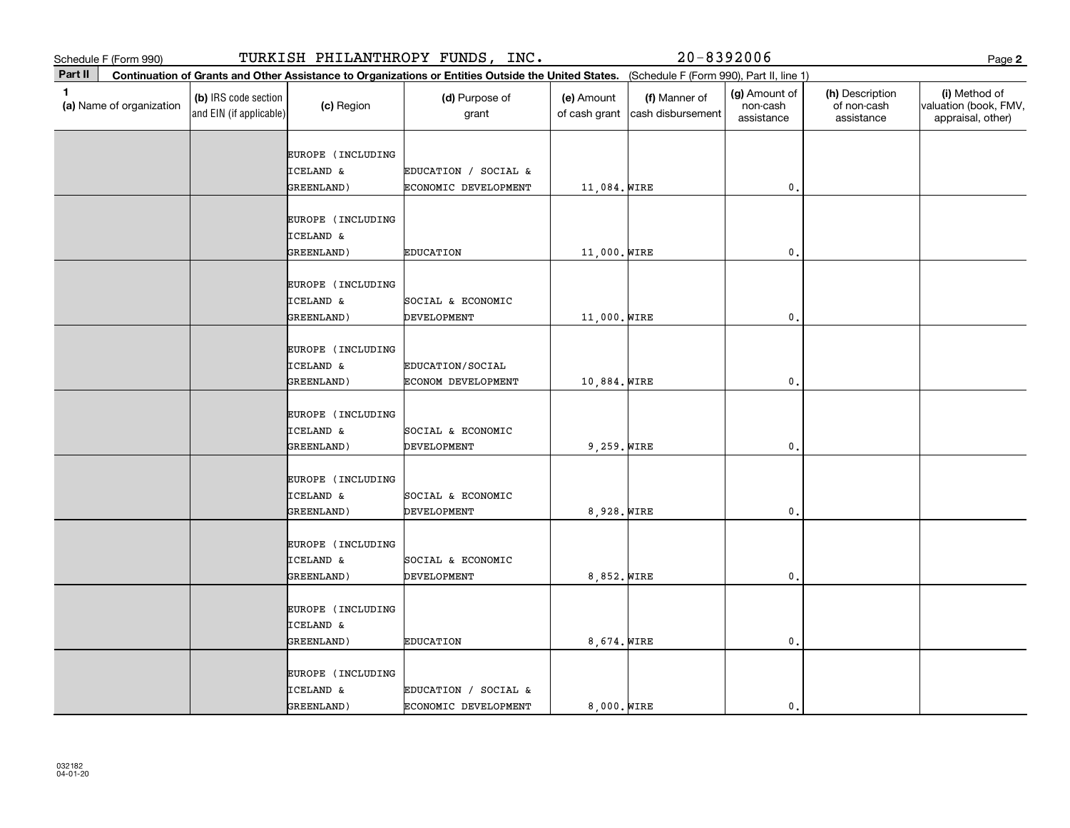Schedule F (Form 990) TURKISH PHILANTHROPY FUNDS, INC. 20-8392006

**Part II Continuation of Grants and Other Assistance to Organizations or Entities Outside the United States.** (Schedule F (Form 990), Part II, line 1)

| 1 (a) Name of organization | (b) IRS code section and EIN (if applicable) | (c) Region | (d) Purpose of grant | (e) Amount of cash grant | (f) Manner of cash disbursement | (g) Amount of non-cash assistance | (h) Description of non-cash assistance | (i) Method of valuation (book, FMV, appraisal, other) |
|---|---|---|---|---|---|---|---|---|
| | | EUROPE (INCLUDING ICELAND & GREENLAND) | EDUCATION / SOCIAL & ECONOMIC DEVELOPMENT | 11,084. | WIRE | 0. | | |
| | | EUROPE (INCLUDING ICELAND & GREENLAND) | EDUCATION | 11,000. | WIRE | 0. | | |
| | | EUROPE (INCLUDING ICELAND & GREENLAND) | SOCIAL & ECONOMIC DEVELOPMENT | 11,000. | WIRE | 0. | | |
| | | EUROPE (INCLUDING ICELAND & GREENLAND) | EDUCATION/SOCIAL ECONOM DEVELOPMENT | 10,884. | WIRE | 0. | | |
| | | EUROPE (INCLUDING ICELAND & GREENLAND) | SOCIAL & ECONOMIC DEVELOPMENT | 9,259. | WIRE | 0. | | |
| | | EUROPE (INCLUDING ICELAND & GREENLAND) | SOCIAL & ECONOMIC DEVELOPMENT | 8,928. | WIRE | 0. | | |
| | | EUROPE (INCLUDING ICELAND & GREENLAND) | SOCIAL & ECONOMIC DEVELOPMENT | 8,852. | WIRE | 0. | | |
| | | EUROPE (INCLUDING ICELAND & GREENLAND) | EDUCATION | 8,674. | WIRE | 0. | | |
| | | EUROPE (INCLUDING ICELAND & GREENLAND) | EDUCATION / SOCIAL & ECONOMIC DEVELOPMENT | 8,000. | WIRE | 0. | | |

032182 04-01-20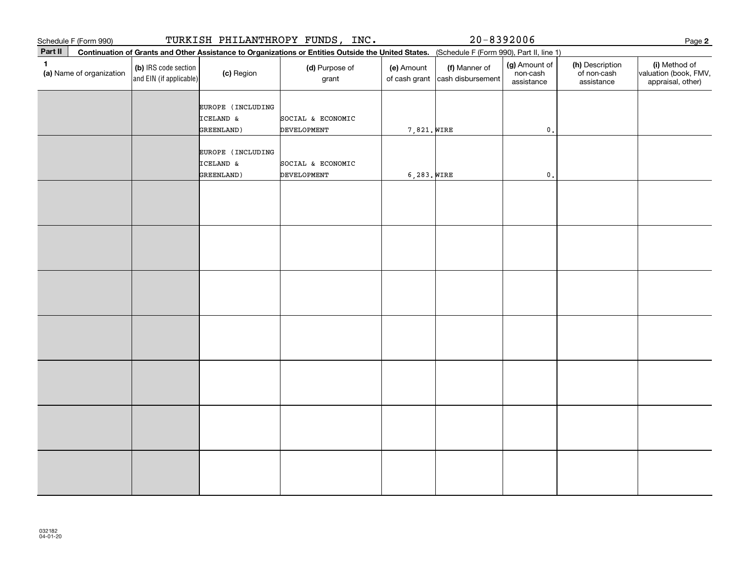Schedule F (Form 990) TURKISH PHILANTHROPY FUNDS, INC. 20-8392006

**Part II** **Continuation of Grants and Other Assistance to Organizations or Entities Outside the United States.** (Schedule F (Form 990), Part II, line 1)

| 1 (a) Name of organization | (b) IRS code section and EIN (if applicable) | (c) Region | (d) Purpose of grant | (e) Amount of cash grant | (f) Manner of cash disbursement | (g) Amount of non-cash assistance | (h) Description of non-cash assistance | (i) Method of valuation (book, FMV, appraisal, other) |
|---|---|---|---|---|---|---|---|---|
| | | EUROPE (INCLUDING ICELAND & GREENLAND) | SOCIAL & ECONOMIC DEVELOPMENT | 7,821. | WIRE | 0. | | |
| | | EUROPE (INCLUDING ICELAND & GREENLAND) | SOCIAL & ECONOMIC DEVELOPMENT | 6,283. | WIRE | 0. | | |
| | | | | | | | | |
| | | | | | | | | |
| | | | | | | | | |
| | | | | | | | | |
| | | | | | | | | |
| | | | | | | | | |
| | | | | | | | | |

032182
04-01-20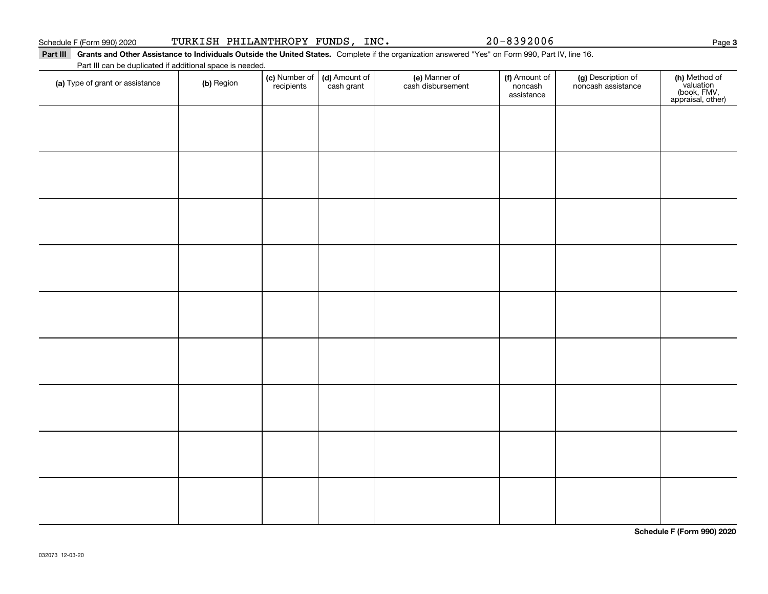Schedule F (Form 990) 2020 TURKISH PHILANTHROPY FUNDS, INC. 20-8392006

**Part III Grants and Other Assistance to Individuals Outside the United States.** Complete if the organization answered "Yes" on Form 990, Part IV, line 16.

Part III can be duplicated if additional space is needed.

| (a) Type of grant or assistance | (b) Region | (c) Number of recipients | (d) Amount of cash grant | (e) Manner of cash disbursement | (f) Amount of noncash assistance | (g) Description of noncash assistance | (h) Method of valuation (book, FMV, appraisal, other) |
|---|---|---|---|---|---|---|---|
| | | | | | | | |
| | | | | | | | |
| | | | | | | | |
| | | | | | | | |
| | | | | | | | |
| | | | | | | | |
| | | | | | | | |
| | | | | | | | |
| | | | | | | | |

**Schedule F (Form 990) 2020**

032073 12-03-20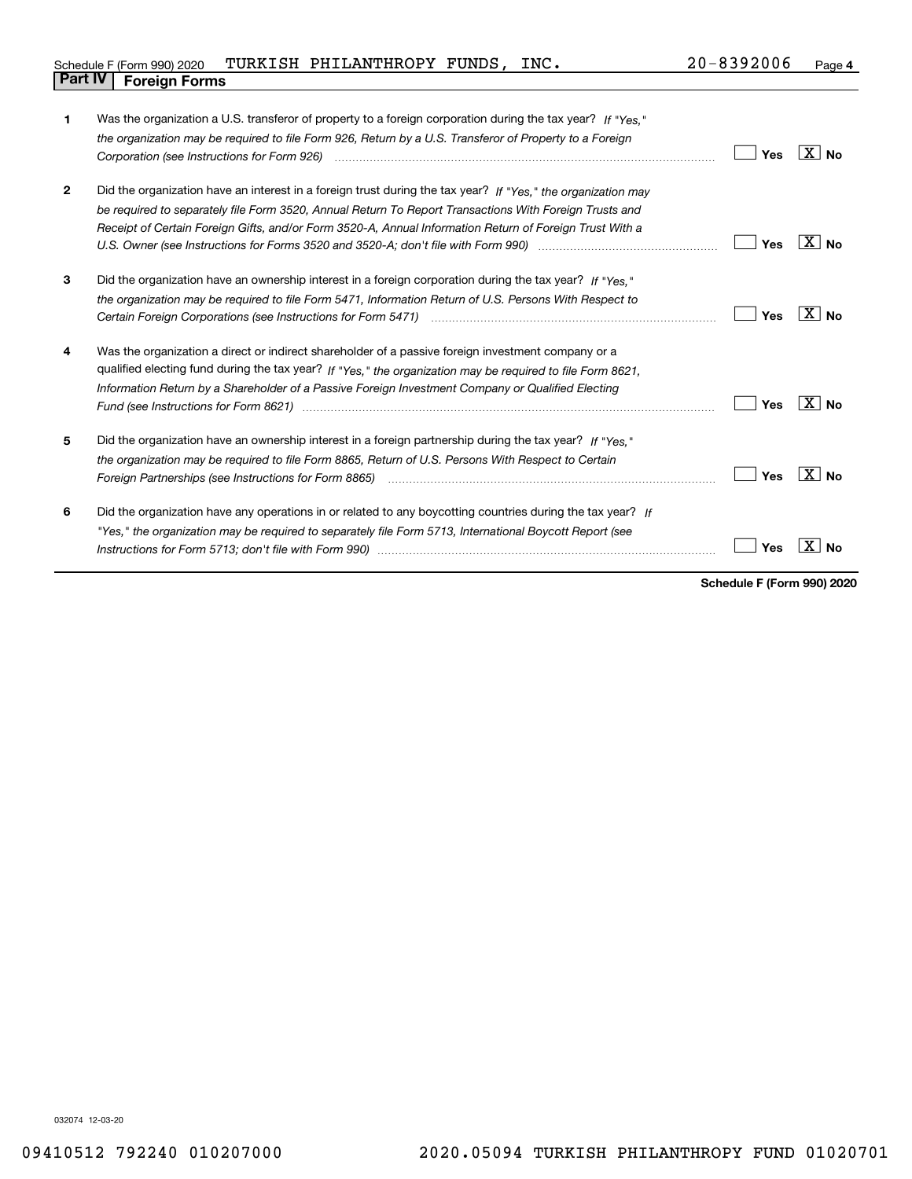Schedule F (Form 990) 2020 TURKISH PHILANTHROPY FUNDS, INC. 20-8392006

## Part IV Foreign Forms

| | | | |
|---|---|---|---|
| 1 | Was the organization a U.S. transferor of property to a foreign corporation during the tax year? *If "Yes," the organization may be required to file Form 926, Return by a U.S. Transferor of Property to a Foreign Corporation (see Instructions for Form 926)* | Yes | X No |
| 2 | Did the organization have an interest in a foreign trust during the tax year? *If "Yes," the organization may be required to separately file Form 3520, Annual Return To Report Transactions With Foreign Trusts and Receipt of Certain Foreign Gifts, and/or Form 3520-A, Annual Information Return of Foreign Trust With a U.S. Owner (see Instructions for Forms 3520 and 3520-A; don't file with Form 990)* | Yes | X No |
| 3 | Did the organization have an ownership interest in a foreign corporation during the tax year? *If "Yes," the organization may be required to file Form 5471, Information Return of U.S. Persons With Respect to Certain Foreign Corporations (see Instructions for Form 5471)* | Yes | X No |
| 4 | Was the organization a direct or indirect shareholder of a passive foreign investment company or a qualified electing fund during the tax year? *If "Yes," the organization may be required to file Form 8621, Information Return by a Shareholder of a Passive Foreign Investment Company or Qualified Electing Fund (see Instructions for Form 8621)* | Yes | X No |
| 5 | Did the organization have an ownership interest in a foreign partnership during the tax year? *If "Yes," the organization may be required to file Form 8865, Return of U.S. Persons With Respect to Certain Foreign Partnerships (see Instructions for Form 8865)* | Yes | X No |
| 6 | Did the organization have any operations in or related to any boycotting countries during the tax year? *If "Yes," the organization may be required to separately file Form 5713, International Boycott Report (see Instructions for Form 5713; don't file with Form 990)* | Yes | X No |

**Schedule F (Form 990) 2020**

032074 12-03-20

09410512 792240 010207000 2020.05094 TURKISH PHILANTHROPY FUND 01020701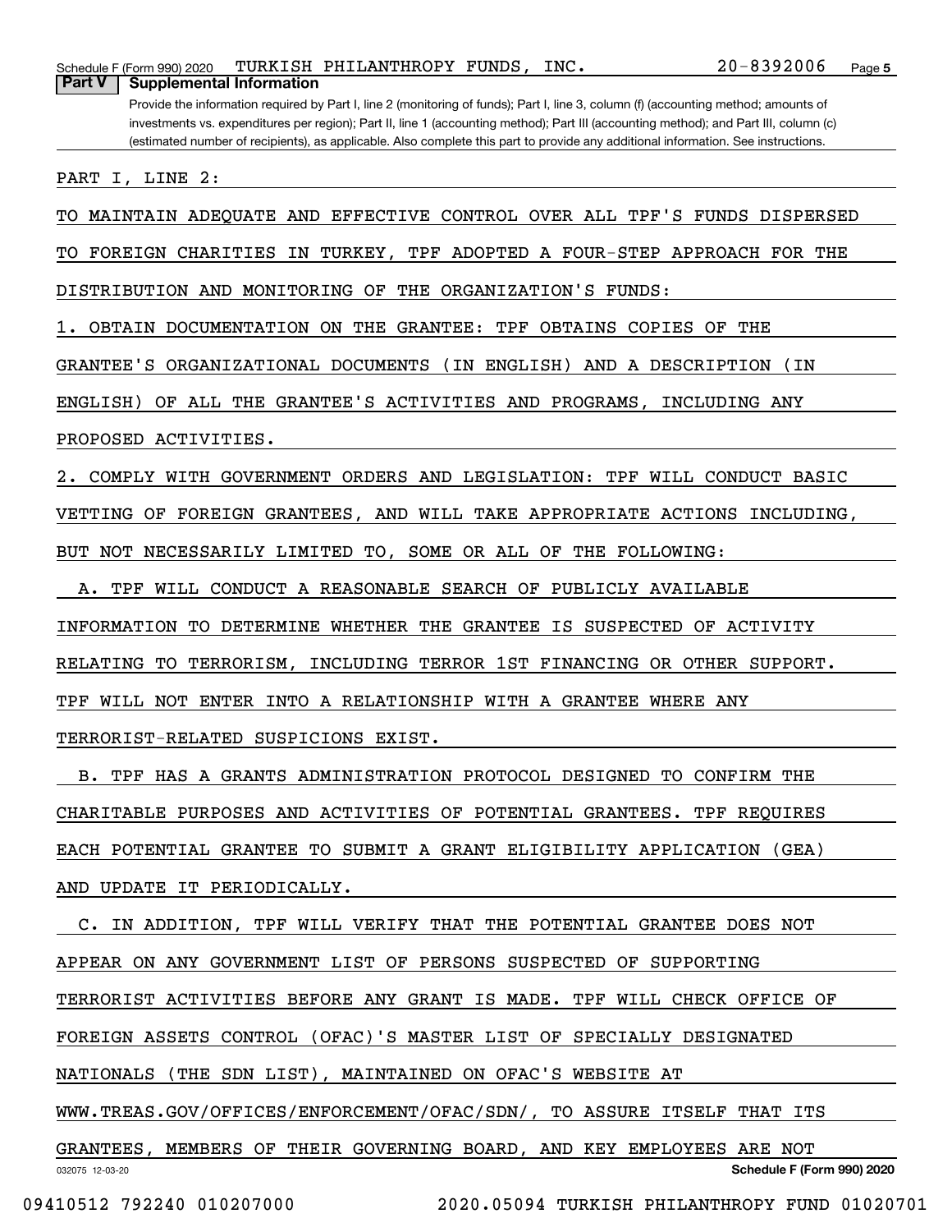## Part V Supplemental Information

Provide the information required by Part I, line 2 (monitoring of funds); Part I, line 3, column (f) (accounting method; amounts of investments vs. expenditures per region); Part II, line 1 (accounting method); Part III (accounting method); and Part III, column (c) (estimated number of recipients), as applicable. Also complete this part to provide any additional information. See instructions.

PART I, LINE 2:

TO MAINTAIN ADEQUATE AND EFFECTIVE CONTROL OVER ALL TPF'S FUNDS DISPERSED TO FOREIGN CHARITIES IN TURKEY, TPF ADOPTED A FOUR-STEP APPROACH FOR THE DISTRIBUTION AND MONITORING OF THE ORGANIZATION'S FUNDS:

1. OBTAIN DOCUMENTATION ON THE GRANTEE: TPF OBTAINS COPIES OF THE GRANTEE'S ORGANIZATIONAL DOCUMENTS (IN ENGLISH) AND A DESCRIPTION (IN ENGLISH) OF ALL THE GRANTEE'S ACTIVITIES AND PROGRAMS, INCLUDING ANY PROPOSED ACTIVITIES.

2. COMPLY WITH GOVERNMENT ORDERS AND LEGISLATION: TPF WILL CONDUCT BASIC VETTING OF FOREIGN GRANTEES, AND WILL TAKE APPROPRIATE ACTIONS INCLUDING, BUT NOT NECESSARILY LIMITED TO, SOME OR ALL OF THE FOLLOWING:

A. TPF WILL CONDUCT A REASONABLE SEARCH OF PUBLICLY AVAILABLE INFORMATION TO DETERMINE WHETHER THE GRANTEE IS SUSPECTED OF ACTIVITY RELATING TO TERRORISM, INCLUDING TERROR 1ST FINANCING OR OTHER SUPPORT. TPF WILL NOT ENTER INTO A RELATIONSHIP WITH A GRANTEE WHERE ANY TERRORIST-RELATED SUSPICIONS EXIST.

B. TPF HAS A GRANTS ADMINISTRATION PROTOCOL DESIGNED TO CONFIRM THE CHARITABLE PURPOSES AND ACTIVITIES OF POTENTIAL GRANTEES. TPF REQUIRES EACH POTENTIAL GRANTEE TO SUBMIT A GRANT ELIGIBILITY APPLICATION (GEA) AND UPDATE IT PERIODICALLY.

C. IN ADDITION, TPF WILL VERIFY THAT THE POTENTIAL GRANTEE DOES NOT APPEAR ON ANY GOVERNMENT LIST OF PERSONS SUSPECTED OF SUPPORTING TERRORIST ACTIVITIES BEFORE ANY GRANT IS MADE. TPF WILL CHECK OFFICE OF FOREIGN ASSETS CONTROL (OFAC)'S MASTER LIST OF SPECIALLY DESIGNATED NATIONALS (THE SDN LIST), MAINTAINED ON OFAC'S WEBSITE AT WWW.TREAS.GOV/OFFICES/ENFORCEMENT/OFAC/SDN/, TO ASSURE ITSELF THAT ITS GRANTEES, MEMBERS OF THEIR GOVERNING BOARD, AND KEY EMPLOYEES ARE NOT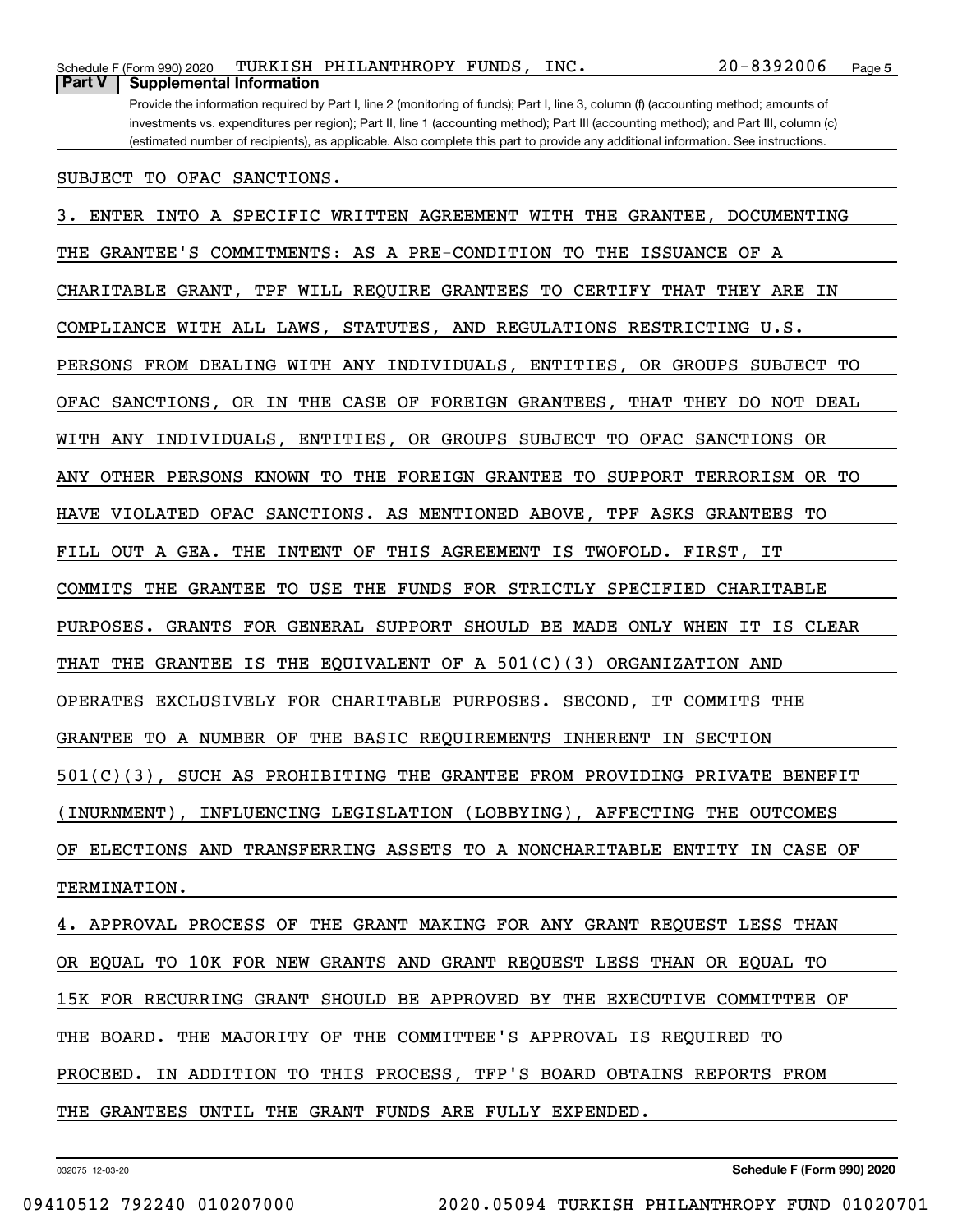## Part V Supplemental Information

Provide the information required by Part I, line 2 (monitoring of funds); Part I, line 3, column (f) (accounting method; amounts of investments vs. expenditures per region); Part II, line 1 (accounting method); Part III (accounting method); and Part III, column (c) (estimated number of recipients), as applicable. Also complete this part to provide any additional information. See instructions.

SUBJECT TO OFAC SANCTIONS.

3. ENTER INTO A SPECIFIC WRITTEN AGREEMENT WITH THE GRANTEE, DOCUMENTING THE GRANTEE'S COMMITMENTS: AS A PRE-CONDITION TO THE ISSUANCE OF A CHARITABLE GRANT, TPF WILL REQUIRE GRANTEES TO CERTIFY THAT THEY ARE IN COMPLIANCE WITH ALL LAWS, STATUTES, AND REGULATIONS RESTRICTING U.S. PERSONS FROM DEALING WITH ANY INDIVIDUALS, ENTITIES, OR GROUPS SUBJECT TO OFAC SANCTIONS, OR IN THE CASE OF FOREIGN GRANTEES, THAT THEY DO NOT DEAL WITH ANY INDIVIDUALS, ENTITIES, OR GROUPS SUBJECT TO OFAC SANCTIONS OR ANY OTHER PERSONS KNOWN TO THE FOREIGN GRANTEE TO SUPPORT TERRORISM OR TO HAVE VIOLATED OFAC SANCTIONS. AS MENTIONED ABOVE, TPF ASKS GRANTEES TO FILL OUT A GEA. THE INTENT OF THIS AGREEMENT IS TWOFOLD. FIRST, IT COMMITS THE GRANTEE TO USE THE FUNDS FOR STRICTLY SPECIFIED CHARITABLE PURPOSES. GRANTS FOR GENERAL SUPPORT SHOULD BE MADE ONLY WHEN IT IS CLEAR THAT THE GRANTEE IS THE EQUIVALENT OF A 501(C)(3) ORGANIZATION AND OPERATES EXCLUSIVELY FOR CHARITABLE PURPOSES. SECOND, IT COMMITS THE GRANTEE TO A NUMBER OF THE BASIC REQUIREMENTS INHERENT IN SECTION 501(C)(3), SUCH AS PROHIBITING THE GRANTEE FROM PROVIDING PRIVATE BENEFIT (INURNMENT), INFLUENCING LEGISLATION (LOBBYING), AFFECTING THE OUTCOMES OF ELECTIONS AND TRANSFERRING ASSETS TO A NONCHARITABLE ENTITY IN CASE OF TERMINATION.

4. APPROVAL PROCESS OF THE GRANT MAKING FOR ANY GRANT REQUEST LESS THAN OR EQUAL TO 10K FOR NEW GRANTS AND GRANT REQUEST LESS THAN OR EQUAL TO 15K FOR RECURRING GRANT SHOULD BE APPROVED BY THE EXECUTIVE COMMITTEE OF THE BOARD. THE MAJORITY OF THE COMMITTEE'S APPROVAL IS REQUIRED TO PROCEED. IN ADDITION TO THIS PROCESS, TFP'S BOARD OBTAINS REPORTS FROM THE GRANTEES UNTIL THE GRANT FUNDS ARE FULLY EXPENDED.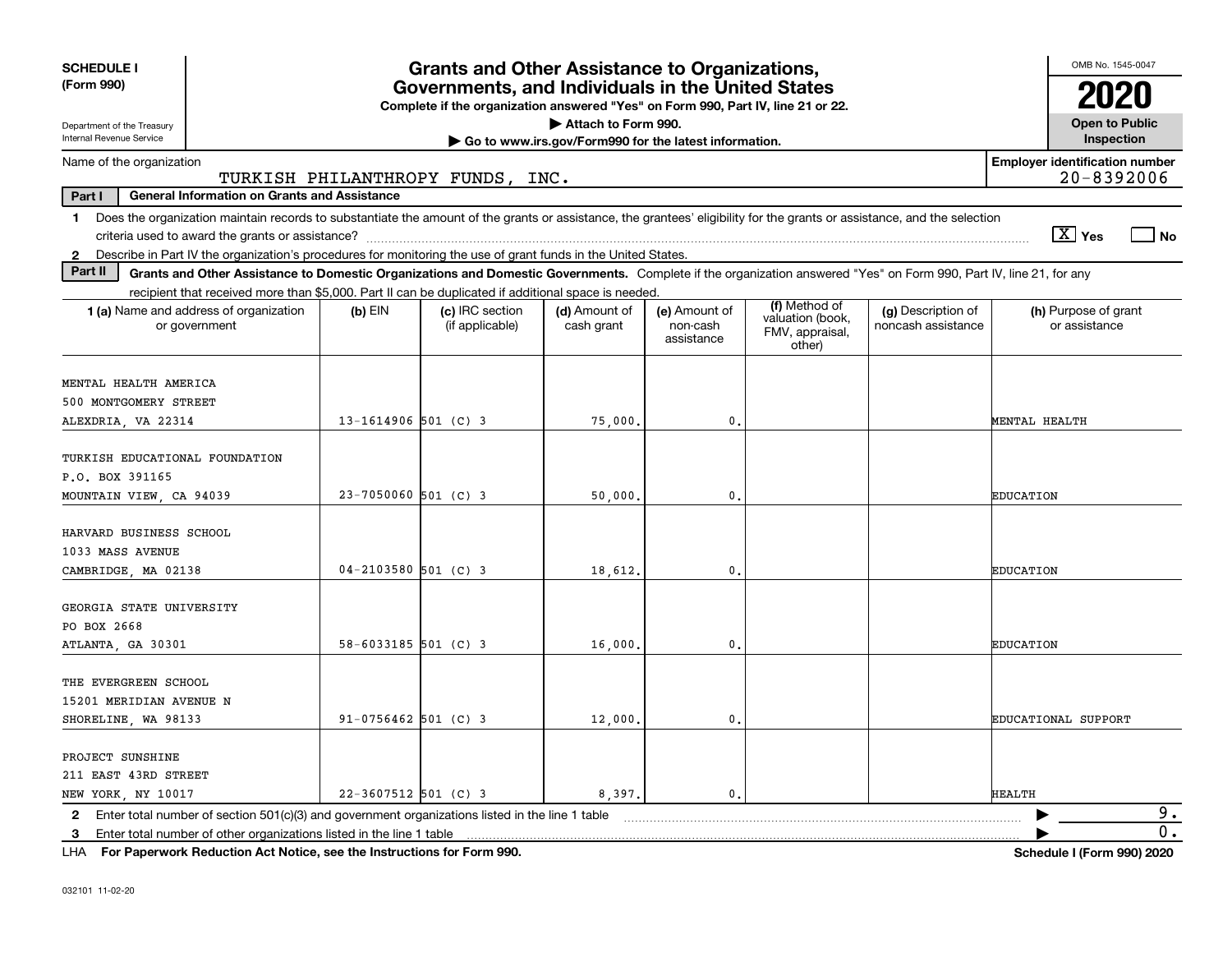**SCHEDULE I**
**(Form 990)**

Department of the Treasury
Internal Revenue Service

# Grants and Other Assistance to Organizations, Governments, and Individuals in the United States

**Complete if the organization answered "Yes" on Form 990, Part IV, line 21 or 22.**
**▶ Attach to Form 990.**
**▶ Go to www.irs.gov/Form990 for the latest information.**

OMB No. 1545-0047

**2020**

**Open to Public Inspection**

Name of the organization: TURKISH PHILANTHROPY FUNDS, INC.

**Employer identification number:** 20-8392006

**Part I — General Information on Grants and Assistance**

1 Does the organization maintain records to substantiate the amount of the grants or assistance, the grantees' eligibility for the grants or assistance, and the selection criteria used to award the grants or assistance? [X] Yes [ ] No

2 Describe in Part IV the organization's procedures for monitoring the use of grant funds in the United States.

**Part II — Grants and Other Assistance to Domestic Organizations and Domestic Governments.** Complete if the organization answered "Yes" on Form 990, Part IV, line 21, for any recipient that received more than $5,000. Part II can be duplicated if additional space is needed.

| 1 (a) Name and address of organization or government | (b) EIN | (c) IRC section (if applicable) | (d) Amount of cash grant | (e) Amount of non-cash assistance | (f) Method of valuation (book, FMV, appraisal, other) | (g) Description of noncash assistance | (h) Purpose of grant or assistance |
|---|---|---|---|---|---|---|---|
| MENTAL HEALTH AMERICA<br>500 MONTGOMERY STREET<br>ALEXDRIA, VA 22314 | 13-1614906 | 501 (C) 3 | 75,000. | 0. | | | MENTAL HEALTH |
| TURKISH EDUCATIONAL FOUNDATION<br>P.O. BOX 391165<br>MOUNTAIN VIEW, CA 94039 | 23-7050060 | 501 (C) 3 | 50,000. | 0. | | | EDUCATION |
| HARVARD BUSINESS SCHOOL<br>1033 MASS AVENUE<br>CAMBRIDGE, MA 02138 | 04-2103580 | 501 (C) 3 | 18,612. | 0. | | | EDUCATION |
| GEORGIA STATE UNIVERSITY<br>PO BOX 2668<br>ATLANTA, GA 30301 | 58-6033185 | 501 (C) 3 | 16,000. | 0. | | | EDUCATION |
| THE EVERGREEN SCHOOL<br>15201 MERIDIAN AVENUE N<br>SHORELINE, WA 98133 | 91-0756462 | 501 (C) 3 | 12,000. | 0. | | | EDUCATIONAL SUPPORT |
| PROJECT SUNSHINE<br>211 EAST 43RD STREET<br>NEW YORK, NY 10017 | 22-3607512 | 501 (C) 3 | 8,397. | 0. | | | HEALTH |

2 Enter total number of section 501(c)(3) and government organizations listed in the line 1 table ▶ 9.

3 Enter total number of other organizations listed in the line 1 table ▶ 0.

LHA **For Paperwork Reduction Act Notice, see the Instructions for Form 990.** **Schedule I (Form 990) 2020**

032101 11-02-20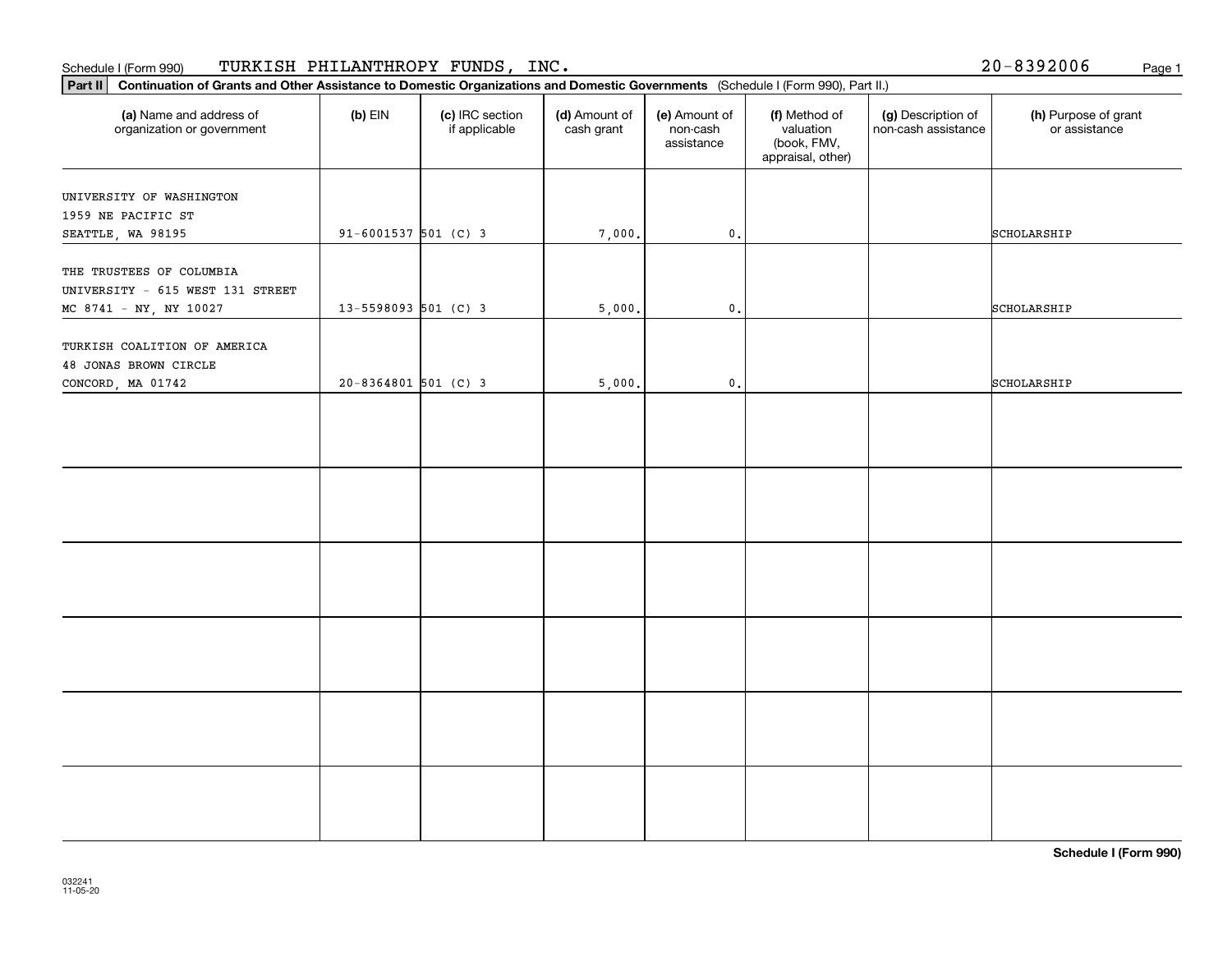Schedule I (Form 990) TURKISH PHILANTHROPY FUNDS, INC. 20-8392006

**Part II** **Continuation of Grants and Other Assistance to Domestic Organizations and Domestic Governments** (Schedule I (Form 990), Part II.)

| (a) Name and address of organization or government | (b) EIN | (c) IRC section if applicable | (d) Amount of cash grant | (e) Amount of non-cash assistance | (f) Method of valuation (book, FMV, appraisal, other) | (g) Description of non-cash assistance | (h) Purpose of grant or assistance |
|---|---|---|---|---|---|---|---|
| UNIVERSITY OF WASHINGTON 1959 NE PACIFIC ST SEATTLE, WA 98195 | 91-6001537 | 501 (C) 3 | 7,000. | 0. | | | SCHOLARSHIP |
| THE TRUSTEES OF COLUMBIA UNIVERSITY - 615 WEST 131 STREET MC 8741 - NY, NY 10027 | 13-5598093 | 501 (C) 3 | 5,000. | 0. | | | SCHOLARSHIP |
| TURKISH COALITION OF AMERICA 48 JONAS BROWN CIRCLE CONCORD, MA 01742 | 20-8364801 | 501 (C) 3 | 5,000. | 0. | | | SCHOLARSHIP |
| | | | | | | | |
| | | | | | | | |
| | | | | | | | |
| | | | | | | | |
| | | | | | | | |
| | | | | | | | |

**Schedule I (Form 990)**

032241
11-05-20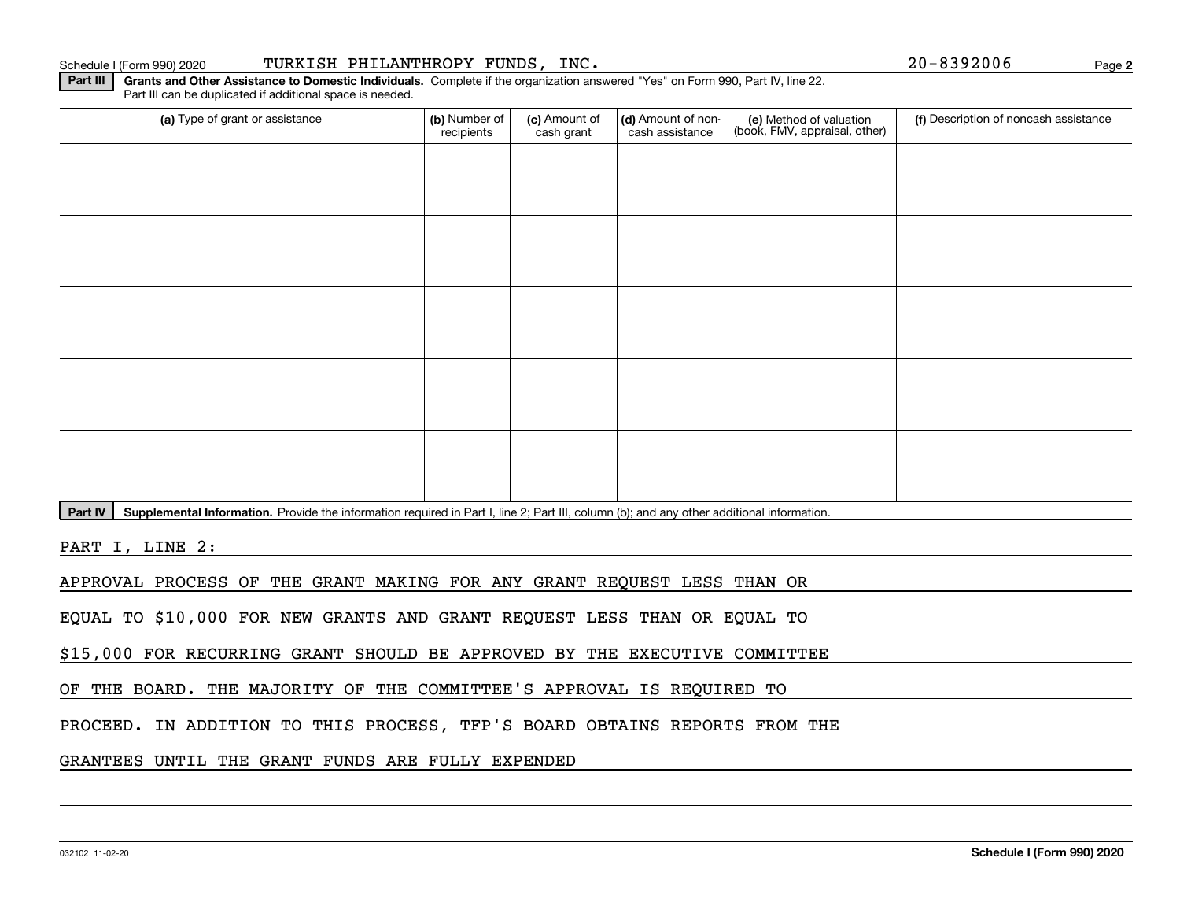Schedule I (Form 990) 2020 TURKISH PHILANTHROPY FUNDS, INC. 20-8392006

**Part III** **Grants and Other Assistance to Domestic Individuals.** Complete if the organization answered "Yes" on Form 990, Part IV, line 22. Part III can be duplicated if additional space is needed.

| (a) Type of grant or assistance | (b) Number of recipients | (c) Amount of cash grant | (d) Amount of non-cash assistance | (e) Method of valuation (book, FMV, appraisal, other) | (f) Description of noncash assistance |
|---|---|---|---|---|---|
| | | | | | |
| | | | | | |
| | | | | | |
| | | | | | |
| | | | | | |

**Part IV** **Supplemental Information.** Provide the information required in Part I, line 2; Part III, column (b); and any other additional information.

PART I, LINE 2:

APPROVAL PROCESS OF THE GRANT MAKING FOR ANY GRANT REQUEST LESS THAN OR EQUAL TO $10,000 FOR NEW GRANTS AND GRANT REQUEST LESS THAN OR EQUAL TO $15,000 FOR RECURRING GRANT SHOULD BE APPROVED BY THE EXECUTIVE COMMITTEE OF THE BOARD. THE MAJORITY OF THE COMMITTEE'S APPROVAL IS REQUIRED TO PROCEED. IN ADDITION TO THIS PROCESS, TFP'S BOARD OBTAINS REPORTS FROM THE GRANTEES UNTIL THE GRANT FUNDS ARE FULLY EXPENDED

032102 11-02-20 **Schedule I (Form 990) 2020**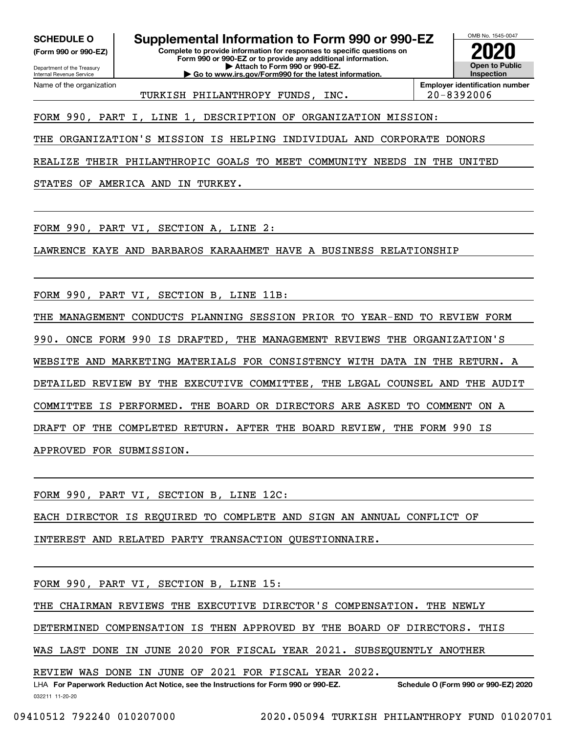**SCHEDULE O**
**(Form 990 or 990-EZ)**

Department of the Treasury
Internal Revenue Service

# Supplemental Information to Form 990 or 990-EZ

**Complete to provide information for responses to specific questions on Form 990 or 990-EZ or to provide any additional information.**
**▶ Attach to Form 990 or 990-EZ.**
**▶ Go to www.irs.gov/Form990 for the latest information.**

OMB No. 1545-0047

**2020**

**Open to Public Inspection**

| Name of the organization | Employer identification number |
|---|---|
| TURKISH PHILANTHROPY FUNDS, INC. | 20-8392006 |

FORM 990, PART I, LINE 1, DESCRIPTION OF ORGANIZATION MISSION:

THE ORGANIZATION'S MISSION IS HELPING INDIVIDUAL AND CORPORATE DONORS REALIZE THEIR PHILANTHROPIC GOALS TO MEET COMMUNITY NEEDS IN THE UNITED STATES OF AMERICA AND IN TURKEY.

FORM 990, PART VI, SECTION A, LINE 2:

LAWRENCE KAYE AND BARBAROS KARAAHMET HAVE A BUSINESS RELATIONSHIP

FORM 990, PART VI, SECTION B, LINE 11B:

THE MANAGEMENT CONDUCTS PLANNING SESSION PRIOR TO YEAR-END TO REVIEW FORM 990. ONCE FORM 990 IS DRAFTED, THE MANAGEMENT REVIEWS THE ORGANIZATION'S WEBSITE AND MARKETING MATERIALS FOR CONSISTENCY WITH DATA IN THE RETURN. A DETAILED REVIEW BY THE EXECUTIVE COMMITTEE, THE LEGAL COUNSEL AND THE AUDIT COMMITTEE IS PERFORMED. THE BOARD OR DIRECTORS ARE ASKED TO COMMENT ON A DRAFT OF THE COMPLETED RETURN. AFTER THE BOARD REVIEW, THE FORM 990 IS APPROVED FOR SUBMISSION.

FORM 990, PART VI, SECTION B, LINE 12C:

EACH DIRECTOR IS REQUIRED TO COMPLETE AND SIGN AN ANNUAL CONFLICT OF INTEREST AND RELATED PARTY TRANSACTION QUESTIONNAIRE.

FORM 990, PART VI, SECTION B, LINE 15:

THE CHAIRMAN REVIEWS THE EXECUTIVE DIRECTOR'S COMPENSATION. THE NEWLY DETERMINED COMPENSATION IS THEN APPROVED BY THE BOARD OF DIRECTORS. THIS WAS LAST DONE IN JUNE 2020 FOR FISCAL YEAR 2021. SUBSEQUENTLY ANOTHER REVIEW WAS DONE IN JUNE OF 2021 FOR FISCAL YEAR 2022.

LHA **For Paperwork Reduction Act Notice, see the Instructions for Form 990 or 990-EZ.** **Schedule O (Form 990 or 990-EZ) 2020**

032211 11-20-20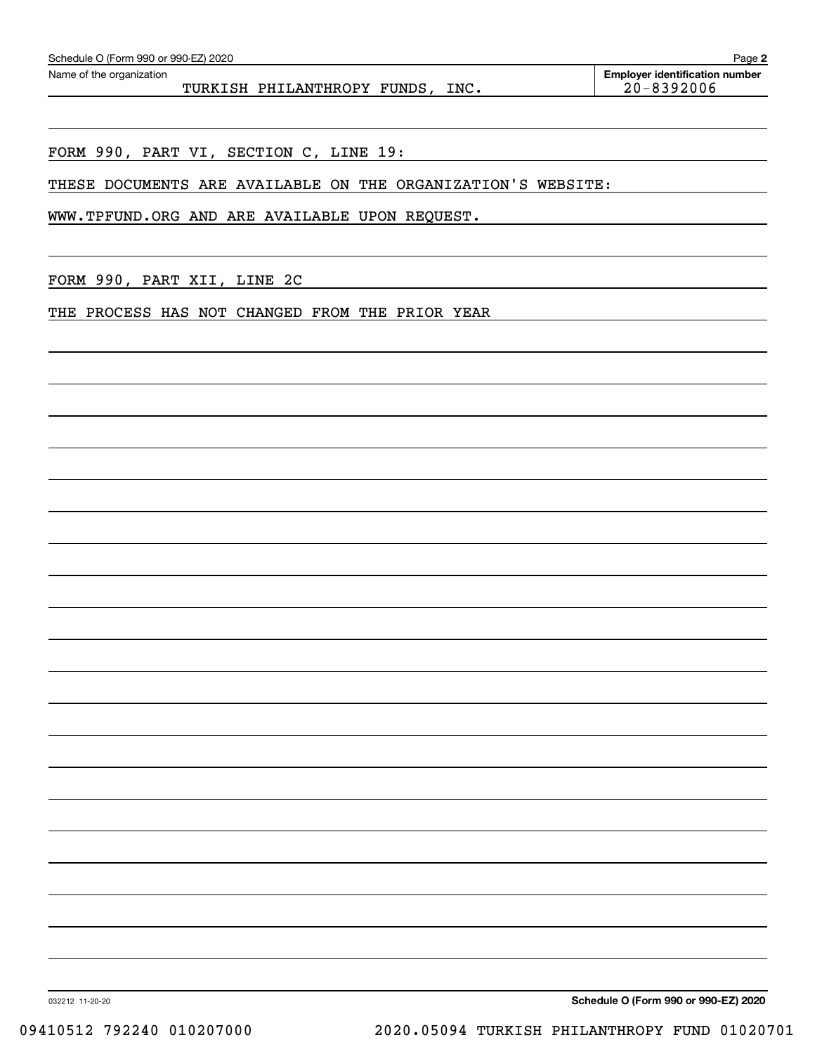Schedule O (Form 990 or 990-EZ) 2020 Page **2**

Name of the organization: TURKISH PHILANTHROPY FUNDS, INC.

**Employer identification number**: 20-8392006

FORM 990, PART VI, SECTION C, LINE 19:

THESE DOCUMENTS ARE AVAILABLE ON THE ORGANIZATION'S WEBSITE:

WWW.TPFUND.ORG AND ARE AVAILABLE UPON REQUEST.

FORM 990, PART XII, LINE 2C

THE PROCESS HAS NOT CHANGED FROM THE PRIOR YEAR

032212 11-20-20 **Schedule O (Form 990 or 990-EZ) 2020**

09410512 792240 010207000 2020.05094 TURKISH PHILANTHROPY FUND 01020701